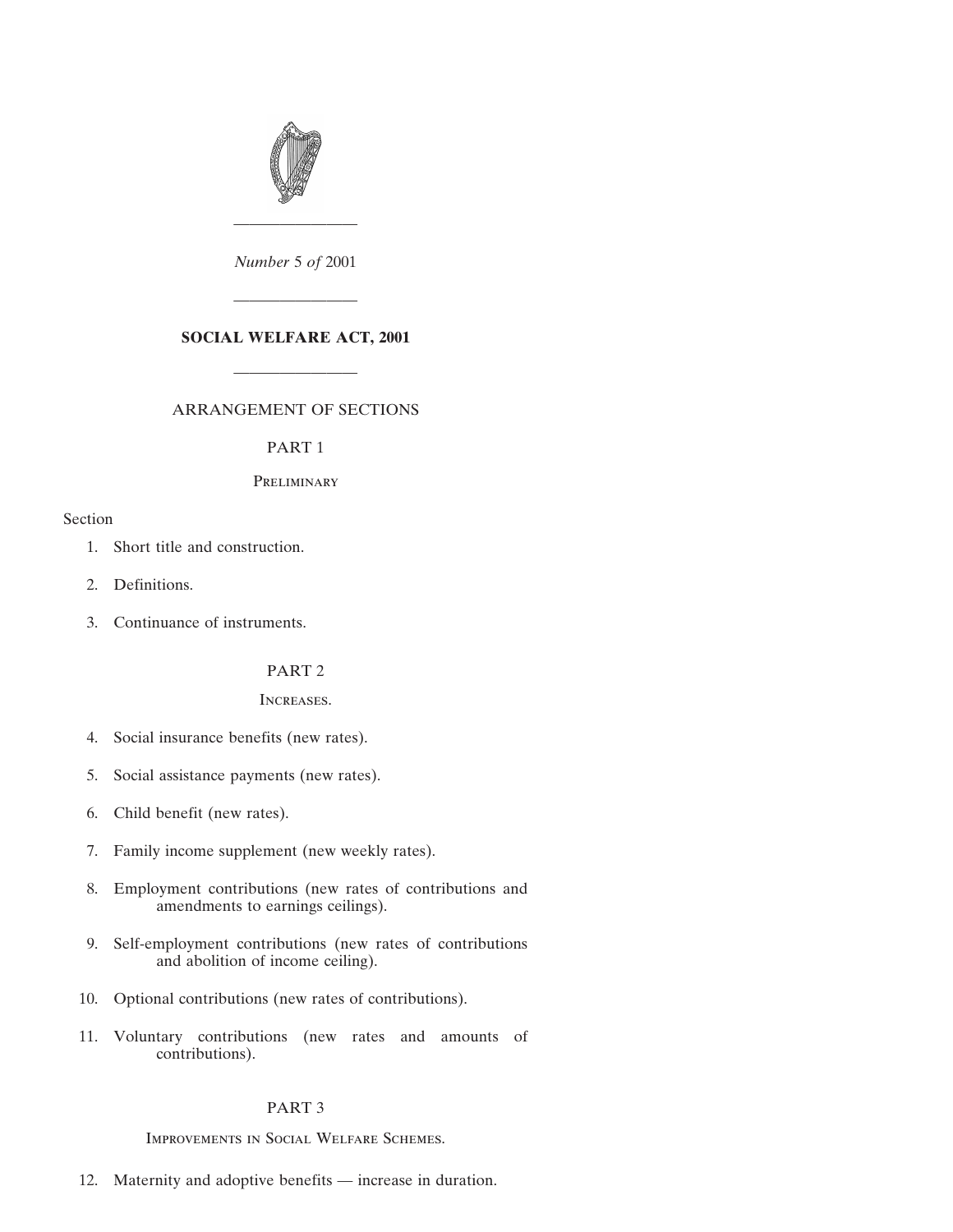*Number* 5 *of* 2001

---

# SOCIAL WELFARE ACT, 2001

---

## ARRANGEMENT OF SECTIONS

### PART 1

#### Preliminary

Section

1. Short title and construction.

2. Definitions.

3. Continuance of instruments.

### PART 2

#### Increases.

4. Social insurance benefits (new rates).

5. Social assistance payments (new rates).

6. Child benefit (new rates).

7. Family income supplement (new weekly rates).

8. Employment contributions (new rates of contributions and amendments to earnings ceilings).

9. Self-employment contributions (new rates of contributions and abolition of income ceiling).

10. Optional contributions (new rates of contributions).

11. Voluntary contributions (new rates and amounts of contributions).

### PART 3

#### Improvements in Social Welfare Schemes.

12. Maternity and adoptive benefits — increase in duration.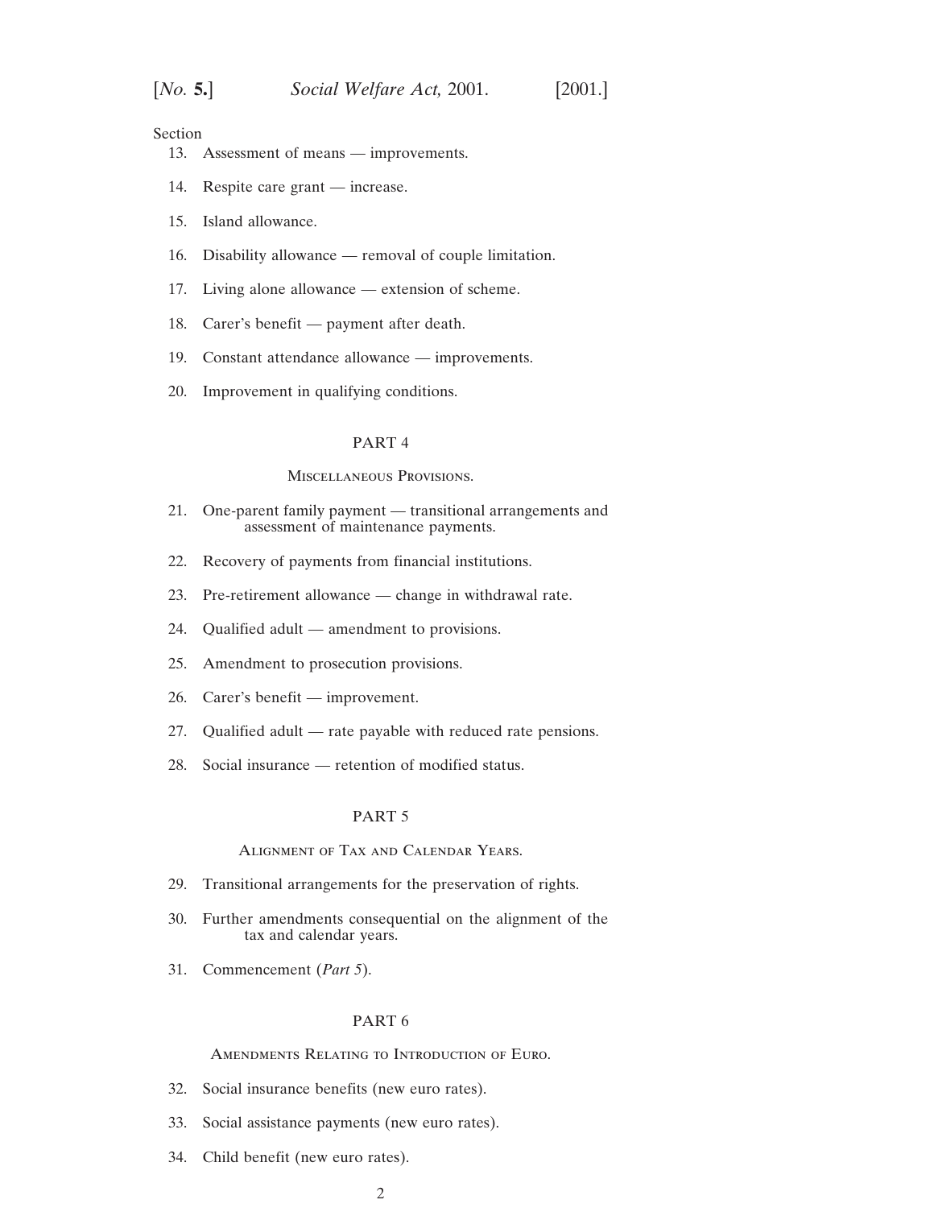Section

13. Assessment of means — improvements.

14. Respite care grant — increase.

15. Island allowance.

16. Disability allowance — removal of couple limitation.

17. Living alone allowance — extension of scheme.

18. Carer's benefit — payment after death.

19. Constant attendance allowance — improvements.

20. Improvement in qualifying conditions.

## PART 4

### Miscellaneous Provisions.

21. One-parent family payment — transitional arrangements and assessment of maintenance payments.

22. Recovery of payments from financial institutions.

23. Pre-retirement allowance — change in withdrawal rate.

24. Qualified adult — amendment to provisions.

25. Amendment to prosecution provisions.

26. Carer's benefit — improvement.

27. Qualified adult — rate payable with reduced rate pensions.

28. Social insurance — retention of modified status.

## PART 5

### Alignment of Tax and Calendar Years.

29. Transitional arrangements for the preservation of rights.

30. Further amendments consequential on the alignment of the tax and calendar years.

31. Commencement (*Part 5*).

## PART 6

### Amendments Relating to Introduction of Euro.

32. Social insurance benefits (new euro rates).

33. Social assistance payments (new euro rates).

34. Child benefit (new euro rates).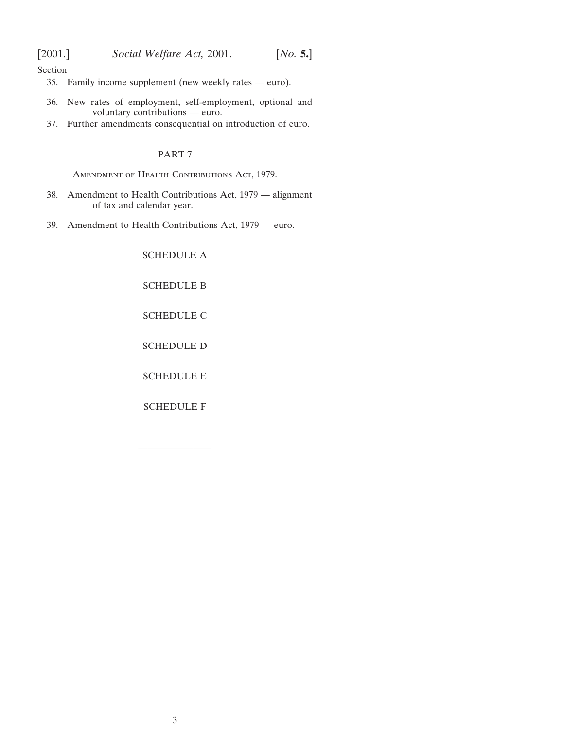Section

35. Family income supplement (new weekly rates — euro).

36. New rates of employment, self-employment, optional and voluntary contributions — euro.

37. Further amendments consequential on introduction of euro.

PART 7

Amendment of Health Contributions Act, 1979.

38. Amendment to Health Contributions Act, 1979 — alignment of tax and calendar year.

39. Amendment to Health Contributions Act, 1979 — euro.

SCHEDULE A

SCHEDULE B

SCHEDULE C

SCHEDULE D

SCHEDULE E

SCHEDULE F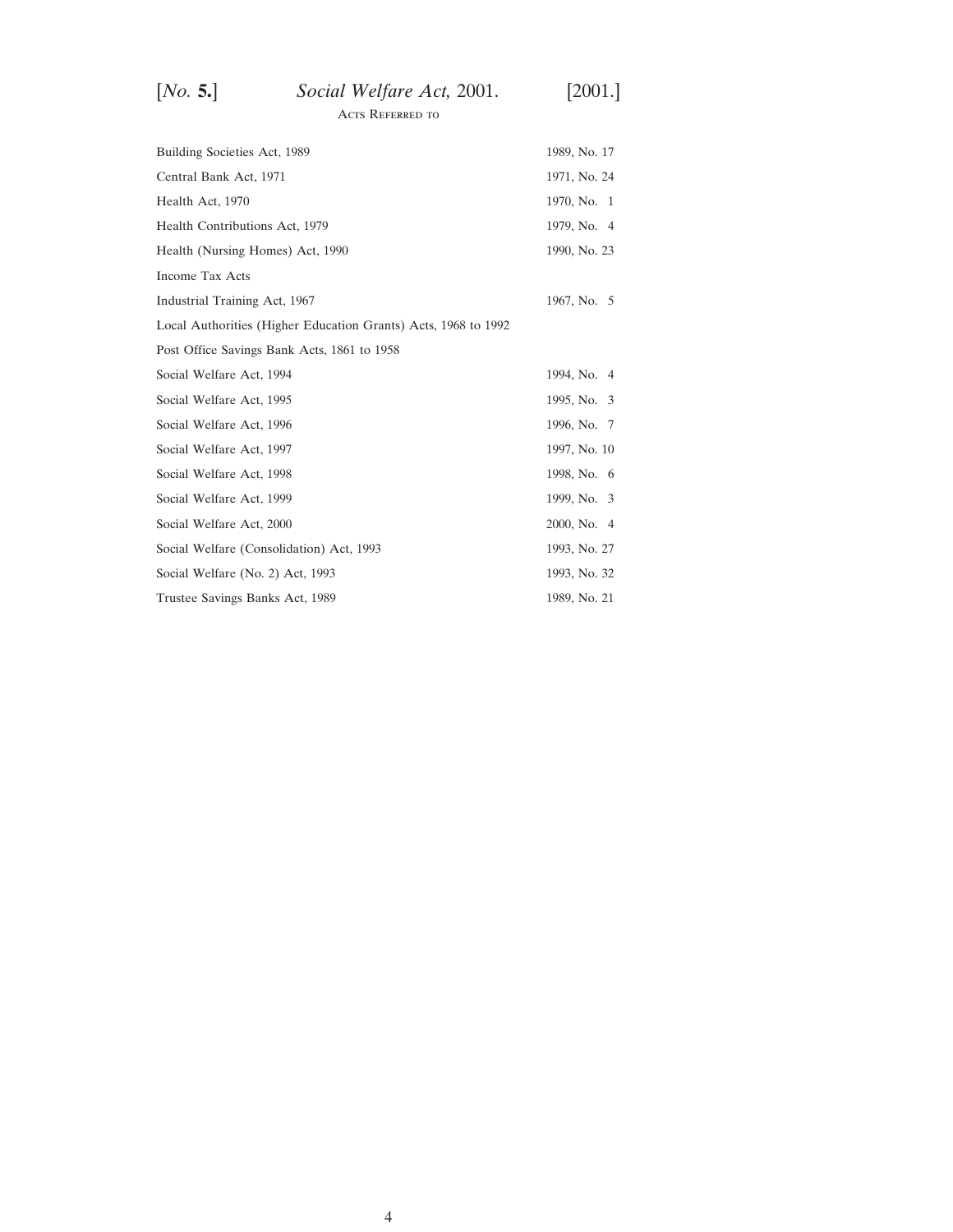## Acts Referred to

| | |
|---|---|
| Building Societies Act, 1989 | 1989, No. 17 |
| Central Bank Act, 1971 | 1971, No. 24 |
| Health Act, 1970 | 1970, No. 1 |
| Health Contributions Act, 1979 | 1979, No. 4 |
| Health (Nursing Homes) Act, 1990 | 1990, No. 23 |
| Income Tax Acts | |
| Industrial Training Act, 1967 | 1967, No. 5 |
| Local Authorities (Higher Education Grants) Acts, 1968 to 1992 | |
| Post Office Savings Bank Acts, 1861 to 1958 | |
| Social Welfare Act, 1994 | 1994, No. 4 |
| Social Welfare Act, 1995 | 1995, No. 3 |
| Social Welfare Act, 1996 | 1996, No. 7 |
| Social Welfare Act, 1997 | 1997, No. 10 |
| Social Welfare Act, 1998 | 1998, No. 6 |
| Social Welfare Act, 1999 | 1999, No. 3 |
| Social Welfare Act, 2000 | 2000, No. 4 |
| Social Welfare (Consolidation) Act, 1993 | 1993, No. 27 |
| Social Welfare (No. 2) Act, 1993 | 1993, No. 32 |
| Trustee Savings Banks Act, 1989 | 1989, No. 21 |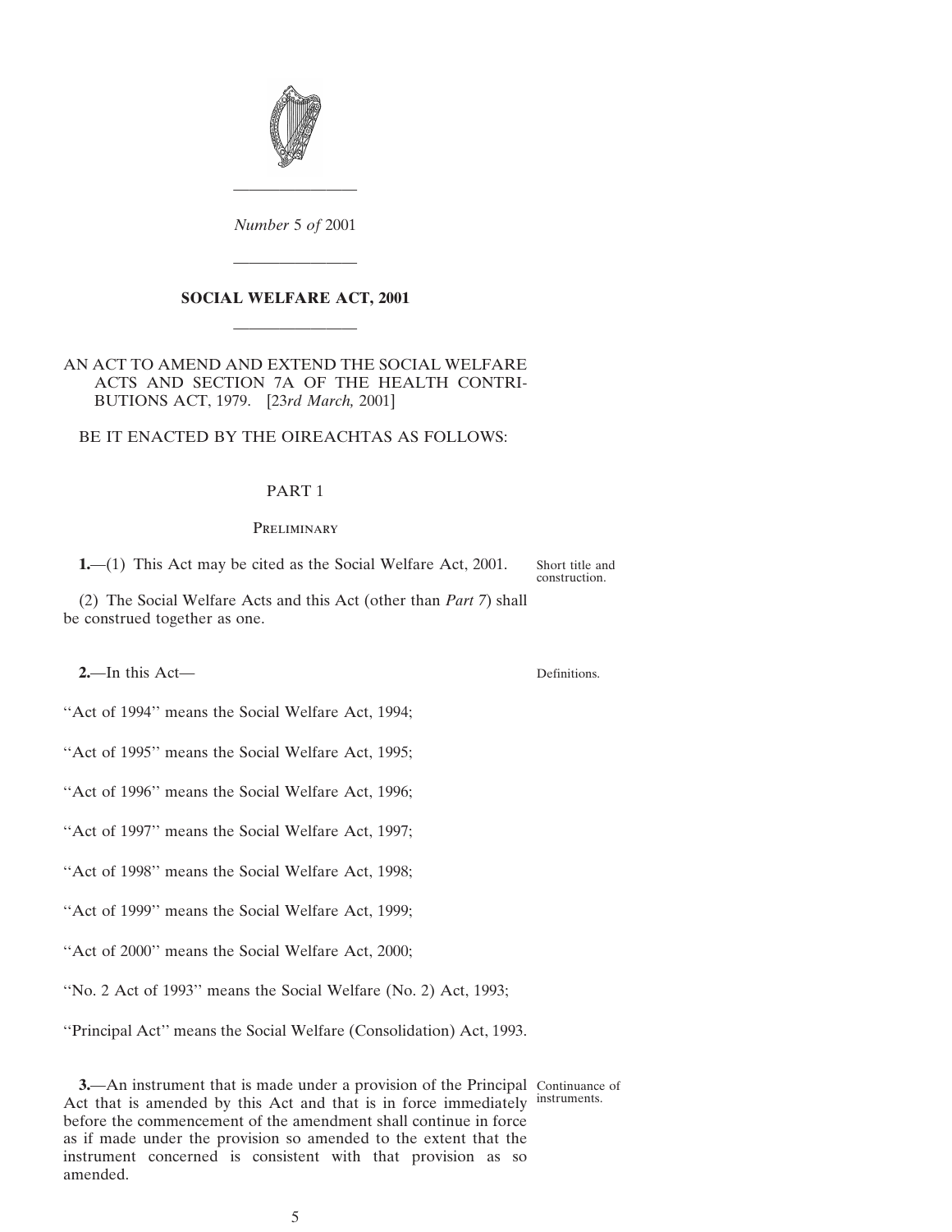*Number* 5 *of* 2001

---

# SOCIAL WELFARE ACT, 2001

---

AN ACT TO AMEND AND EXTEND THE SOCIAL WELFARE ACTS AND SECTION 7A OF THE HEALTH CONTRIBUTIONS ACT, 1979. [23*rd March,* 2001]

BE IT ENACTED BY THE OIREACHTAS AS FOLLOWS:

## PART 1

### Preliminary

Short title and construction.

**1.**—(1) This Act may be cited as the Social Welfare Act, 2001.

(2) The Social Welfare Acts and this Act (other than *Part 7*) shall be construed together as one.

Definitions.

**2.**—In this Act—

''Act of 1994'' means the Social Welfare Act, 1994;

''Act of 1995'' means the Social Welfare Act, 1995;

''Act of 1996'' means the Social Welfare Act, 1996;

''Act of 1997'' means the Social Welfare Act, 1997;

''Act of 1998'' means the Social Welfare Act, 1998;

''Act of 1999'' means the Social Welfare Act, 1999;

''Act of 2000'' means the Social Welfare Act, 2000;

''No. 2 Act of 1993'' means the Social Welfare (No. 2) Act, 1993;

''Principal Act'' means the Social Welfare (Consolidation) Act, 1993.

Continuance of instruments.

**3.**—An instrument that is made under a provision of the Principal Act that is amended by this Act and that is in force immediately before the commencement of the amendment shall continue in force as if made under the provision so amended to the extent that the instrument concerned is consistent with that provision as so amended.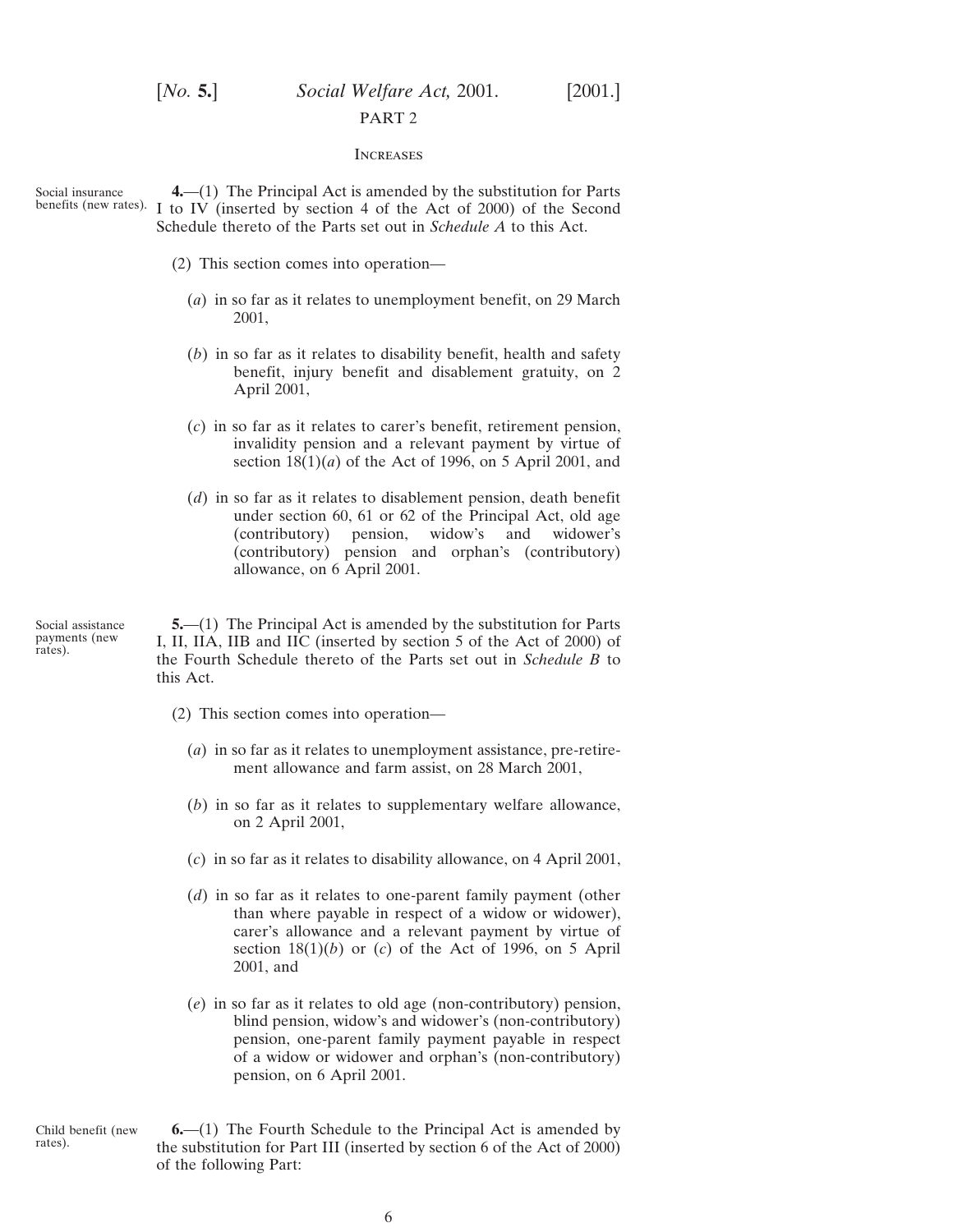## PART 2

### INCREASES

Social insurance benefits (new rates).

**4.**—(1) The Principal Act is amended by the substitution for Parts I to IV (inserted by section 4 of the Act of 2000) of the Second Schedule thereto of the Parts set out in *Schedule A* to this Act.

(2) This section comes into operation—

(*a*) in so far as it relates to unemployment benefit, on 29 March 2001,

(*b*) in so far as it relates to disability benefit, health and safety benefit, injury benefit and disablement gratuity, on 2 April 2001,

(*c*) in so far as it relates to carer's benefit, retirement pension, invalidity pension and a relevant payment by virtue of section 18(1)(*a*) of the Act of 1996, on 5 April 2001, and

(*d*) in so far as it relates to disablement pension, death benefit under section 60, 61 or 62 of the Principal Act, old age (contributory) pension, widow's and widower's (contributory) pension and orphan's (contributory) allowance, on 6 April 2001.

Social assistance payments (new rates).

**5.**—(1) The Principal Act is amended by the substitution for Parts I, II, IIA, IIB and IIC (inserted by section 5 of the Act of 2000) of the Fourth Schedule thereto of the Parts set out in *Schedule B* to this Act.

(2) This section comes into operation—

(*a*) in so far as it relates to unemployment assistance, pre-retirement allowance and farm assist, on 28 March 2001,

(*b*) in so far as it relates to supplementary welfare allowance, on 2 April 2001,

(*c*) in so far as it relates to disability allowance, on 4 April 2001,

(*d*) in so far as it relates to one-parent family payment (other than where payable in respect of a widow or widower), carer's allowance and a relevant payment by virtue of section 18(1)(*b*) or (*c*) of the Act of 1996, on 5 April 2001, and

(*e*) in so far as it relates to old age (non-contributory) pension, blind pension, widow's and widower's (non-contributory) pension, one-parent family payment payable in respect of a widow or widower and orphan's (non-contributory) pension, on 6 April 2001.

Child benefit (new rates).

**6.**—(1) The Fourth Schedule to the Principal Act is amended by the substitution for Part III (inserted by section 6 of the Act of 2000) of the following Part: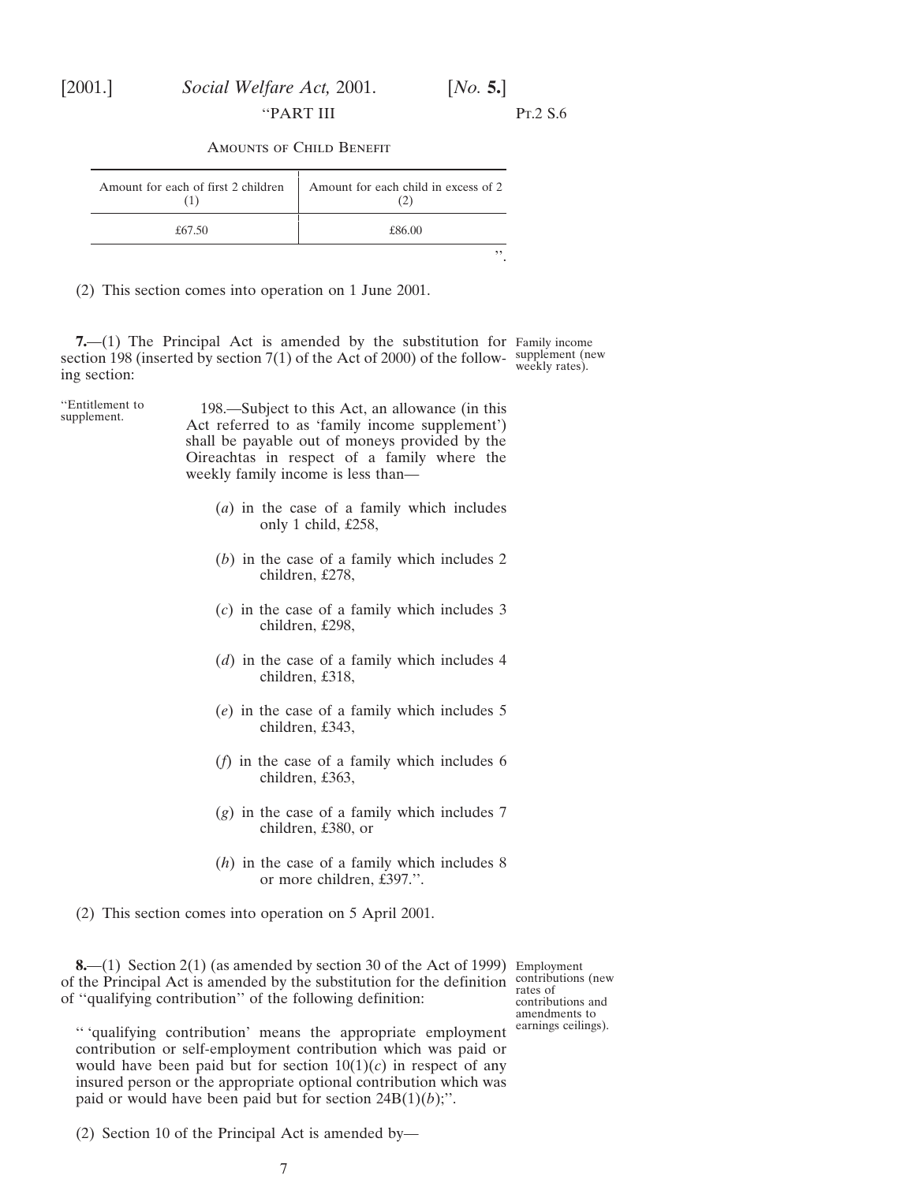"PART III

Pt.2 S.6

AMOUNTS OF CHILD BENEFIT

| Amount for each of first 2 children (1) | Amount for each child in excess of 2 (2) |
| --- | --- |
| £67.50 | £86.00 |

".

(2) This section comes into operation on 1 June 2001.

**7.**—(1) The Principal Act is amended by the substitution for section 198 (inserted by section 7(1) of the Act of 2000) of the following section:

Family income supplement (new weekly rates).

"Entitlement to supplement.

198.—Subject to this Act, an allowance (in this Act referred to as 'family income supplement') shall be payable out of moneys provided by the Oireachtas in respect of a family where the weekly family income is less than—

(*a*) in the case of a family which includes only 1 child, £258,

(*b*) in the case of a family which includes 2 children, £278,

(*c*) in the case of a family which includes 3 children, £298,

(*d*) in the case of a family which includes 4 children, £318,

(*e*) in the case of a family which includes 5 children, £343,

(*f*) in the case of a family which includes 6 children, £363,

(*g*) in the case of a family which includes 7 children, £380, or

(*h*) in the case of a family which includes 8 or more children, £397.".

(2) This section comes into operation on 5 April 2001.

**8.**—(1) Section 2(1) (as amended by section 30 of the Act of 1999) of the Principal Act is amended by the substitution for the definition of "qualifying contribution" of the following definition:

Employment contributions (new rates of contributions and amendments to earnings ceilings).

" 'qualifying contribution' means the appropriate employment contribution or self-employment contribution which was paid or would have been paid but for section 10(1)(*c*) in respect of any insured person or the appropriate optional contribution which was paid or would have been paid but for section 24B(1)(*b*);".

(2) Section 10 of the Principal Act is amended by—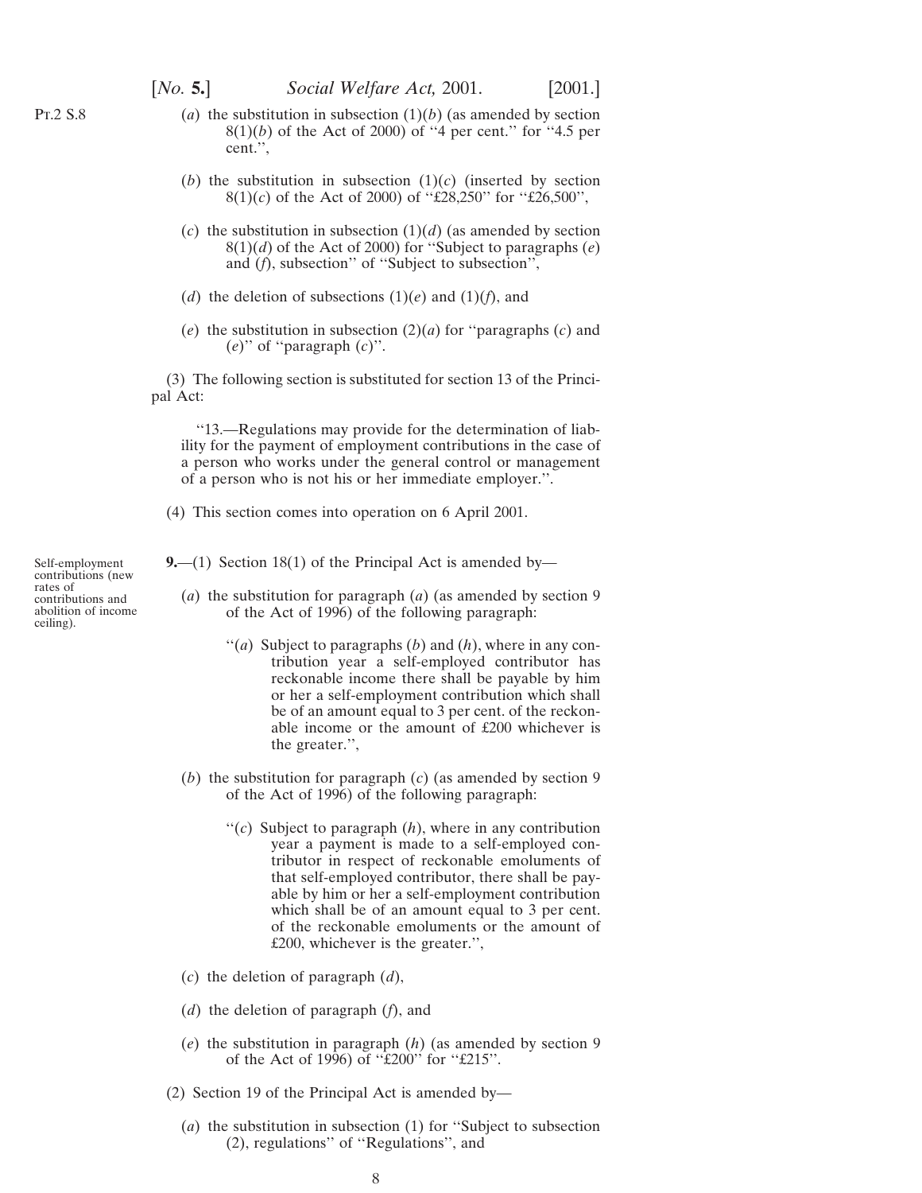(*a*) the substitution in subsection (1)(*b*) (as amended by section 8(1)(*b*) of the Act of 2000) of "4 per cent." for "4.5 per cent.",

(*b*) the substitution in subsection (1)(*c*) (inserted by section 8(1)(*c*) of the Act of 2000) of "£28,250" for "£26,500",

(*c*) the substitution in subsection (1)(*d*) (as amended by section 8(1)(*d*) of the Act of 2000) for "Subject to paragraphs (*e*) and (*f*), subsection" of "Subject to subsection",

(*d*) the deletion of subsections (1)(*e*) and (1)(*f*), and

(*e*) the substitution in subsection (2)(*a*) for "paragraphs (*c*) and (*e*)" of "paragraph (*c*)".

(3) The following section is substituted for section 13 of the Principal Act:

"13.—Regulations may provide for the determination of liability for the payment of employment contributions in the case of a person who works under the general control or management of a person who is not his or her immediate employer.".

(4) This section comes into operation on 6 April 2001.

*Self-employment contributions (new rates of contributions and abolition of income ceiling).*

**9.**—(1) Section 18(1) of the Principal Act is amended by—

(*a*) the substitution for paragraph (*a*) (as amended by section 9 of the Act of 1996) of the following paragraph:

"(*a*) Subject to paragraphs (*b*) and (*h*), where in any contribution year a self-employed contributor has reckonable income there shall be payable by him or her a self-employment contribution which shall be of an amount equal to 3 per cent. of the reckonable income or the amount of £200 whichever is the greater.",

(*b*) the substitution for paragraph (*c*) (as amended by section 9 of the Act of 1996) of the following paragraph:

"(*c*) Subject to paragraph (*h*), where in any contribution year a payment is made to a self-employed contributor in respect of reckonable emoluments of that self-employed contributor, there shall be payable by him or her a self-employment contribution which shall be of an amount equal to 3 per cent. of the reckonable emoluments or the amount of £200, whichever is the greater.",

(*c*) the deletion of paragraph (*d*),

(*d*) the deletion of paragraph (*f*), and

(*e*) the substitution in paragraph (*h*) (as amended by section 9 of the Act of 1996) of "£200" for "£215".

(2) Section 19 of the Principal Act is amended by—

(*a*) the substitution in subsection (1) for "Subject to subsection (2), regulations" of "Regulations", and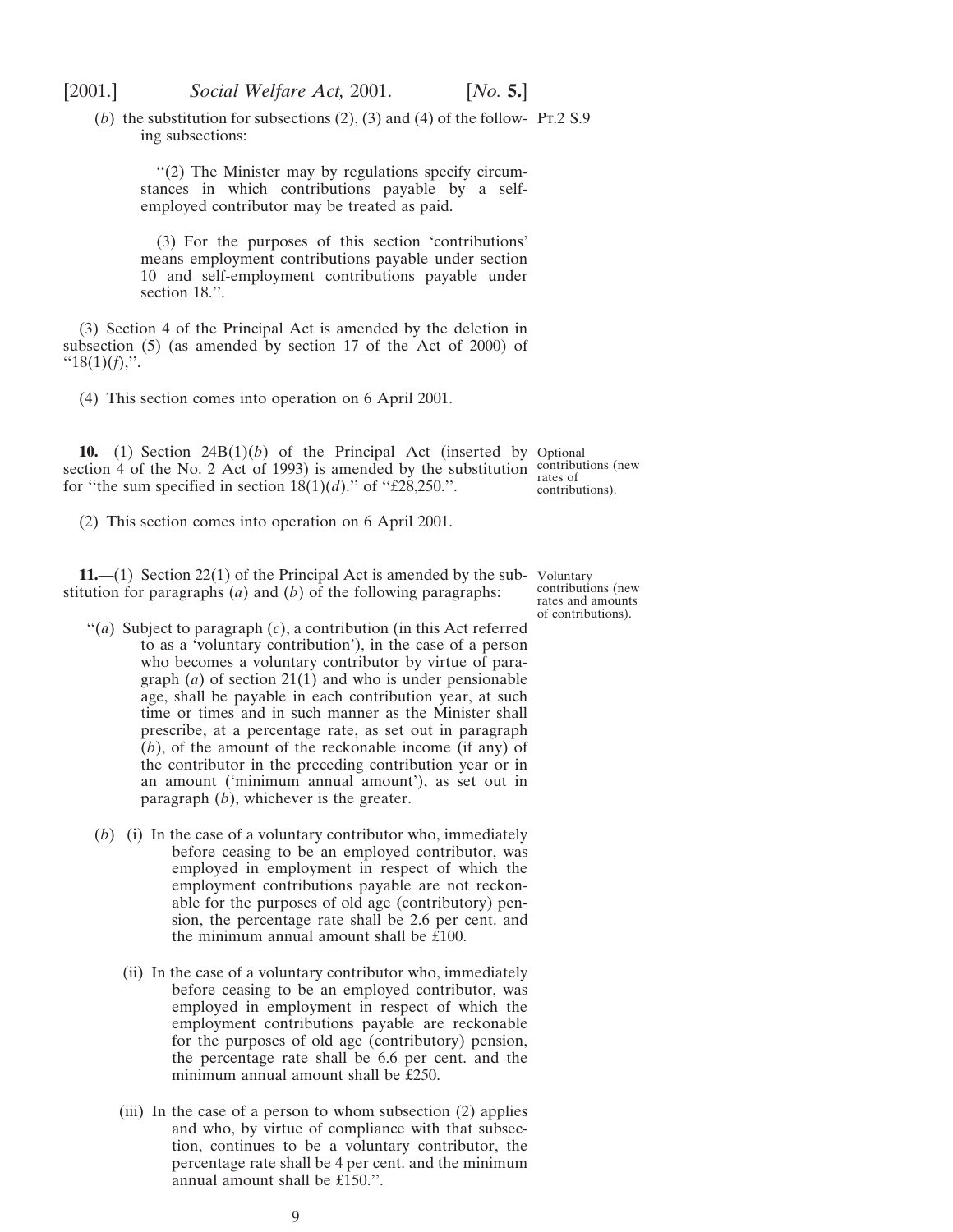(*b*) the substitution for subsections (2), (3) and (4) of the following subsections:

> "(2) The Minister may by regulations specify circumstances in which contributions payable by a self-employed contributor may be treated as paid.
>
> (3) For the purposes of this section 'contributions' means employment contributions payable under section 10 and self-employment contributions payable under section 18.".

Pt.2 S.9

(3) Section 4 of the Principal Act is amended by the deletion in subsection (5) (as amended by section 17 of the Act of 2000) of "18(1)(*f*),".

(4) This section comes into operation on 6 April 2001.

Optional contributions (new rates of contributions).

**10.**—(1) Section 24B(1)(*b*) of the Principal Act (inserted by section 4 of the No. 2 Act of 1993) is amended by the substitution for "the sum specified in section 18(1)(*d*)." of "£28,250.".

(2) This section comes into operation on 6 April 2001.

Voluntary contributions (new rates and amounts of contributions).

**11.**—(1) Section 22(1) of the Principal Act is amended by the substitution for paragraphs (*a*) and (*b*) of the following paragraphs:

"(*a*) Subject to paragraph (*c*), a contribution (in this Act referred to as a 'voluntary contribution'), in the case of a person who becomes a voluntary contributor by virtue of paragraph (*a*) of section 21(1) and who is under pensionable age, shall be payable in each contribution year, at such time or times and in such manner as the Minister shall prescribe, at a percentage rate, as set out in paragraph (*b*), of the amount of the reckonable income (if any) of the contributor in the preceding contribution year or in an amount ('minimum annual amount'), as set out in paragraph (*b*), whichever is the greater.

(*b*) (i) In the case of a voluntary contributor who, immediately before ceasing to be an employed contributor, was employed in employment in respect of which the employment contributions payable are not reckonable for the purposes of old age (contributory) pension, the percentage rate shall be 2.6 per cent. and the minimum annual amount shall be £100.

(ii) In the case of a voluntary contributor who, immediately before ceasing to be an employed contributor, was employed in employment in respect of which the employment contributions payable are reckonable for the purposes of old age (contributory) pension, the percentage rate shall be 6.6 per cent. and the minimum annual amount shall be £250.

(iii) In the case of a person to whom subsection (2) applies and who, by virtue of compliance with that subsection, continues to be a voluntary contributor, the percentage rate shall be 4 per cent. and the minimum annual amount shall be £150.".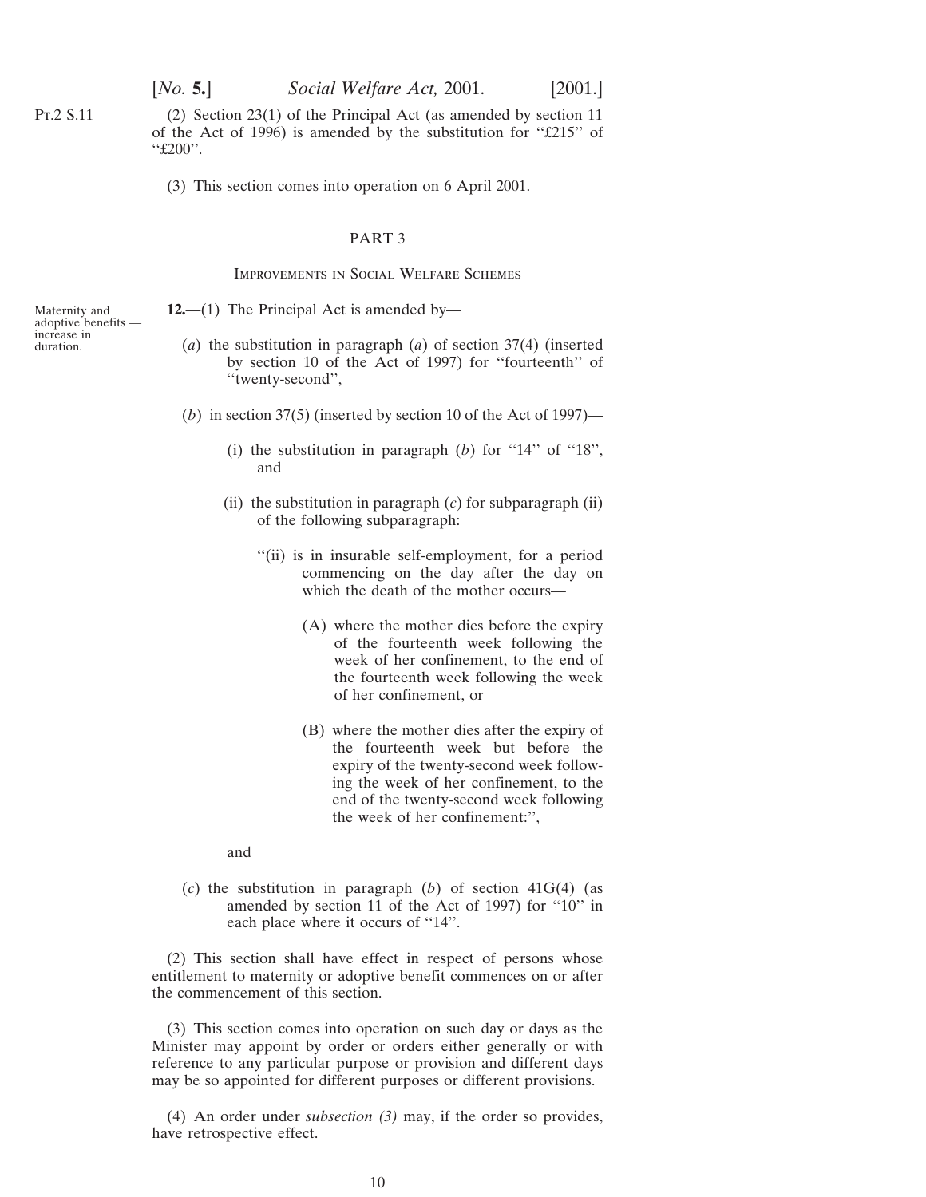(2) Section 23(1) of the Principal Act (as amended by section 11 of the Act of 1996) is amended by the substitution for "£215" of "£200".

(3) This section comes into operation on 6 April 2001.

## PART 3

### Improvements in Social Welfare Schemes

Maternity and adoptive benefits — increase in duration.

**12.**—(1) The Principal Act is amended by—

(*a*) the substitution in paragraph (*a*) of section 37(4) (inserted by section 10 of the Act of 1997) for "fourteenth" of "twenty-second",

(*b*) in section 37(5) (inserted by section 10 of the Act of 1997)—

(i) the substitution in paragraph (*b*) for "14" of "18", and

(ii) the substitution in paragraph (*c*) for subparagraph (ii) of the following subparagraph:

"(ii) is in insurable self-employment, for a period commencing on the day after the day on which the death of the mother occurs—

(A) where the mother dies before the expiry of the fourteenth week following the week of her confinement, to the end of the fourteenth week following the week of her confinement, or

(B) where the mother dies after the expiry of the fourteenth week but before the expiry of the twenty-second week following the week of her confinement, to the end of the twenty-second week following the week of her confinement:",

and

(*c*) the substitution in paragraph (*b*) of section 41G(4) (as amended by section 11 of the Act of 1997) for "10" in each place where it occurs of "14".

(2) This section shall have effect in respect of persons whose entitlement to maternity or adoptive benefit commences on or after the commencement of this section.

(3) This section comes into operation on such day or days as the Minister may appoint by order or orders either generally or with reference to any particular purpose or provision and different days may be so appointed for different purposes or different provisions.

(4) An order under *subsection (3)* may, if the order so provides, have retrospective effect.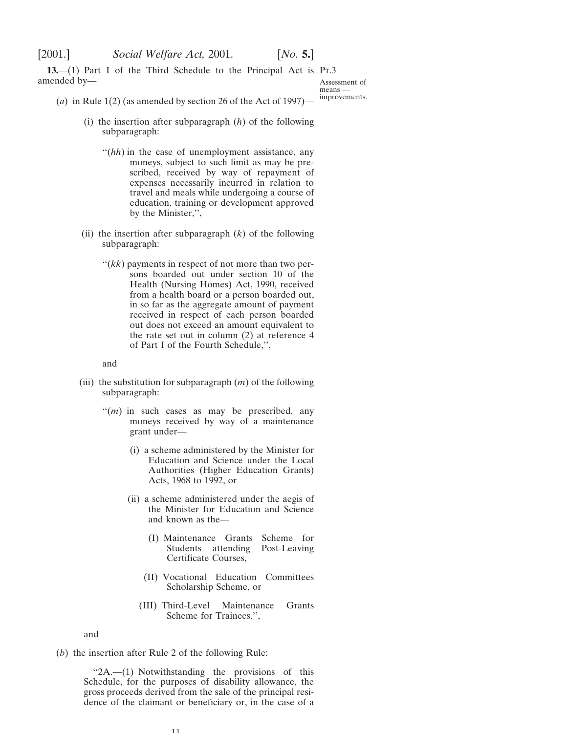**13.**—(1) Part I of the Third Schedule to the Principal Act is amended by—

Pt.3

Assessment of means — improvements.

(*a*) in Rule 1(2) (as amended by section 26 of the Act of 1997)—

(i) the insertion after subparagraph (*h*) of the following subparagraph:

> ''(*hh*) in the case of unemployment assistance, any moneys, subject to such limit as may be prescribed, received by way of repayment of expenses necessarily incurred in relation to travel and meals while undergoing a course of education, training or development approved by the Minister,'',

(ii) the insertion after subparagraph (*k*) of the following subparagraph:

> ''(*kk*) payments in respect of not more than two persons boarded out under section 10 of the Health (Nursing Homes) Act, 1990, received from a health board or a person boarded out, in so far as the aggregate amount of payment received in respect of each person boarded out does not exceed an amount equivalent to the rate set out in column (2) at reference 4 of Part I of the Fourth Schedule,'',

and

(iii) the substitution for subparagraph (*m*) of the following subparagraph:

> ''(*m*) in such cases as may be prescribed, any moneys received by way of a maintenance grant under—
>
> (i) a scheme administered by the Minister for Education and Science under the Local Authorities (Higher Education Grants) Acts, 1968 to 1992, or
>
> (ii) a scheme administered under the aegis of the Minister for Education and Science and known as the—
>
> (I) Maintenance Grants Scheme for Students attending Post-Leaving Certificate Courses,
>
> (II) Vocational Education Committees Scholarship Scheme, or
>
> (III) Third-Level Maintenance Grants Scheme for Trainees,'',

and

(*b*) the insertion after Rule 2 of the following Rule:

> ''2A.—(1) Notwithstanding the provisions of this Schedule, for the purposes of disability allowance, the gross proceeds derived from the sale of the principal residence of the claimant or beneficiary or, in the case of a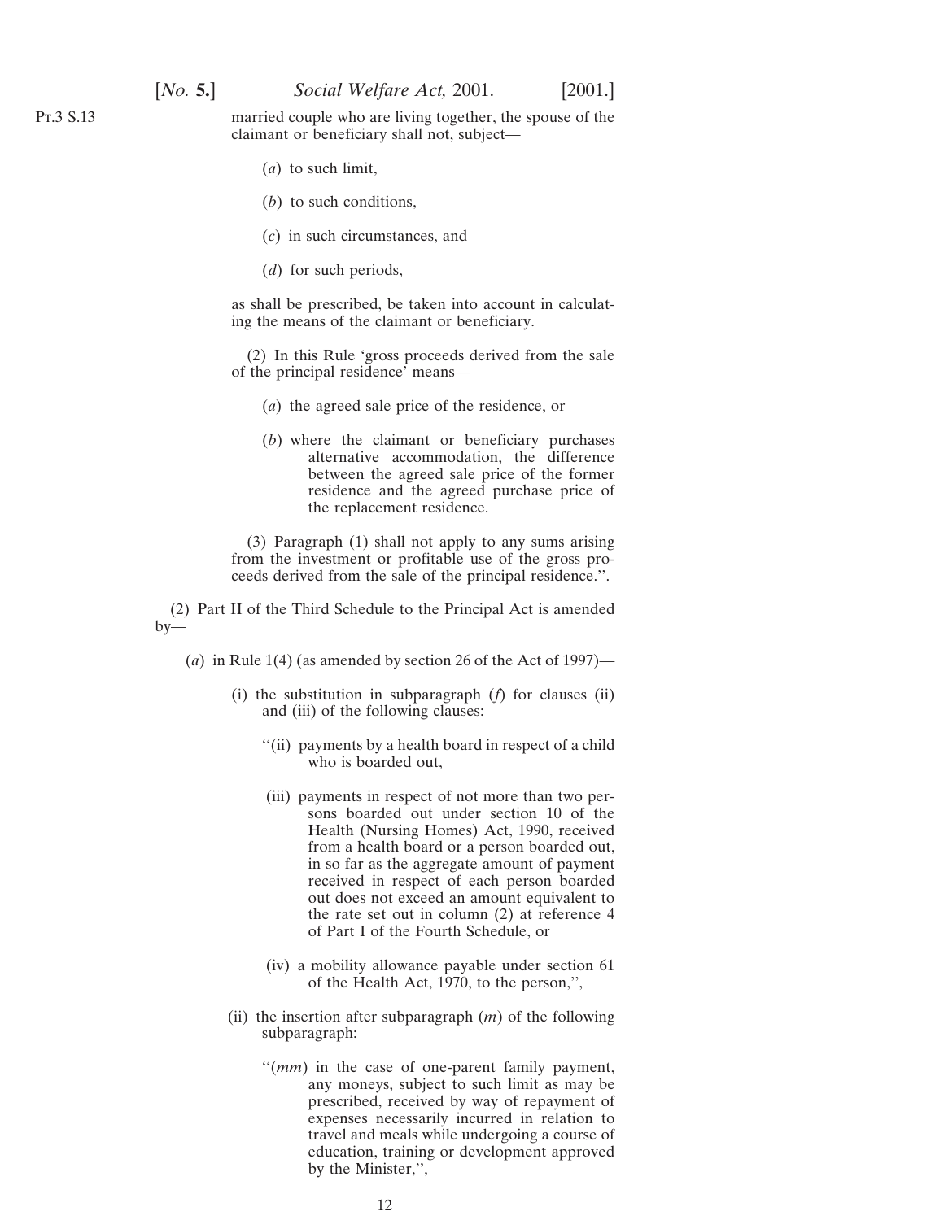married couple who are living together, the spouse of the claimant or beneficiary shall not, subject—

(*a*) to such limit,

(*b*) to such conditions,

(*c*) in such circumstances, and

(*d*) for such periods,

as shall be prescribed, be taken into account in calculating the means of the claimant or beneficiary.

(2) In this Rule 'gross proceeds derived from the sale of the principal residence' means—

(*a*) the agreed sale price of the residence, or

(*b*) where the claimant or beneficiary purchases alternative accommodation, the difference between the agreed sale price of the former residence and the agreed purchase price of the replacement residence.

(3) Paragraph (1) shall not apply to any sums arising from the investment or profitable use of the gross proceeds derived from the sale of the principal residence.''.

(2) Part II of the Third Schedule to the Principal Act is amended by—

(*a*) in Rule 1(4) (as amended by section 26 of the Act of 1997)—

(i) the substitution in subparagraph (*f*) for clauses (ii) and (iii) of the following clauses:

''(ii) payments by a health board in respect of a child who is boarded out,

(iii) payments in respect of not more than two persons boarded out under section 10 of the Health (Nursing Homes) Act, 1990, received from a health board or a person boarded out, in so far as the aggregate amount of payment received in respect of each person boarded out does not exceed an amount equivalent to the rate set out in column (2) at reference 4 of Part I of the Fourth Schedule, or

(iv) a mobility allowance payable under section 61 of the Health Act, 1970, to the person,'',

(ii) the insertion after subparagraph (*m*) of the following subparagraph:

''(*mm*) in the case of one-parent family payment, any moneys, subject to such limit as may be prescribed, received by way of repayment of expenses necessarily incurred in relation to travel and meals while undergoing a course of education, training or development approved by the Minister,'',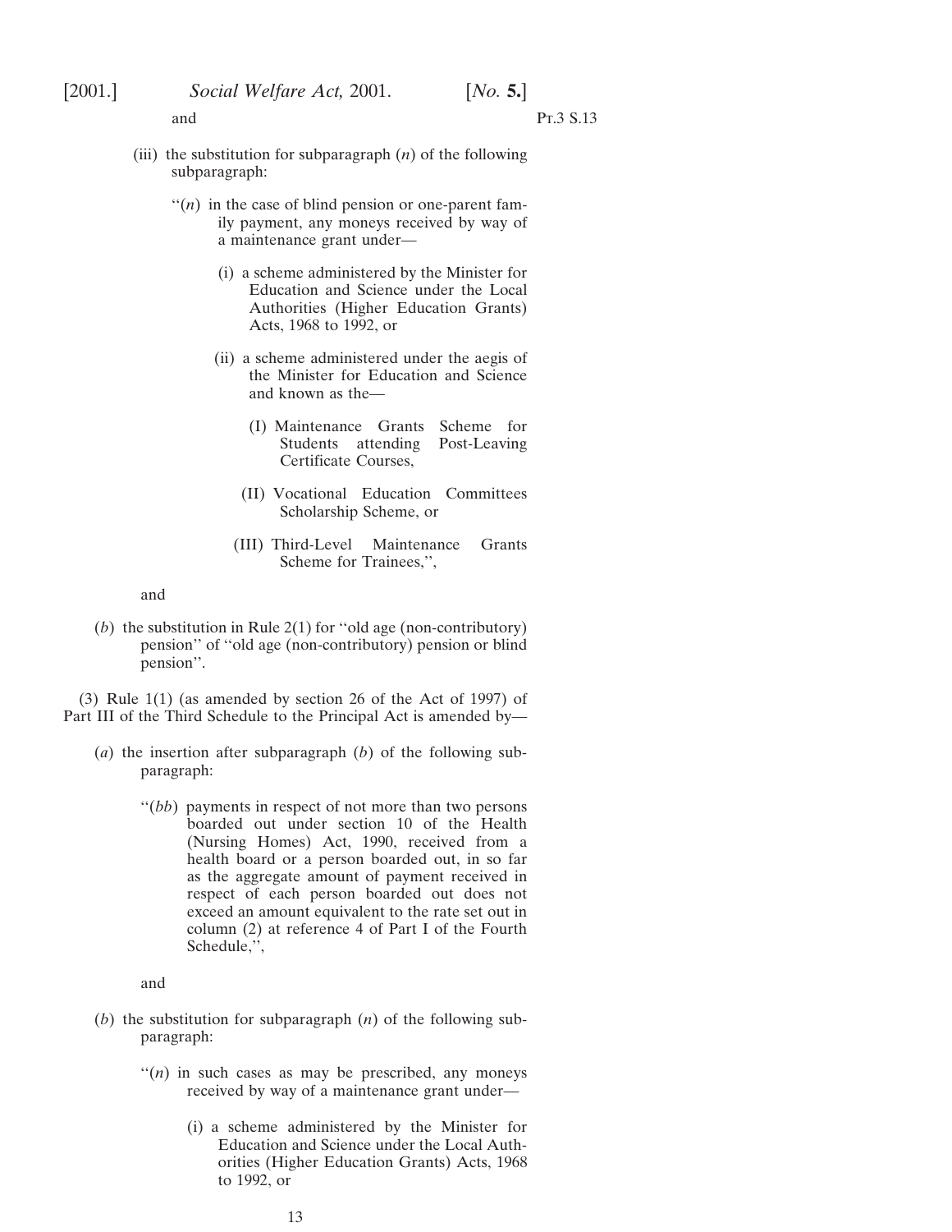and

(iii) the substitution for subparagraph (*n*) of the following subparagraph:

> ''(*n*) in the case of blind pension or one-parent family payment, any moneys received by way of a maintenance grant under—
>
> (i) a scheme administered by the Minister for Education and Science under the Local Authorities (Higher Education Grants) Acts, 1968 to 1992, or
>
> (ii) a scheme administered under the aegis of the Minister for Education and Science and known as the—
>
> (I) Maintenance Grants Scheme for Students attending Post-Leaving Certificate Courses,
>
> (II) Vocational Education Committees Scholarship Scheme, or
>
> (III) Third-Level Maintenance Grants Scheme for Trainees,'',

and

(*b*) the substitution in Rule 2(1) for ''old age (non-contributory) pension'' of ''old age (non-contributory) pension or blind pension''.

(3) Rule 1(1) (as amended by section 26 of the Act of 1997) of Part III of the Third Schedule to the Principal Act is amended by—

(*a*) the insertion after subparagraph (*b*) of the following subparagraph:

> ''(*bb*) payments in respect of not more than two persons boarded out under section 10 of the Health (Nursing Homes) Act, 1990, received from a health board or a person boarded out, in so far as the aggregate amount of payment received in respect of each person boarded out does not exceed an amount equivalent to the rate set out in column (2) at reference 4 of Part I of the Fourth Schedule,'',

and

(*b*) the substitution for subparagraph (*n*) of the following subparagraph:

> ''(*n*) in such cases as may be prescribed, any moneys received by way of a maintenance grant under—
>
> (i) a scheme administered by the Minister for Education and Science under the Local Authorities (Higher Education Grants) Acts, 1968 to 1992, or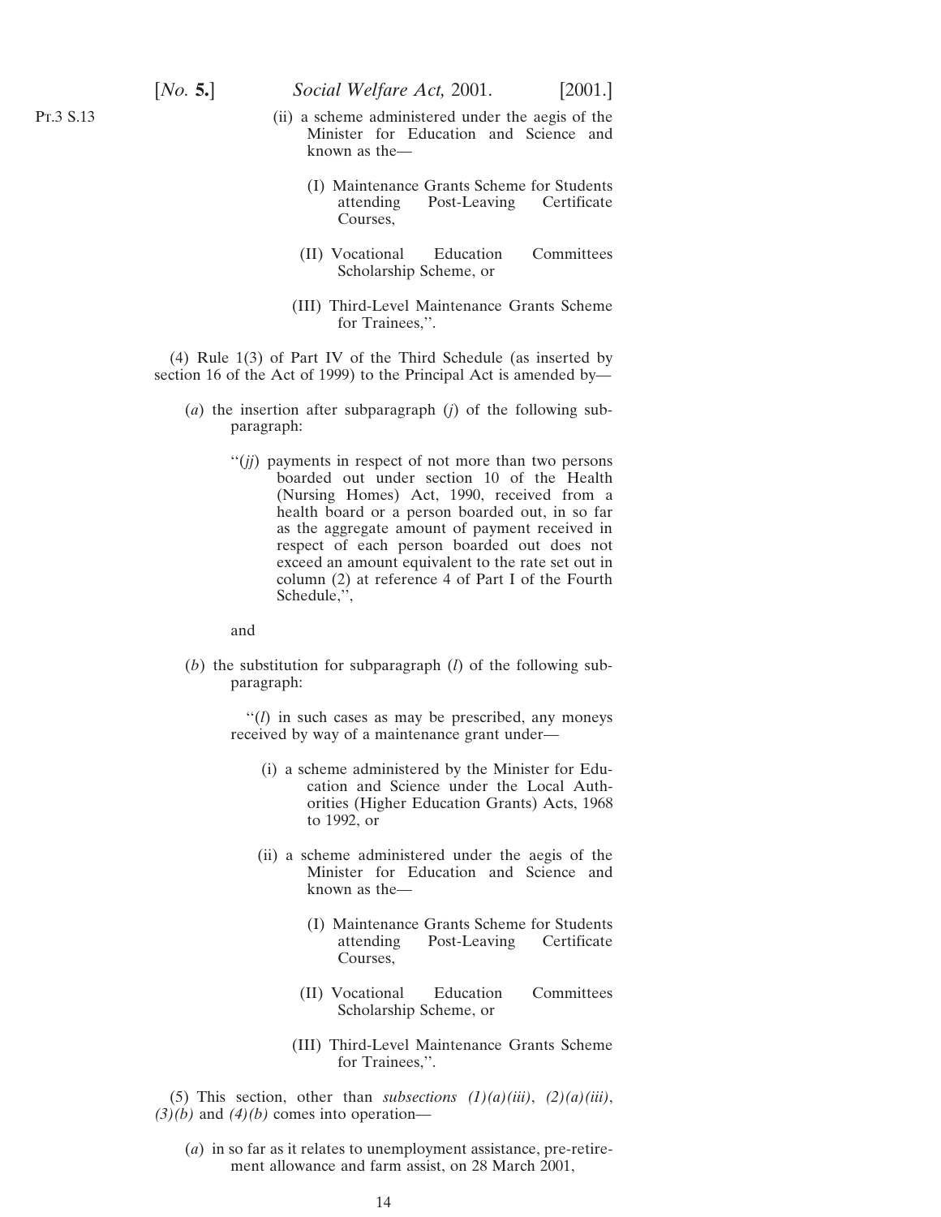(ii) a scheme administered under the aegis of the Minister for Education and Science and known as the—

(I) Maintenance Grants Scheme for Students attending Post-Leaving Certificate Courses,

(II) Vocational Education Committees Scholarship Scheme, or

(III) Third-Level Maintenance Grants Scheme for Trainees,''.

(4) Rule 1(3) of Part IV of the Third Schedule (as inserted by section 16 of the Act of 1999) to the Principal Act is amended by—

(*a*) the insertion after subparagraph (*j*) of the following subparagraph:

''(*jj*) payments in respect of not more than two persons boarded out under section 10 of the Health (Nursing Homes) Act, 1990, received from a health board or a person boarded out, in so far as the aggregate amount of payment received in respect of each person boarded out does not exceed an amount equivalent to the rate set out in column (2) at reference 4 of Part I of the Fourth Schedule,'',

and

(*b*) the substitution for subparagraph (*l*) of the following subparagraph:

''(*l*) in such cases as may be prescribed, any moneys received by way of a maintenance grant under—

(i) a scheme administered by the Minister for Education and Science under the Local Authorities (Higher Education Grants) Acts, 1968 to 1992, or

(ii) a scheme administered under the aegis of the Minister for Education and Science and known as the—

(I) Maintenance Grants Scheme for Students attending Post-Leaving Certificate Courses,

(II) Vocational Education Committees Scholarship Scheme, or

(III) Third-Level Maintenance Grants Scheme for Trainees,''.

(5) This section, other than *subsections (1)(a)(iii)*, *(2)(a)(iii)*, *(3)(b)* and *(4)(b)* comes into operation—

(*a*) in so far as it relates to unemployment assistance, pre-retirement allowance and farm assist, on 28 March 2001,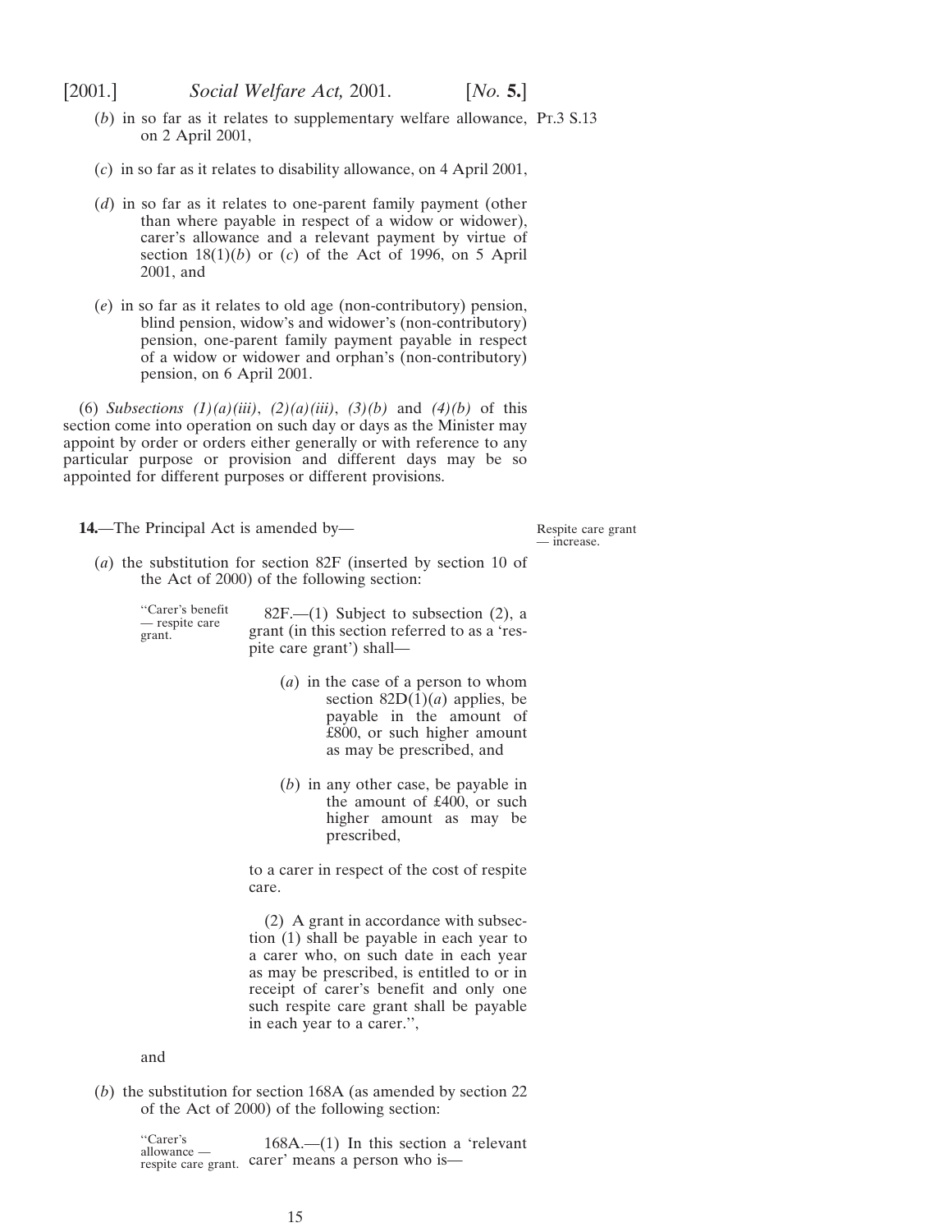(*b*) in so far as it relates to supplementary welfare allowance, on 2 April 2001,

(*c*) in so far as it relates to disability allowance, on 4 April 2001,

(*d*) in so far as it relates to one-parent family payment (other than where payable in respect of a widow or widower), carer's allowance and a relevant payment by virtue of section 18(1)(*b*) or (*c*) of the Act of 1996, on 5 April 2001, and

(*e*) in so far as it relates to old age (non-contributory) pension, blind pension, widow's and widower's (non-contributory) pension, one-parent family payment payable in respect of a widow or widower and orphan's (non-contributory) pension, on 6 April 2001.

(6) *Subsections (1)(a)(iii)*, *(2)(a)(iii)*, *(3)(b)* and *(4)(b)* of this section come into operation on such day or days as the Minister may appoint by order or orders either generally or with reference to any particular purpose or provision and different days may be so appointed for different purposes or different provisions.

Respite care grant — increase.

**14.**—The Principal Act is amended by—

(*a*) the substitution for section 82F (inserted by section 10 of the Act of 2000) of the following section:

"Carer's benefit — respite care grant.

82F.—(1) Subject to subsection (2), a grant (in this section referred to as a 'respite care grant') shall—

(*a*) in the case of a person to whom section 82D(1)(*a*) applies, be payable in the amount of £800, or such higher amount as may be prescribed, and

(*b*) in any other case, be payable in the amount of £400, or such higher amount as may be prescribed,

to a carer in respect of the cost of respite care.

(2) A grant in accordance with subsection (1) shall be payable in each year to a carer who, on such date in each year as may be prescribed, is entitled to or in receipt of carer's benefit and only one such respite care grant shall be payable in each year to a carer.",

and

(*b*) the substitution for section 168A (as amended by section 22 of the Act of 2000) of the following section:

"Carer's allowance — respite care grant.

168A.—(1) In this section a 'relevant carer' means a person who is—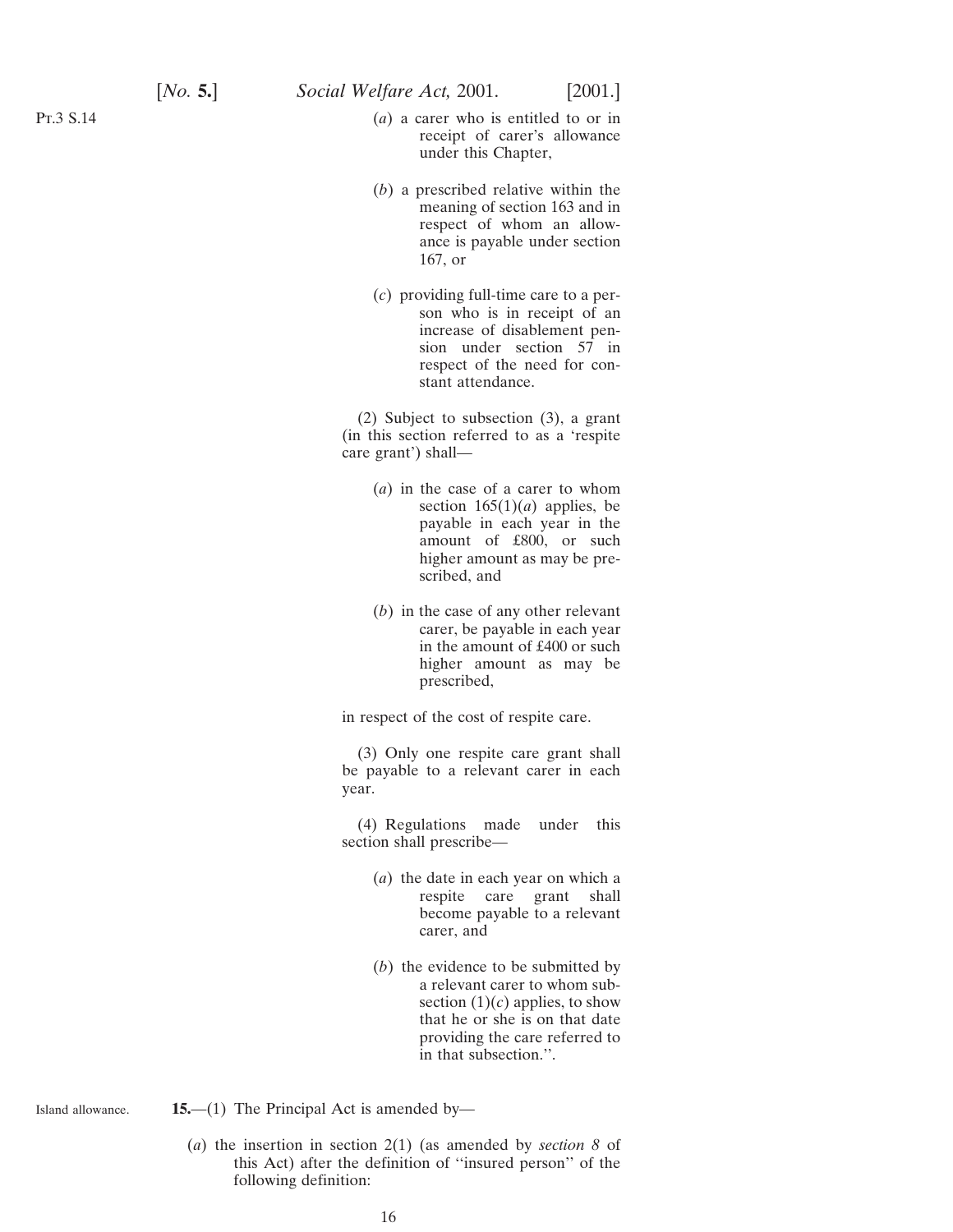(*a*) a carer who is entitled to or in receipt of carer's allowance under this Chapter,

(*b*) a prescribed relative within the meaning of section 163 and in respect of whom an allowance is payable under section 167, or

(*c*) providing full-time care to a person who is in receipt of an increase of disablement pension under section 57 in respect of the need for constant attendance.

(2) Subject to subsection (3), a grant (in this section referred to as a 'respite care grant') shall—

(*a*) in the case of a carer to whom section 165(1)(*a*) applies, be payable in each year in the amount of £800, or such higher amount as may be prescribed, and

(*b*) in the case of any other relevant carer, be payable in each year in the amount of £400 or such higher amount as may be prescribed,

in respect of the cost of respite care.

(3) Only one respite care grant shall be payable to a relevant carer in each year.

(4) Regulations made under this section shall prescribe—

(*a*) the date in each year on which a respite care grant shall become payable to a relevant carer, and

(*b*) the evidence to be submitted by a relevant carer to whom subsection (1)(*c*) applies, to show that he or she is on that date providing the care referred to in that subsection.''.

Island allowance.

**15.**—(1) The Principal Act is amended by—

(*a*) the insertion in section 2(1) (as amended by *section 8* of this Act) after the definition of ''insured person'' of the following definition: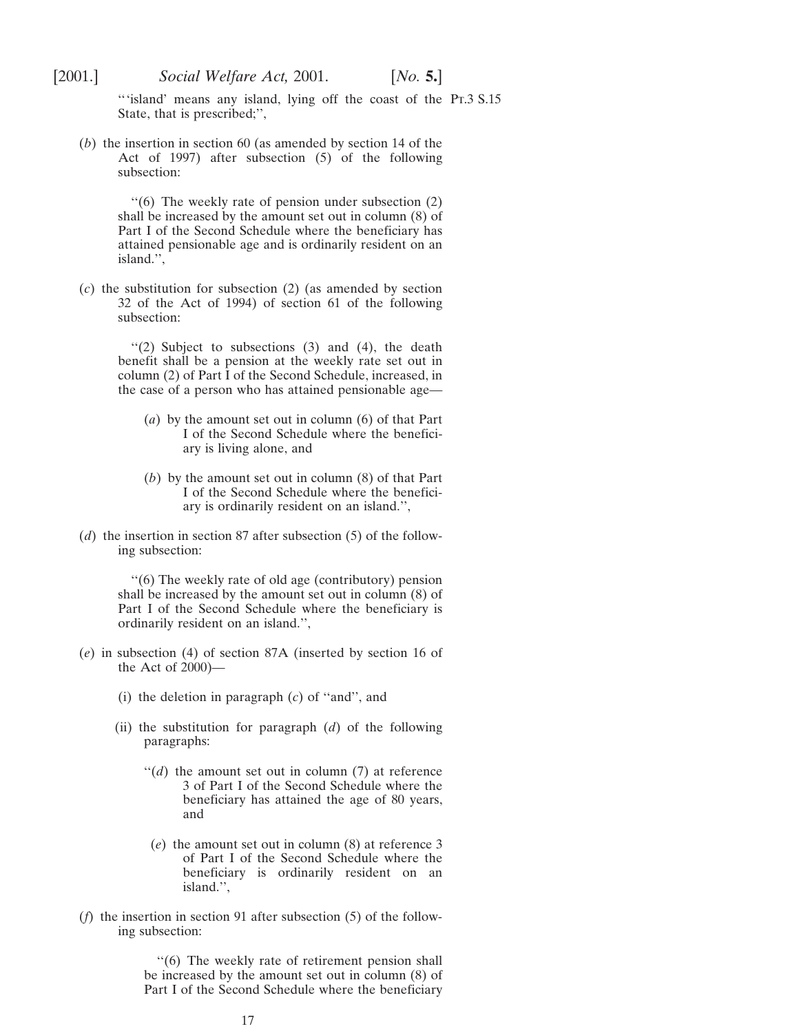''island' means any island, lying off the coast of the State, that is prescribed;'',

Pt.3 S.15

(*b*) the insertion in section 60 (as amended by section 14 of the Act of 1997) after subsection (5) of the following subsection:

> ''(6) The weekly rate of pension under subsection (2) shall be increased by the amount set out in column (8) of Part I of the Second Schedule where the beneficiary has attained pensionable age and is ordinarily resident on an island.'',

(*c*) the substitution for subsection (2) (as amended by section 32 of the Act of 1994) of section 61 of the following subsection:

> ''(2) Subject to subsections (3) and (4), the death benefit shall be a pension at the weekly rate set out in column (2) of Part I of the Second Schedule, increased, in the case of a person who has attained pensionable age—
>
> (*a*) by the amount set out in column (6) of that Part I of the Second Schedule where the beneficiary is living alone, and
>
> (*b*) by the amount set out in column (8) of that Part I of the Second Schedule where the beneficiary is ordinarily resident on an island.'',

(*d*) the insertion in section 87 after subsection (5) of the following subsection:

> ''(6) The weekly rate of old age (contributory) pension shall be increased by the amount set out in column (8) of Part I of the Second Schedule where the beneficiary is ordinarily resident on an island.'',

(*e*) in subsection (4) of section 87A (inserted by section 16 of the Act of 2000)—

> (i) the deletion in paragraph (*c*) of ''and'', and
>
> (ii) the substitution for paragraph (*d*) of the following paragraphs:
>
> > ''(*d*) the amount set out in column (7) at reference 3 of Part I of the Second Schedule where the beneficiary has attained the age of 80 years, and
> >
> > (*e*) the amount set out in column (8) at reference 3 of Part I of the Second Schedule where the beneficiary is ordinarily resident on an island.'',

(*f*) the insertion in section 91 after subsection (5) of the following subsection:

> ''(6) The weekly rate of retirement pension shall be increased by the amount set out in column (8) of Part I of the Second Schedule where the beneficiary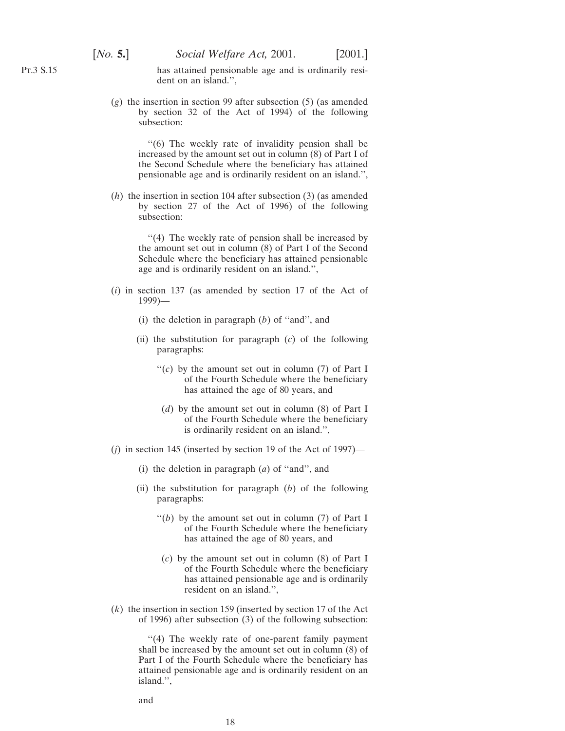has attained pensionable age and is ordinarily resident on an island.'',

(*g*) the insertion in section 99 after subsection (5) (as amended by section 32 of the Act of 1994) of the following subsection:

> ''(6) The weekly rate of invalidity pension shall be increased by the amount set out in column (8) of Part I of the Second Schedule where the beneficiary has attained pensionable age and is ordinarily resident on an island.'',

(*h*) the insertion in section 104 after subsection (3) (as amended by section 27 of the Act of 1996) of the following subsection:

> ''(4) The weekly rate of pension shall be increased by the amount set out in column (8) of Part I of the Second Schedule where the beneficiary has attained pensionable age and is ordinarily resident on an island.'',

(*i*) in section 137 (as amended by section 17 of the Act of 1999)—

(i) the deletion in paragraph (*b*) of ''and'', and

(ii) the substitution for paragraph (*c*) of the following paragraphs:

> ''(*c*) by the amount set out in column (7) of Part I of the Fourth Schedule where the beneficiary has attained the age of 80 years, and
>
> (*d*) by the amount set out in column (8) of Part I of the Fourth Schedule where the beneficiary is ordinarily resident on an island.'',

(*j*) in section 145 (inserted by section 19 of the Act of 1997)—

(i) the deletion in paragraph (*a*) of ''and'', and

(ii) the substitution for paragraph (*b*) of the following paragraphs:

> ''(*b*) by the amount set out in column (7) of Part I of the Fourth Schedule where the beneficiary has attained the age of 80 years, and
>
> (*c*) by the amount set out in column (8) of Part I of the Fourth Schedule where the beneficiary has attained pensionable age and is ordinarily resident on an island.'',

(*k*) the insertion in section 159 (inserted by section 17 of the Act of 1996) after subsection (3) of the following subsection:

> ''(4) The weekly rate of one-parent family payment shall be increased by the amount set out in column (8) of Part I of the Fourth Schedule where the beneficiary has attained pensionable age and is ordinarily resident on an island.'',

and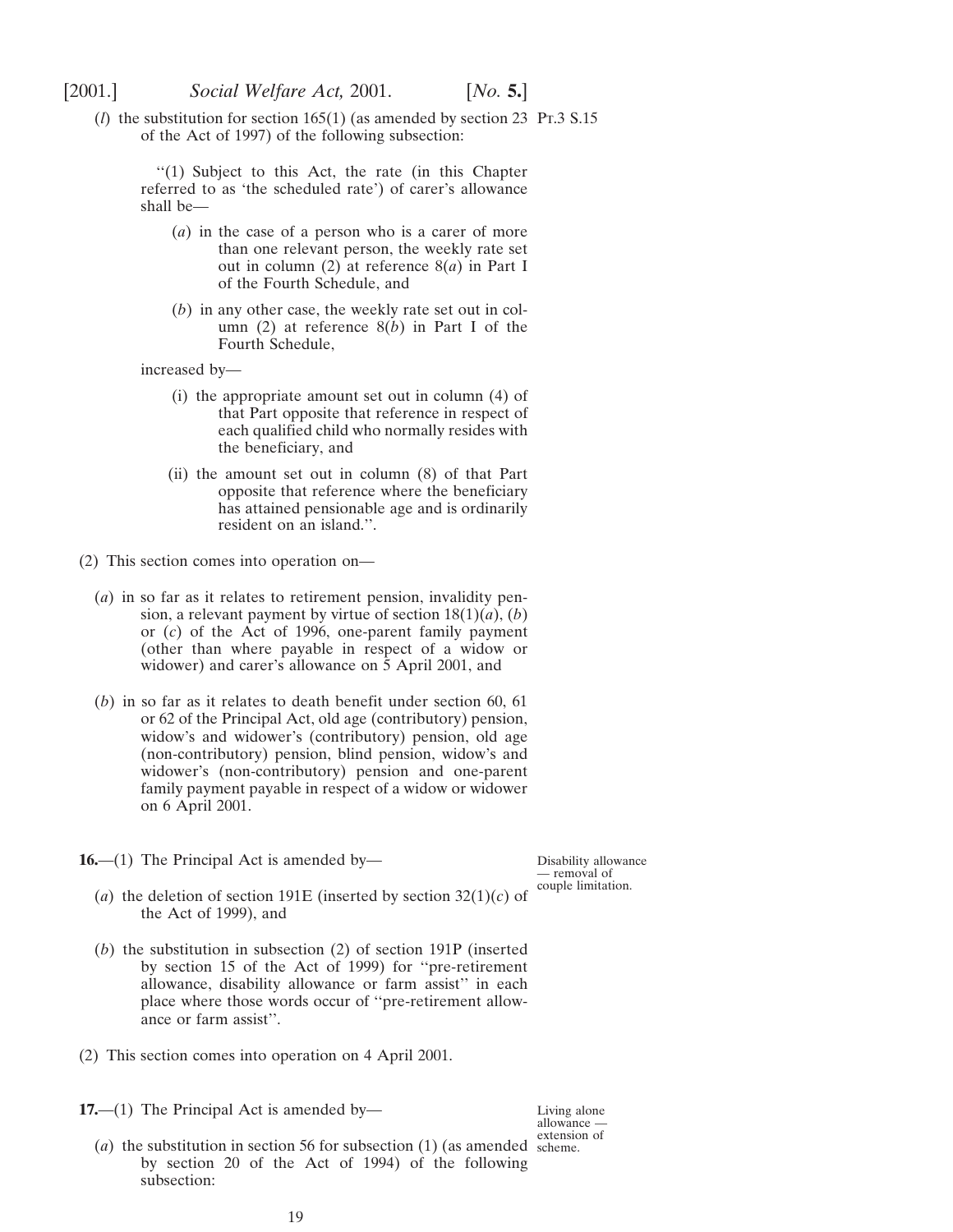(*l*) the substitution for section 165(1) (as amended by section 23 of the Act of 1997) of the following subsection:

> "(1) Subject to this Act, the rate (in this Chapter referred to as 'the scheduled rate') of carer's allowance shall be—
>
> (*a*) in the case of a person who is a carer of more than one relevant person, the weekly rate set out in column (2) at reference 8(*a*) in Part I of the Fourth Schedule, and
>
> (*b*) in any other case, the weekly rate set out in column (2) at reference 8(*b*) in Part I of the Fourth Schedule,
>
> increased by—
>
> (i) the appropriate amount set out in column (4) of that Part opposite that reference in respect of each qualified child who normally resides with the beneficiary, and
>
> (ii) the amount set out in column (8) of that Part opposite that reference where the beneficiary has attained pensionable age and is ordinarily resident on an island.".

(2) This section comes into operation on—

(*a*) in so far as it relates to retirement pension, invalidity pension, a relevant payment by virtue of section 18(1)(*a*), (*b*) or (*c*) of the Act of 1996, one-parent family payment (other than where payable in respect of a widow or widower) and carer's allowance on 5 April 2001, and

(*b*) in so far as it relates to death benefit under section 60, 61 or 62 of the Principal Act, old age (contributory) pension, widow's and widower's (contributory) pension, old age (non-contributory) pension, blind pension, widow's and widower's (non-contributory) pension and one-parent family payment payable in respect of a widow or widower on 6 April 2001.

*Disability allowance — removal of couple limitation.*

**16.**—(1) The Principal Act is amended by—

(*a*) the deletion of section 191E (inserted by section 32(1)(*c*) of the Act of 1999), and

(*b*) the substitution in subsection (2) of section 191P (inserted by section 15 of the Act of 1999) for "pre-retirement allowance, disability allowance or farm assist" in each place where those words occur of "pre-retirement allowance or farm assist".

(2) This section comes into operation on 4 April 2001.

*Living alone allowance — extension of scheme.*

**17.**—(1) The Principal Act is amended by—

(*a*) the substitution in section 56 for subsection (1) (as amended by section 20 of the Act of 1994) of the following subsection: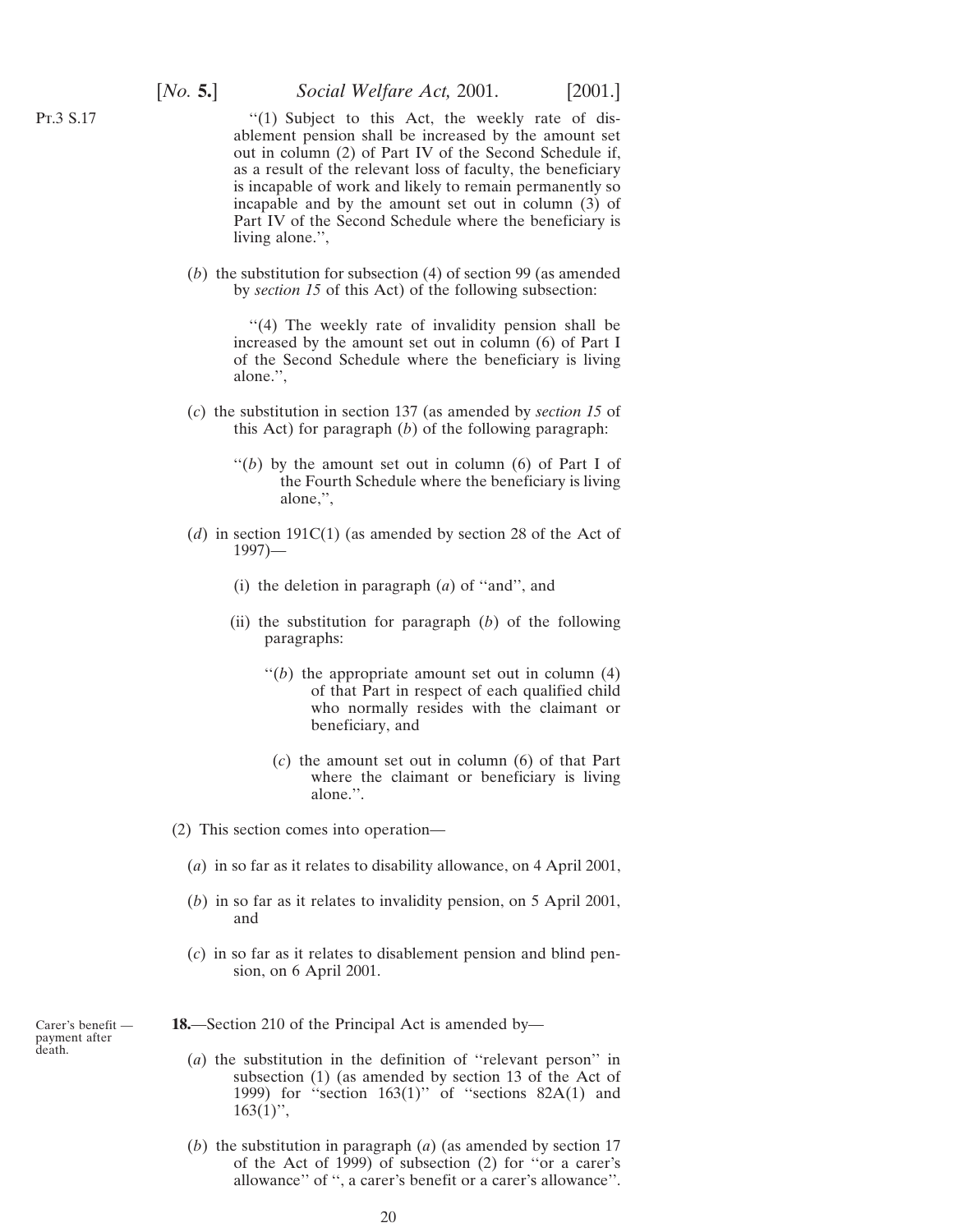"(1) Subject to this Act, the weekly rate of disablement pension shall be increased by the amount set out in column (2) of Part IV of the Second Schedule if, as a result of the relevant loss of faculty, the beneficiary is incapable of work and likely to remain permanently so incapable and by the amount set out in column (3) of Part IV of the Second Schedule where the beneficiary is living alone.",

(*b*) the substitution for subsection (4) of section 99 (as amended by *section 15* of this Act) of the following subsection:

"(4) The weekly rate of invalidity pension shall be increased by the amount set out in column (6) of Part I of the Second Schedule where the beneficiary is living alone.",

(*c*) the substitution in section 137 (as amended by *section 15* of this Act) for paragraph (*b*) of the following paragraph:

"(*b*) by the amount set out in column (6) of Part I of the Fourth Schedule where the beneficiary is living alone,",

(*d*) in section 191C(1) (as amended by section 28 of the Act of 1997)—

(i) the deletion in paragraph (*a*) of "and", and

(ii) the substitution for paragraph (*b*) of the following paragraphs:

"(*b*) the appropriate amount set out in column (4) of that Part in respect of each qualified child who normally resides with the claimant or beneficiary, and

(*c*) the amount set out in column (6) of that Part where the claimant or beneficiary is living alone.".

(2) This section comes into operation—

(*a*) in so far as it relates to disability allowance, on 4 April 2001,

(*b*) in so far as it relates to invalidity pension, on 5 April 2001, and

(*c*) in so far as it relates to disablement pension and blind pension, on 6 April 2001.

Carer's benefit — payment after death.

**18.**—Section 210 of the Principal Act is amended by—

(*a*) the substitution in the definition of "relevant person" in subsection (1) (as amended by section 13 of the Act of 1999) for "section 163(1)" of "sections 82A(1) and 163(1)",

(*b*) the substitution in paragraph (*a*) (as amended by section 17 of the Act of 1999) of subsection (2) for "or a carer's allowance" of ", a carer's benefit or a carer's allowance".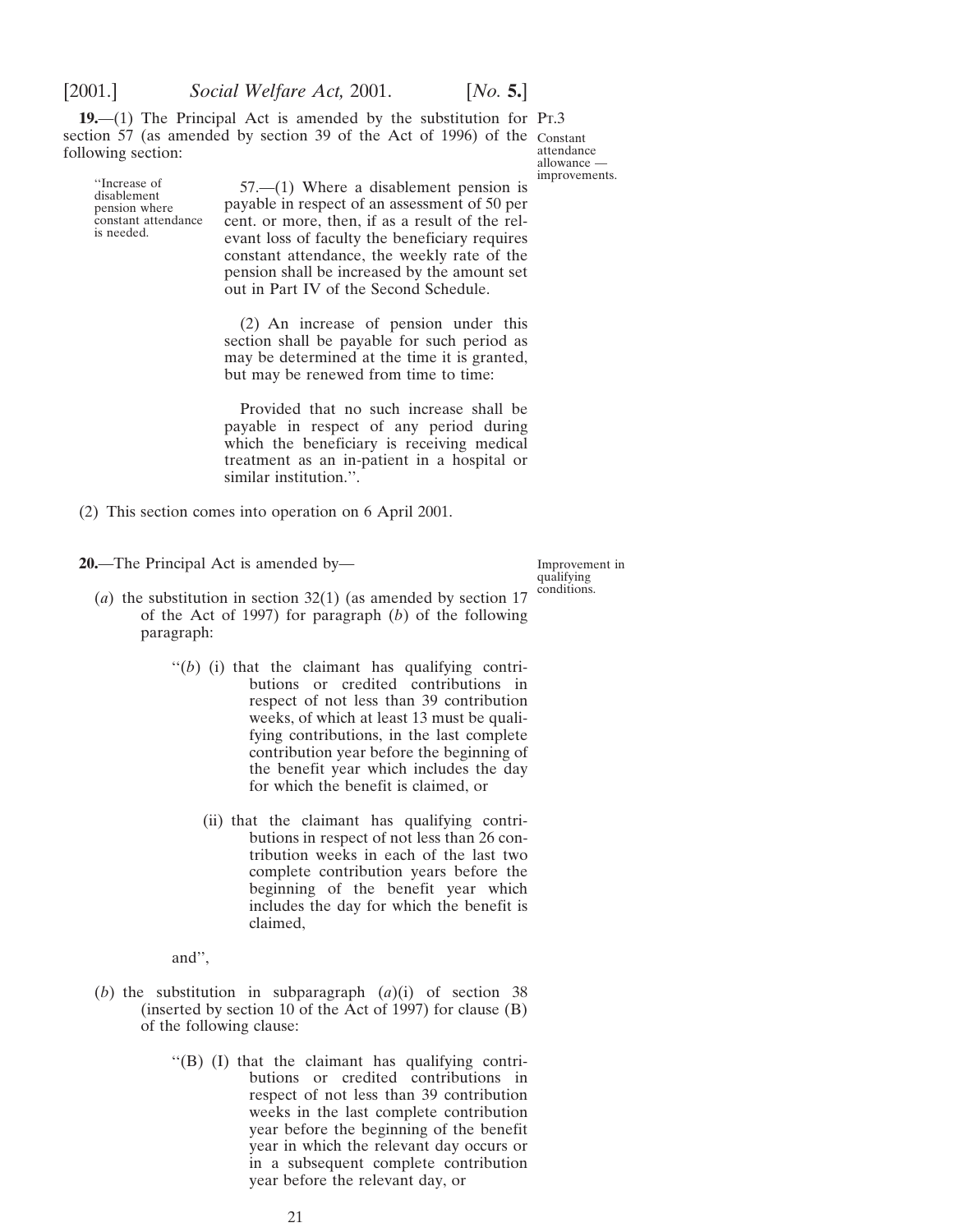**19.**—(1) The Principal Act is amended by the substitution for section 57 (as amended by section 39 of the Act of 1996) of the following section:

Pt.3

Constant attendance allowance — improvements.

"Increase of disablement pension where constant attendance is needed.

57.—(1) Where a disablement pension is payable in respect of an assessment of 50 per cent. or more, then, if as a result of the relevant loss of faculty the beneficiary requires constant attendance, the weekly rate of the pension shall be increased by the amount set out in Part IV of the Second Schedule.

(2) An increase of pension under this section shall be payable for such period as may be determined at the time it is granted, but may be renewed from time to time:

Provided that no such increase shall be payable in respect of any period during which the beneficiary is receiving medical treatment as an in-patient in a hospital or similar institution.".

(2) This section comes into operation on 6 April 2001.

**20.**—The Principal Act is amended by—

Improvement in qualifying conditions.

(*a*) the substitution in section 32(1) (as amended by section 17 of the Act of 1997) for paragraph (*b*) of the following paragraph:

"(*b*) (i) that the claimant has qualifying contributions or credited contributions in respect of not less than 39 contribution weeks, of which at least 13 must be qualifying contributions, in the last complete contribution year before the beginning of the benefit year which includes the day for which the benefit is claimed, or

(ii) that the claimant has qualifying contributions in respect of not less than 26 contribution weeks in each of the last two complete contribution years before the beginning of the benefit year which includes the day for which the benefit is claimed,

and",

(*b*) the substitution in subparagraph (*a*)(i) of section 38 (inserted by section 10 of the Act of 1997) for clause (B) of the following clause:

"(B) (I) that the claimant has qualifying contributions or credited contributions in respect of not less than 39 contribution weeks in the last complete contribution year before the beginning of the benefit year in which the relevant day occurs or in a subsequent complete contribution year before the relevant day, or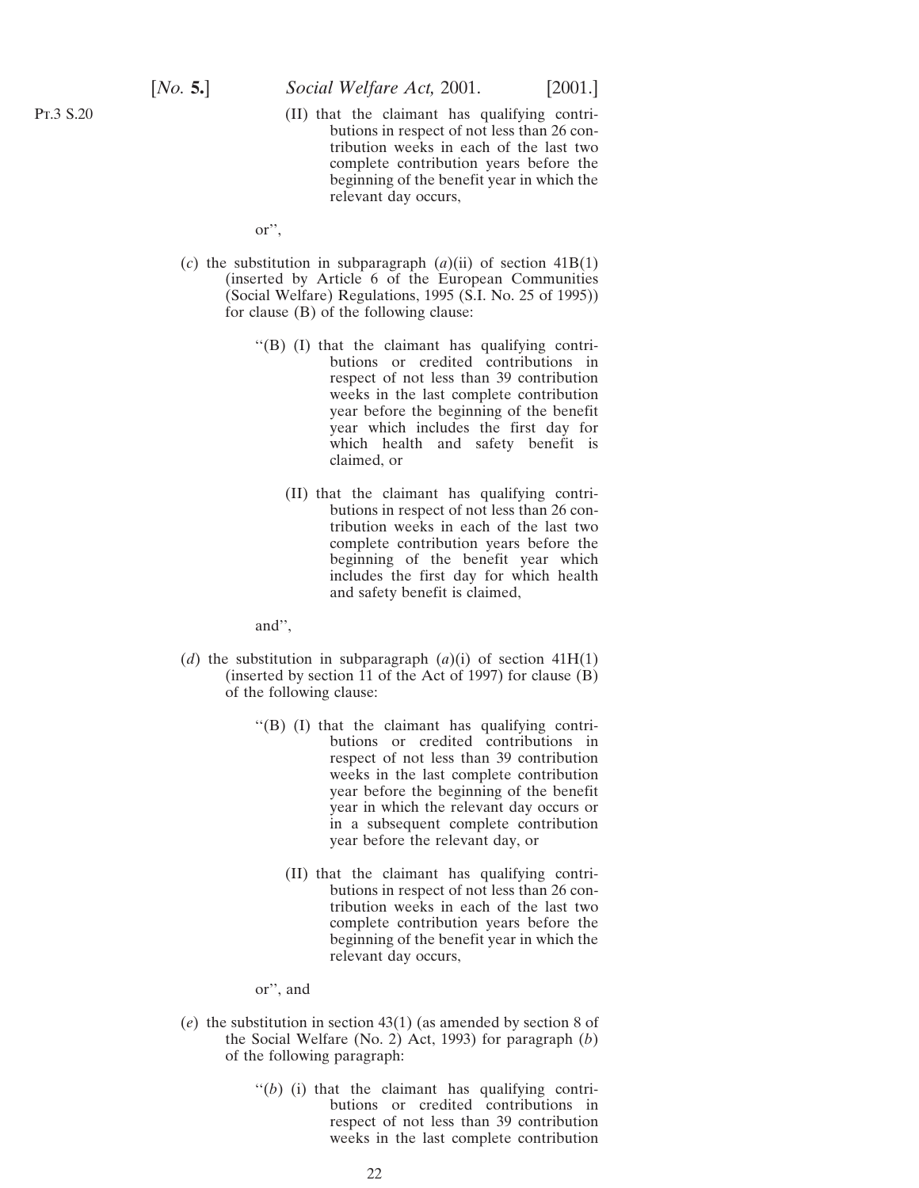(II) that the claimant has qualifying contributions in respect of not less than 26 contribution weeks in each of the last two complete contribution years before the beginning of the benefit year in which the relevant day occurs,

or'',

(*c*) the substitution in subparagraph (*a*)(ii) of section 41B(1) (inserted by Article 6 of the European Communities (Social Welfare) Regulations, 1995 (S.I. No. 25 of 1995)) for clause (B) of the following clause:

> ''(B) (I) that the claimant has qualifying contributions or credited contributions in respect of not less than 39 contribution weeks in the last complete contribution year before the beginning of the benefit year which includes the first day for which health and safety benefit is claimed, or
>
> (II) that the claimant has qualifying contributions in respect of not less than 26 contribution weeks in each of the last two complete contribution years before the beginning of the benefit year which includes the first day for which health and safety benefit is claimed,
>
> and'',

(*d*) the substitution in subparagraph (*a*)(i) of section 41H(1) (inserted by section 11 of the Act of 1997) for clause (B) of the following clause:

> ''(B) (I) that the claimant has qualifying contributions or credited contributions in respect of not less than 39 contribution weeks in the last complete contribution year before the beginning of the benefit year in which the relevant day occurs or in a subsequent complete contribution year before the relevant day, or
>
> (II) that the claimant has qualifying contributions in respect of not less than 26 contribution weeks in each of the last two complete contribution years before the beginning of the benefit year in which the relevant day occurs,
>
> or'', and

(*e*) the substitution in section 43(1) (as amended by section 8 of the Social Welfare (No. 2) Act, 1993) for paragraph (*b*) of the following paragraph:

> ''(*b*) (i) that the claimant has qualifying contributions or credited contributions in respect of not less than 39 contribution weeks in the last complete contribution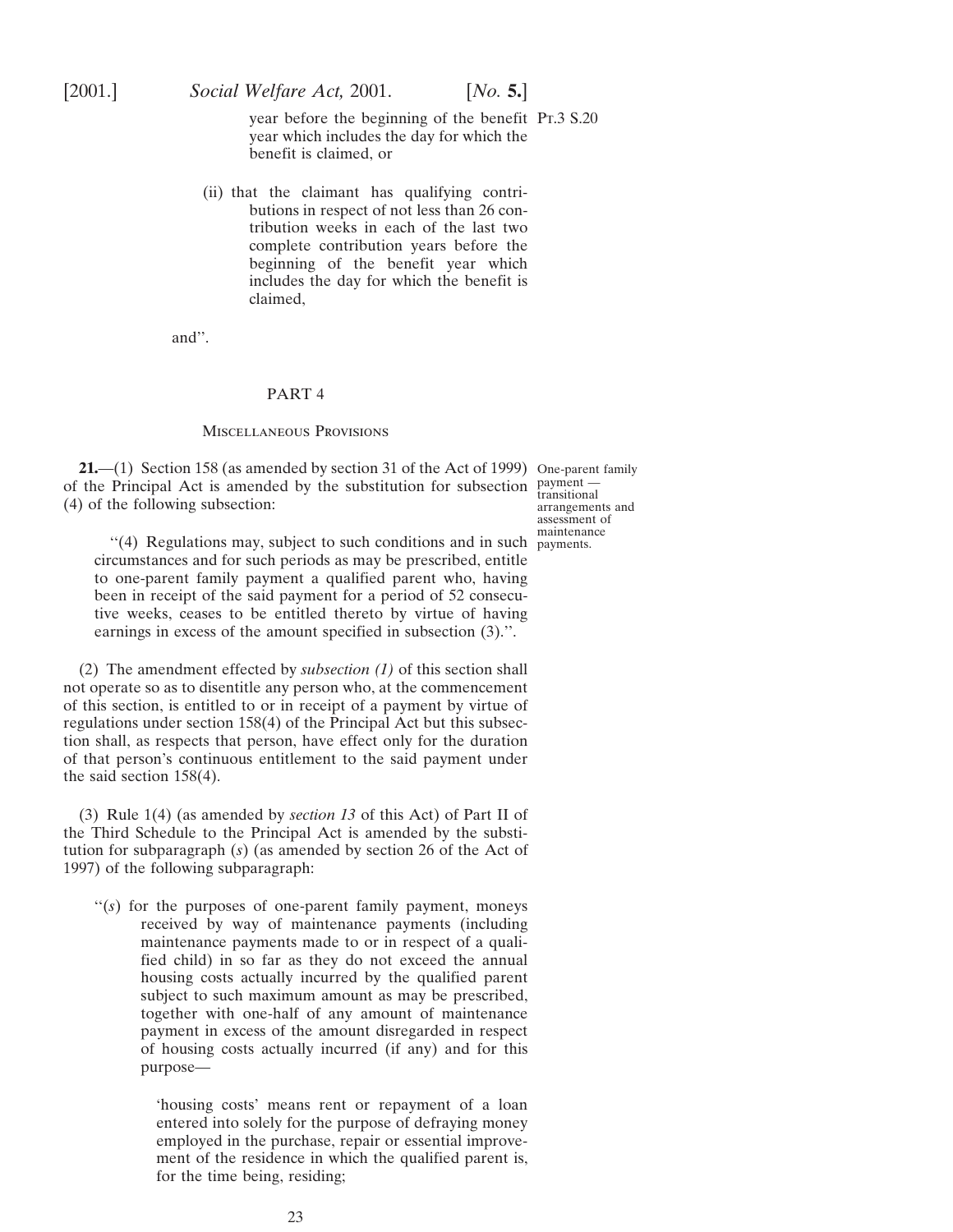year before the beginning of the benefit year which includes the day for which the benefit is claimed, or

(ii) that the claimant has qualifying contributions in respect of not less than 26 contribution weeks in each of the last two complete contribution years before the beginning of the benefit year which includes the day for which the benefit is claimed,

and''.

## PART 4

### Miscellaneous Provisions

*One-parent family payment — transitional arrangements and assessment of maintenance payments.*

**21.**—(1) Section 158 (as amended by section 31 of the Act of 1999) of the Principal Act is amended by the substitution for subsection (4) of the following subsection:

> ''(4) Regulations may, subject to such conditions and in such circumstances and for such periods as may be prescribed, entitle to one-parent family payment a qualified parent who, having been in receipt of the said payment for a period of 52 consecutive weeks, ceases to be entitled thereto by virtue of having earnings in excess of the amount specified in subsection (3).''.

(2) The amendment effected by *subsection (1)* of this section shall not operate so as to disentitle any person who, at the commencement of this section, is entitled to or in receipt of a payment by virtue of regulations under section 158(4) of the Principal Act but this subsection shall, as respects that person, have effect only for the duration of that person's continuous entitlement to the said payment under the said section 158(4).

(3) Rule 1(4) (as amended by *section 13* of this Act) of Part II of the Third Schedule to the Principal Act is amended by the substitution for subparagraph (*s*) (as amended by section 26 of the Act of 1997) of the following subparagraph:

> ''(*s*) for the purposes of one-parent family payment, moneys received by way of maintenance payments (including maintenance payments made to or in respect of a qualified child) in so far as they do not exceed the annual housing costs actually incurred by the qualified parent subject to such maximum amount as may be prescribed, together with one-half of any amount of maintenance payment in excess of the amount disregarded in respect of housing costs actually incurred (if any) and for this purpose—
>
> 'housing costs' means rent or repayment of a loan entered into solely for the purpose of defraying money employed in the purchase, repair or essential improvement of the residence in which the qualified parent is, for the time being, residing;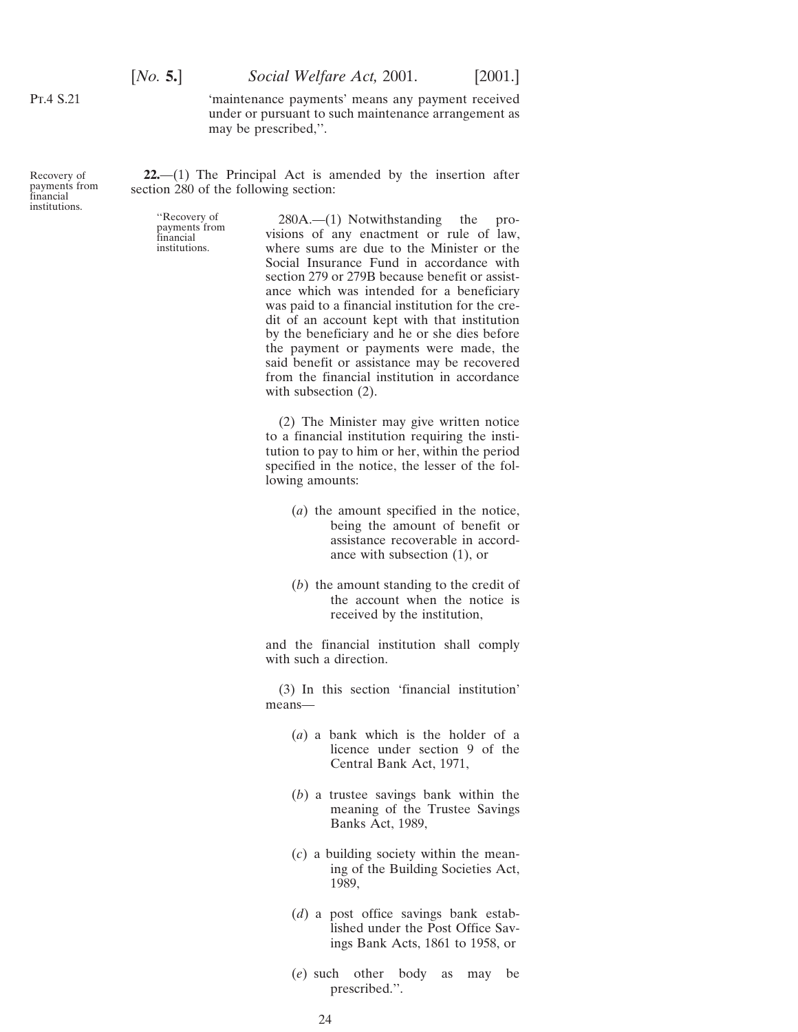'maintenance payments' means any payment received under or pursuant to such maintenance arrangement as may be prescribed,''.

Recovery of payments from financial institutions.

**22.**—(1) The Principal Act is amended by the insertion after section 280 of the following section:

''Recovery of payments from financial institutions.

280A.—(1) Notwithstanding the provisions of any enactment or rule of law, where sums are due to the Minister or the Social Insurance Fund in accordance with section 279 or 279B because benefit or assistance which was intended for a beneficiary was paid to a financial institution for the credit of an account kept with that institution by the beneficiary and he or she dies before the payment or payments were made, the said benefit or assistance may be recovered from the financial institution in accordance with subsection (2).

(2) The Minister may give written notice to a financial institution requiring the institution to pay to him or her, within the period specified in the notice, the lesser of the following amounts:

(*a*) the amount specified in the notice, being the amount of benefit or assistance recoverable in accordance with subsection (1), or

(*b*) the amount standing to the credit of the account when the notice is received by the institution,

and the financial institution shall comply with such a direction.

(3) In this section 'financial institution' means—

(*a*) a bank which is the holder of a licence under section 9 of the Central Bank Act, 1971,

(*b*) a trustee savings bank within the meaning of the Trustee Savings Banks Act, 1989,

(*c*) a building society within the meaning of the Building Societies Act, 1989,

(*d*) a post office savings bank established under the Post Office Savings Bank Acts, 1861 to 1958, or

(*e*) such other body as may be prescribed.''.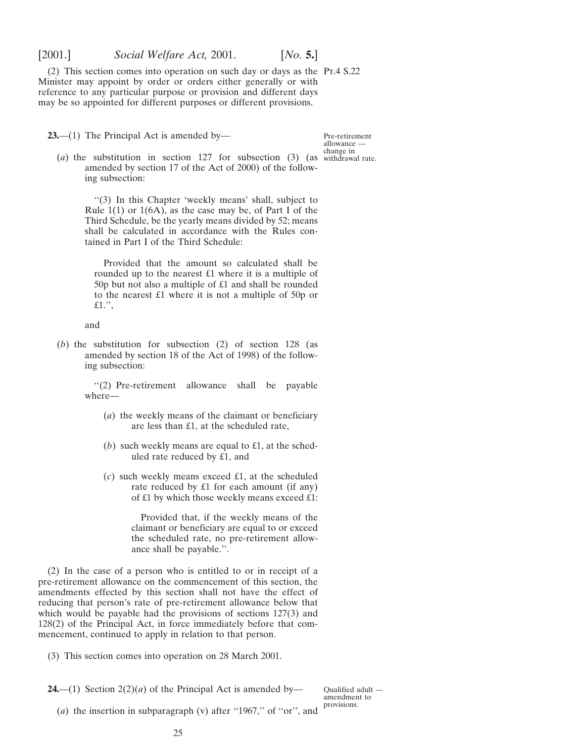(2) This section comes into operation on such day or days as the Minister may appoint by order or orders either generally or with reference to any particular purpose or provision and different days may be so appointed for different purposes or different provisions.

Pre-retirement allowance — change in withdrawal rate.

**23.**—(1) The Principal Act is amended by—

(*a*) the substitution in section 127 for subsection (3) (as amended by section 17 of the Act of 2000) of the following subsection:

> ''(3) In this Chapter 'weekly means' shall, subject to Rule 1(1) or 1(6A), as the case may be, of Part I of the Third Schedule, be the yearly means divided by 52; means shall be calculated in accordance with the Rules contained in Part I of the Third Schedule:
>
> Provided that the amount so calculated shall be rounded up to the nearest £1 where it is a multiple of 50p but not also a multiple of £1 and shall be rounded to the nearest £1 where it is not a multiple of 50p or £1.'',

and

(*b*) the substitution for subsection (2) of section 128 (as amended by section 18 of the Act of 1998) of the following subsection:

> ''(2) Pre-retirement allowance shall be payable where—
>
> (*a*) the weekly means of the claimant or beneficiary are less than £1, at the scheduled rate,
>
> (*b*) such weekly means are equal to £1, at the scheduled rate reduced by £1, and
>
> (*c*) such weekly means exceed £1, at the scheduled rate reduced by £1 for each amount (if any) of £1 by which those weekly means exceed £1:
>
> Provided that, if the weekly means of the claimant or beneficiary are equal to or exceed the scheduled rate, no pre-retirement allowance shall be payable.''.

(2) In the case of a person who is entitled to or in receipt of a pre-retirement allowance on the commencement of this section, the amendments effected by this section shall not have the effect of reducing that person's rate of pre-retirement allowance below that which would be payable had the provisions of sections 127(3) and 128(2) of the Principal Act, in force immediately before that commencement, continued to apply in relation to that person.

(3) This section comes into operation on 28 March 2001.

Qualified adult — amendment to provisions.

**24.**—(1) Section 2(2)(*a*) of the Principal Act is amended by—

(*a*) the insertion in subparagraph (v) after ''1967,'' of ''or'', and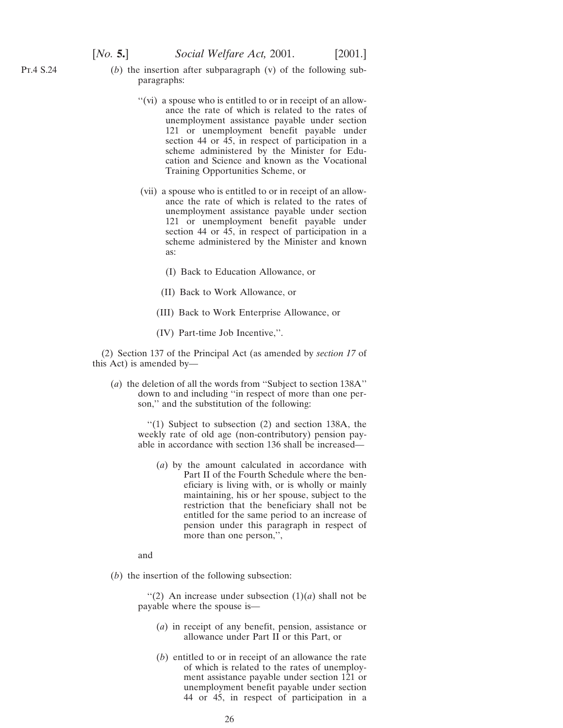(*b*) the insertion after subparagraph (v) of the following subparagraphs:

> "(vi) a spouse who is entitled to or in receipt of an allowance the rate of which is related to the rates of unemployment assistance payable under section 121 or unemployment benefit payable under section 44 or 45, in respect of participation in a scheme administered by the Minister for Education and Science and known as the Vocational Training Opportunities Scheme, or
>
> (vii) a spouse who is entitled to or in receipt of an allowance the rate of which is related to the rates of unemployment assistance payable under section 121 or unemployment benefit payable under section 44 or 45, in respect of participation in a scheme administered by the Minister and known as:
>
> (I) Back to Education Allowance, or
>
> (II) Back to Work Allowance, or
>
> (III) Back to Work Enterprise Allowance, or
>
> (IV) Part-time Job Incentive,".

(2) Section 137 of the Principal Act (as amended by *section 17* of this Act) is amended by—

(*a*) the deletion of all the words from "Subject to section 138A" down to and including "in respect of more than one person," and the substitution of the following:

> "(1) Subject to subsection (2) and section 138A, the weekly rate of old age (non-contributory) pension payable in accordance with section 136 shall be increased—
>
> (*a*) by the amount calculated in accordance with Part II of the Fourth Schedule where the beneficiary is living with, or is wholly or mainly maintaining, his or her spouse, subject to the restriction that the beneficiary shall not be entitled for the same period to an increase of pension under this paragraph in respect of more than one person,",

and

(*b*) the insertion of the following subsection:

> "(2) An increase under subsection (1)(*a*) shall not be payable where the spouse is—
>
> (*a*) in receipt of any benefit, pension, assistance or allowance under Part II or this Part, or
>
> (*b*) entitled to or in receipt of an allowance the rate of which is related to the rates of unemployment assistance payable under section 121 or unemployment benefit payable under section 44 or 45, in respect of participation in a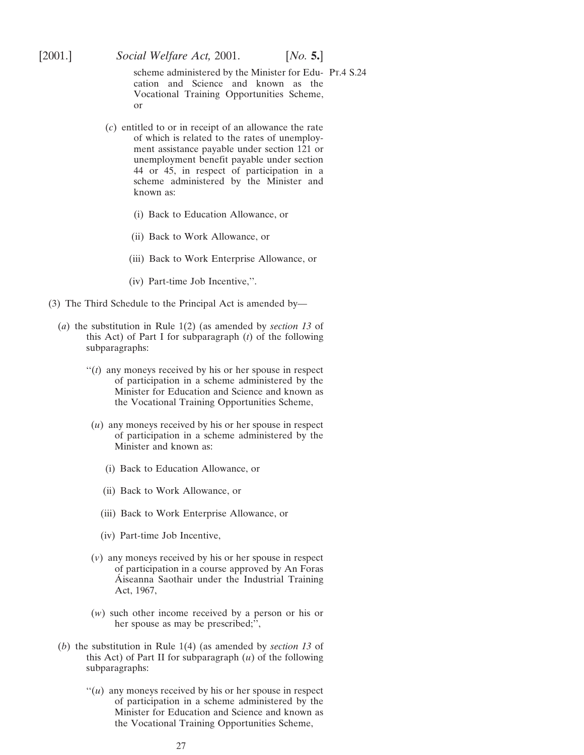scheme administered by the Minister for Education and Science and known as the Vocational Training Opportunities Scheme, or

(*c*) entitled to or in receipt of an allowance the rate of which is related to the rates of unemployment assistance payable under section 121 or unemployment benefit payable under section 44 or 45, in respect of participation in a scheme administered by the Minister and known as:

(i) Back to Education Allowance, or

(ii) Back to Work Allowance, or

(iii) Back to Work Enterprise Allowance, or

(iv) Part-time Job Incentive,''.

(3) The Third Schedule to the Principal Act is amended by—

(*a*) the substitution in Rule 1(2) (as amended by *section 13* of this Act) of Part I for subparagraph (*t*) of the following subparagraphs:

''(*t*) any moneys received by his or her spouse in respect of participation in a scheme administered by the Minister for Education and Science and known as the Vocational Training Opportunities Scheme,

(*u*) any moneys received by his or her spouse in respect of participation in a scheme administered by the Minister and known as:

(i) Back to Education Allowance, or

(ii) Back to Work Allowance, or

(iii) Back to Work Enterprise Allowance, or

(iv) Part-time Job Incentive,

(*v*) any moneys received by his or her spouse in respect of participation in a course approved by An Foras Áiseanna Saothair under the Industrial Training Act, 1967,

(*w*) such other income received by a person or his or her spouse as may be prescribed;'',

(*b*) the substitution in Rule 1(4) (as amended by *section 13* of this Act) of Part II for subparagraph (*u*) of the following subparagraphs:

''(*u*) any moneys received by his or her spouse in respect of participation in a scheme administered by the Minister for Education and Science and known as the Vocational Training Opportunities Scheme,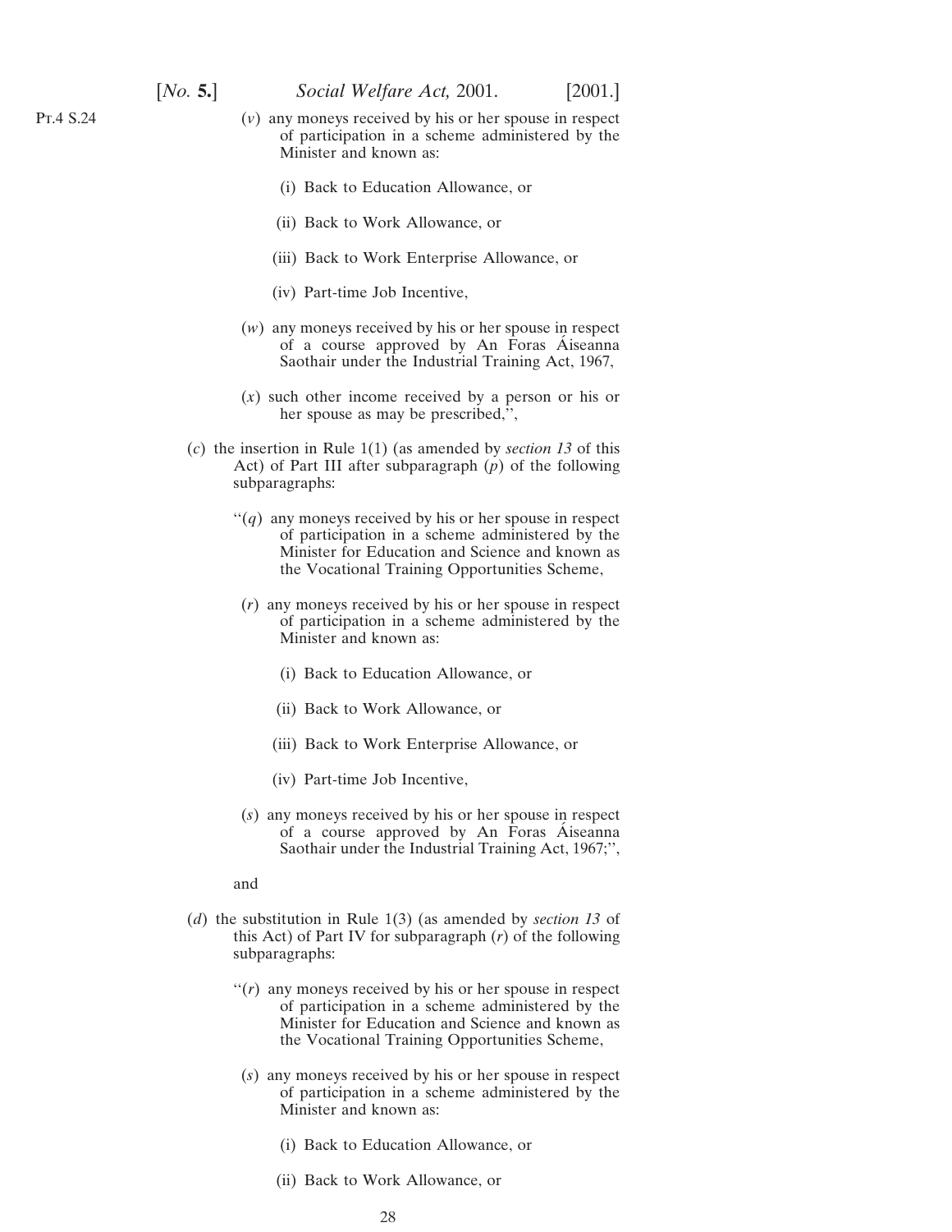(*v*) any moneys received by his or her spouse in respect of participation in a scheme administered by the Minister and known as:

(i) Back to Education Allowance, or

(ii) Back to Work Allowance, or

(iii) Back to Work Enterprise Allowance, or

(iv) Part-time Job Incentive,

(*w*) any moneys received by his or her spouse in respect of a course approved by An Foras Áiseanna Saothair under the Industrial Training Act, 1967,

(*x*) such other income received by a person or his or her spouse as may be prescribed,'',

(*c*) the insertion in Rule 1(1) (as amended by *section 13* of this Act) of Part III after subparagraph (*p*) of the following subparagraphs:

''(*q*) any moneys received by his or her spouse in respect of participation in a scheme administered by the Minister for Education and Science and known as the Vocational Training Opportunities Scheme,

(*r*) any moneys received by his or her spouse in respect of participation in a scheme administered by the Minister and known as:

(i) Back to Education Allowance, or

(ii) Back to Work Allowance, or

(iii) Back to Work Enterprise Allowance, or

(iv) Part-time Job Incentive,

(*s*) any moneys received by his or her spouse in respect of a course approved by An Foras Áiseanna Saothair under the Industrial Training Act, 1967;'',

and

(*d*) the substitution in Rule 1(3) (as amended by *section 13* of this Act) of Part IV for subparagraph (*r*) of the following subparagraphs:

''(*r*) any moneys received by his or her spouse in respect of participation in a scheme administered by the Minister for Education and Science and known as the Vocational Training Opportunities Scheme,

(*s*) any moneys received by his or her spouse in respect of participation in a scheme administered by the Minister and known as:

(i) Back to Education Allowance, or

(ii) Back to Work Allowance, or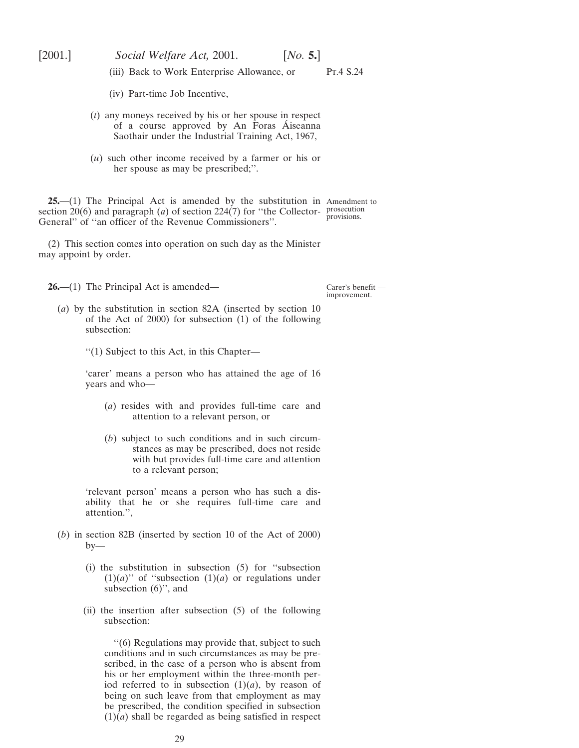(iii) Back to Work Enterprise Allowance, or

(iv) Part-time Job Incentive,

(*t*) any moneys received by his or her spouse in respect of a course approved by An Foras Áiseanna Saothair under the Industrial Training Act, 1967,

(*u*) such other income received by a farmer or his or her spouse as may be prescribed;''.

*Amendment to prosecution provisions.*

**25.**—(1) The Principal Act is amended by the substitution in section 20(6) and paragraph (*a*) of section 224(7) for ''the Collector-General'' of ''an officer of the Revenue Commissioners''.

(2) This section comes into operation on such day as the Minister may appoint by order.

*Carer's benefit — improvement.*

**26.**—(1) The Principal Act is amended—

(*a*) by the substitution in section 82A (inserted by section 10 of the Act of 2000) for subsection (1) of the following subsection:

''(1) Subject to this Act, in this Chapter—

'carer' means a person who has attained the age of 16 years and who—

(*a*) resides with and provides full-time care and attention to a relevant person, or

(*b*) subject to such conditions and in such circumstances as may be prescribed, does not reside with but provides full-time care and attention to a relevant person;

'relevant person' means a person who has such a disability that he or she requires full-time care and attention.'',

(*b*) in section 82B (inserted by section 10 of the Act of 2000) by—

(i) the substitution in subsection (5) for ''subsection (1)(*a*)'' of ''subsection (1)(*a*) or regulations under subsection (6)'', and

(ii) the insertion after subsection (5) of the following subsection:

''(6) Regulations may provide that, subject to such conditions and in such circumstances as may be prescribed, in the case of a person who is absent from his or her employment within the three-month period referred to in subsection (1)(*a*), by reason of being on such leave from that employment as may be prescribed, the condition specified in subsection (1)(*a*) shall be regarded as being satisfied in respect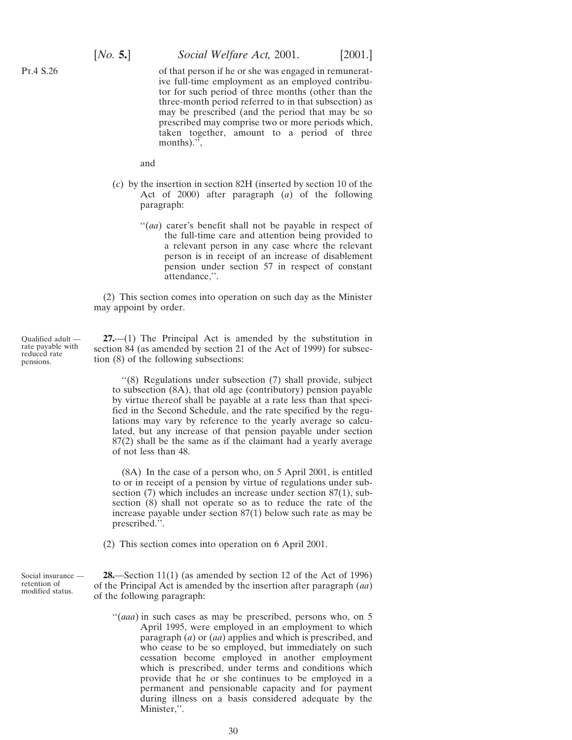of that person if he or she was engaged in remunerative full-time employment as an employed contributor for such period of three months (other than the three-month period referred to in that subsection) as may be prescribed (and the period that may be so prescribed may comprise two or more periods which, taken together, amount to a period of three months).'',

and

(*c*) by the insertion in section 82H (inserted by section 10 of the Act of 2000) after paragraph (*a*) of the following paragraph:

> ''(*aa*) carer's benefit shall not be payable in respect of the full-time care and attention being provided to a relevant person in any case where the relevant person is in receipt of an increase of disablement pension under section 57 in respect of constant attendance,''.

(2) This section comes into operation on such day as the Minister may appoint by order.

*Qualified adult — rate payable with reduced rate pensions.*

**27.**—(1) The Principal Act is amended by the substitution in section 84 (as amended by section 21 of the Act of 1999) for subsection (8) of the following subsections:

> ''(8) Regulations under subsection (7) shall provide, subject to subsection (8A), that old age (contributory) pension payable by virtue thereof shall be payable at a rate less than that specified in the Second Schedule, and the rate specified by the regulations may vary by reference to the yearly average so calculated, but any increase of that pension payable under section 87(2) shall be the same as if the claimant had a yearly average of not less than 48.
>
> (8A) In the case of a person who, on 5 April 2001, is entitled to or in receipt of a pension by virtue of regulations under subsection (7) which includes an increase under section 87(1), subsection (8) shall not operate so as to reduce the rate of the increase payable under section 87(1) below such rate as may be prescribed.''.

(2) This section comes into operation on 6 April 2001.

*Social insurance — retention of modified status.*

**28.**—Section 11(1) (as amended by section 12 of the Act of 1996) of the Principal Act is amended by the insertion after paragraph (*aa*) of the following paragraph:

> ''(*aaa*) in such cases as may be prescribed, persons who, on 5 April 1995, were employed in an employment to which paragraph (*a*) or (*aa*) applies and which is prescribed, and who cease to be so employed, but immediately on such cessation become employed in another employment which is prescribed, under terms and conditions which provide that he or she continues to be employed in a permanent and pensionable capacity and for payment during illness on a basis considered adequate by the Minister,''.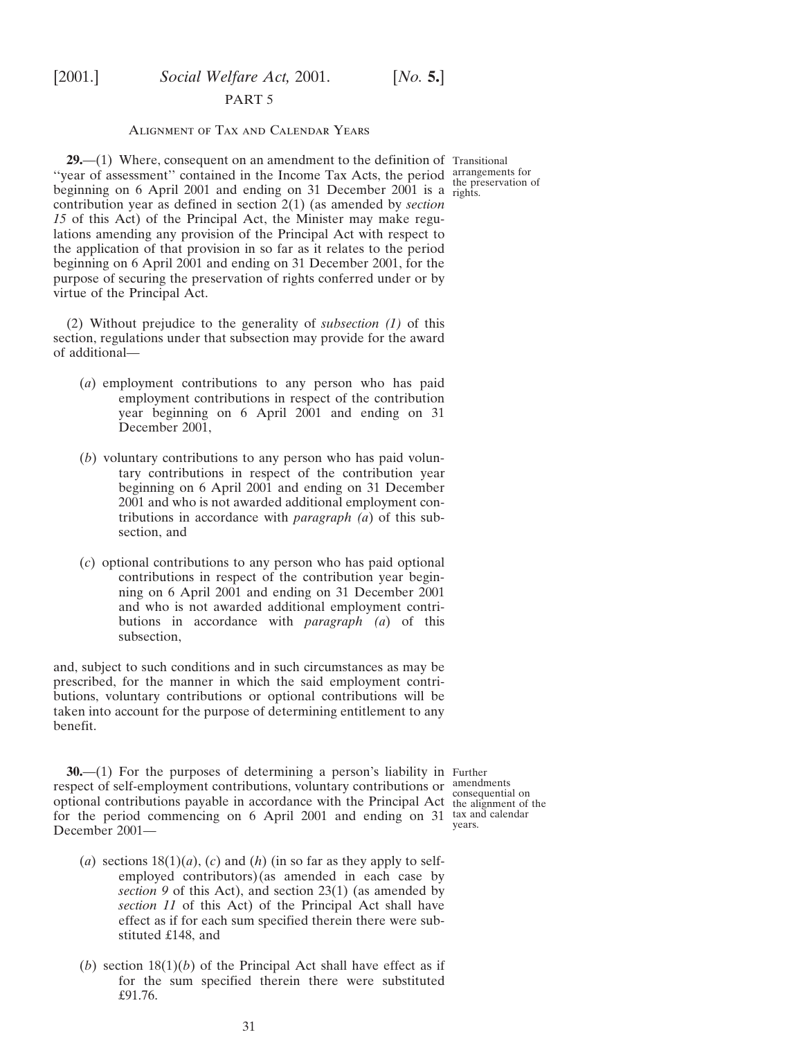PART 5

Alignment of Tax and Calendar Years

Transitional arrangements for the preservation of rights.

**29.**—(1) Where, consequent on an amendment to the definition of ''year of assessment'' contained in the Income Tax Acts, the period beginning on 6 April 2001 and ending on 31 December 2001 is a contribution year as defined in section 2(1) (as amended by *section 15* of this Act) of the Principal Act, the Minister may make regulations amending any provision of the Principal Act with respect to the application of that provision in so far as it relates to the period beginning on 6 April 2001 and ending on 31 December 2001, for the purpose of securing the preservation of rights conferred under or by virtue of the Principal Act.

(2) Without prejudice to the generality of *subsection (1)* of this section, regulations under that subsection may provide for the award of additional—

(*a*) employment contributions to any person who has paid employment contributions in respect of the contribution year beginning on 6 April 2001 and ending on 31 December 2001,

(*b*) voluntary contributions to any person who has paid voluntary contributions in respect of the contribution year beginning on 6 April 2001 and ending on 31 December 2001 and who is not awarded additional employment contributions in accordance with *paragraph (a)* of this subsection, and

(*c*) optional contributions to any person who has paid optional contributions in respect of the contribution year beginning on 6 April 2001 and ending on 31 December 2001 and who is not awarded additional employment contributions in accordance with *paragraph (a)* of this subsection,

and, subject to such conditions and in such circumstances as may be prescribed, for the manner in which the said employment contributions, voluntary contributions or optional contributions will be taken into account for the purpose of determining entitlement to any benefit.

Further amendments consequential on the alignment of the tax and calendar years.

**30.**—(1) For the purposes of determining a person's liability in respect of self-employment contributions, voluntary contributions or optional contributions payable in accordance with the Principal Act for the period commencing on 6 April 2001 and ending on 31 December 2001—

(*a*) sections 18(1)(*a*), (*c*) and (*h*) (in so far as they apply to self-employed contributors) (as amended in each case by *section 9* of this Act), and section 23(1) (as amended by *section 11* of this Act) of the Principal Act shall have effect as if for each sum specified therein there were substituted £148, and

(*b*) section 18(1)(*b*) of the Principal Act shall have effect as if for the sum specified therein there were substituted £91.76.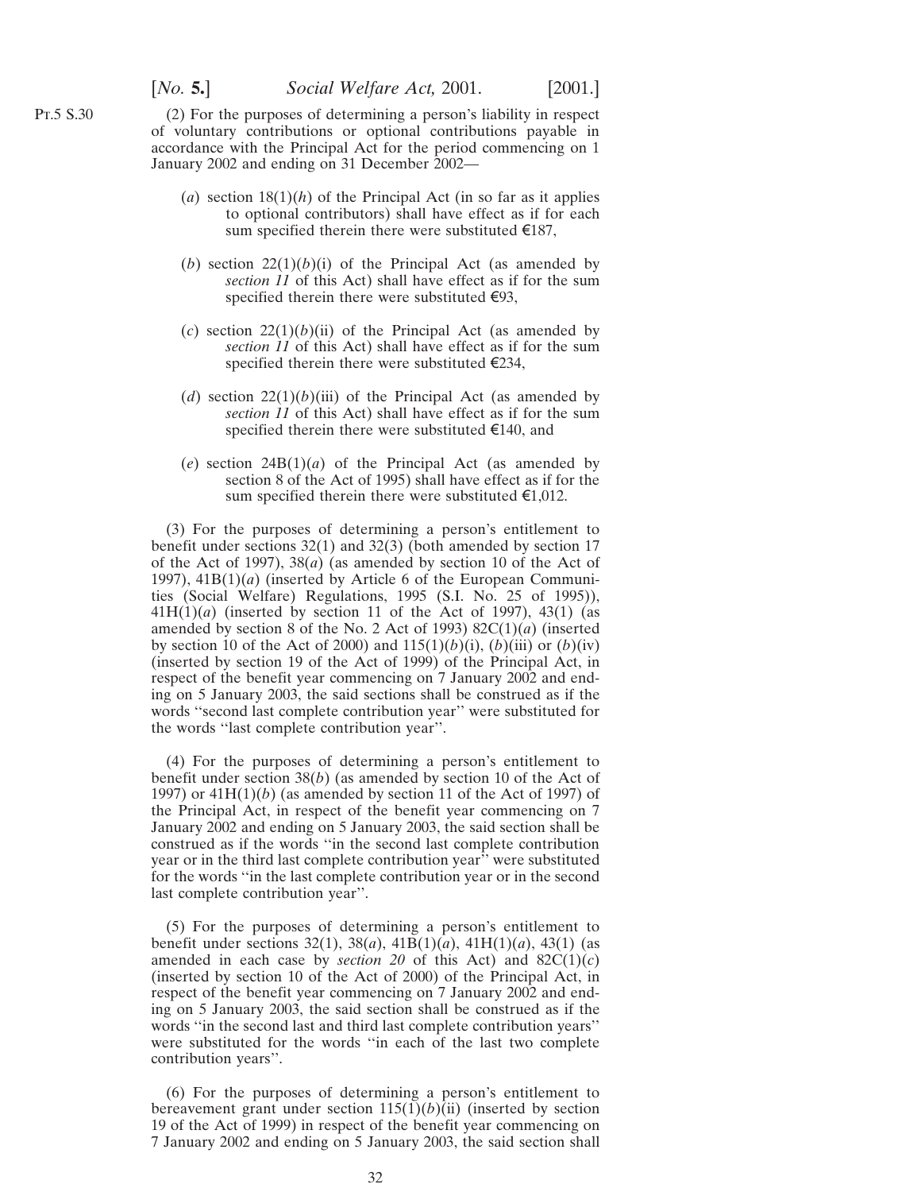(2) For the purposes of determining a person's liability in respect of voluntary contributions or optional contributions payable in accordance with the Principal Act for the period commencing on 1 January 2002 and ending on 31 December 2002—

(*a*) section 18(1)(*h*) of the Principal Act (in so far as it applies to optional contributors) shall have effect as if for each sum specified therein there were substituted €187,

(*b*) section 22(1)(*b*)(i) of the Principal Act (as amended by *section 11* of this Act) shall have effect as if for the sum specified therein there were substituted €93,

(*c*) section 22(1)(*b*)(ii) of the Principal Act (as amended by *section 11* of this Act) shall have effect as if for the sum specified therein there were substituted €234,

(*d*) section 22(1)(*b*)(iii) of the Principal Act (as amended by *section 11* of this Act) shall have effect as if for the sum specified therein there were substituted €140, and

(*e*) section 24B(1)(*a*) of the Principal Act (as amended by section 8 of the Act of 1995) shall have effect as if for the sum specified therein there were substituted €1,012.

(3) For the purposes of determining a person's entitlement to benefit under sections 32(1) and 32(3) (both amended by section 17 of the Act of 1997), 38(*a*) (as amended by section 10 of the Act of 1997), 41B(1)(*a*) (inserted by Article 6 of the European Communities (Social Welfare) Regulations, 1995 (S.I. No. 25 of 1995)), 41H(1)(*a*) (inserted by section 11 of the Act of 1997), 43(1) (as amended by section 8 of the No. 2 Act of 1993) 82C(1)(*a*) (inserted by section 10 of the Act of 2000) and 115(1)(*b*)(i), (*b*)(iii) or (*b*)(iv) (inserted by section 19 of the Act of 1999) of the Principal Act, in respect of the benefit year commencing on 7 January 2002 and ending on 5 January 2003, the said sections shall be construed as if the words "second last complete contribution year" were substituted for the words "last complete contribution year".

(4) For the purposes of determining a person's entitlement to benefit under section 38(*b*) (as amended by section 10 of the Act of 1997) or 41H(1)(*b*) (as amended by section 11 of the Act of 1997) of the Principal Act, in respect of the benefit year commencing on 7 January 2002 and ending on 5 January 2003, the said section shall be construed as if the words "in the second last complete contribution year or in the third last complete contribution year" were substituted for the words "in the last complete contribution year or in the second last complete contribution year".

(5) For the purposes of determining a person's entitlement to benefit under sections 32(1), 38(*a*), 41B(1)(*a*), 41H(1)(*a*), 43(1) (as amended in each case by *section 20* of this Act) and 82C(1)(*c*) (inserted by section 10 of the Act of 2000) of the Principal Act, in respect of the benefit year commencing on 7 January 2002 and ending on 5 January 2003, the said section shall be construed as if the words "in the second last and third last complete contribution years" were substituted for the words "in each of the last two complete contribution years".

(6) For the purposes of determining a person's entitlement to bereavement grant under section 115(1)(*b*)(ii) (inserted by section 19 of the Act of 1999) in respect of the benefit year commencing on 7 January 2002 and ending on 5 January 2003, the said section shall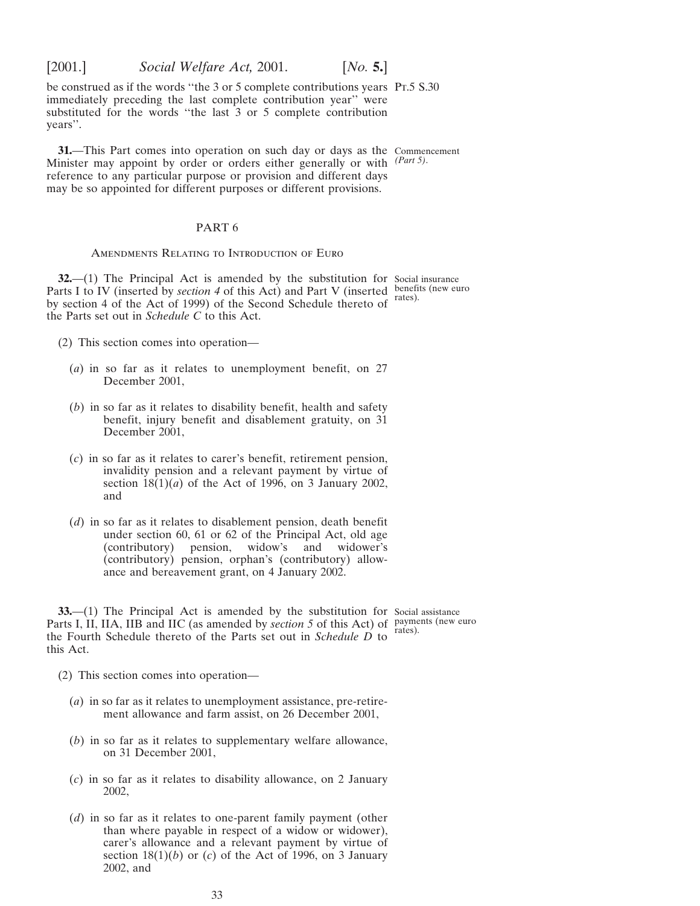be construed as if the words "the 3 or 5 complete contributions years immediately preceding the last complete contribution year" were substituted for the words "the last 3 or 5 complete contribution years".

Pt.5 S.30

**31.**—This Part comes into operation on such day or days as the Minister may appoint by order or orders either generally or with reference to any particular purpose or provision and different days may be so appointed for different purposes or different provisions.

Commencement *(Part 5)*.

## PART 6

### Amendments Relating to Introduction of Euro

**32.**—(1) The Principal Act is amended by the substitution for Parts I to IV (inserted by *section 4* of this Act) and Part V (inserted by section 4 of the Act of 1999) of the Second Schedule thereto of the Parts set out in *Schedule C* to this Act.

Social insurance benefits (new euro rates).

(2) This section comes into operation—

(*a*) in so far as it relates to unemployment benefit, on 27 December 2001,

(*b*) in so far as it relates to disability benefit, health and safety benefit, injury benefit and disablement gratuity, on 31 December 2001,

(*c*) in so far as it relates to carer's benefit, retirement pension, invalidity pension and a relevant payment by virtue of section 18(1)(*a*) of the Act of 1996, on 3 January 2002, and

(*d*) in so far as it relates to disablement pension, death benefit under section 60, 61 or 62 of the Principal Act, old age (contributory) pension, widow's and widower's (contributory) pension, orphan's (contributory) allowance and bereavement grant, on 4 January 2002.

**33.**—(1) The Principal Act is amended by the substitution for Parts I, II, IIA, IIB and IIC (as amended by *section 5* of this Act) of the Fourth Schedule thereto of the Parts set out in *Schedule D* to this Act.

Social assistance payments (new euro rates).

(2) This section comes into operation—

(*a*) in so far as it relates to unemployment assistance, pre-retirement allowance and farm assist, on 26 December 2001,

(*b*) in so far as it relates to supplementary welfare allowance, on 31 December 2001,

(*c*) in so far as it relates to disability allowance, on 2 January 2002,

(*d*) in so far as it relates to one-parent family payment (other than where payable in respect of a widow or widower), carer's allowance and a relevant payment by virtue of section 18(1)(*b*) or (*c*) of the Act of 1996, on 3 January 2002, and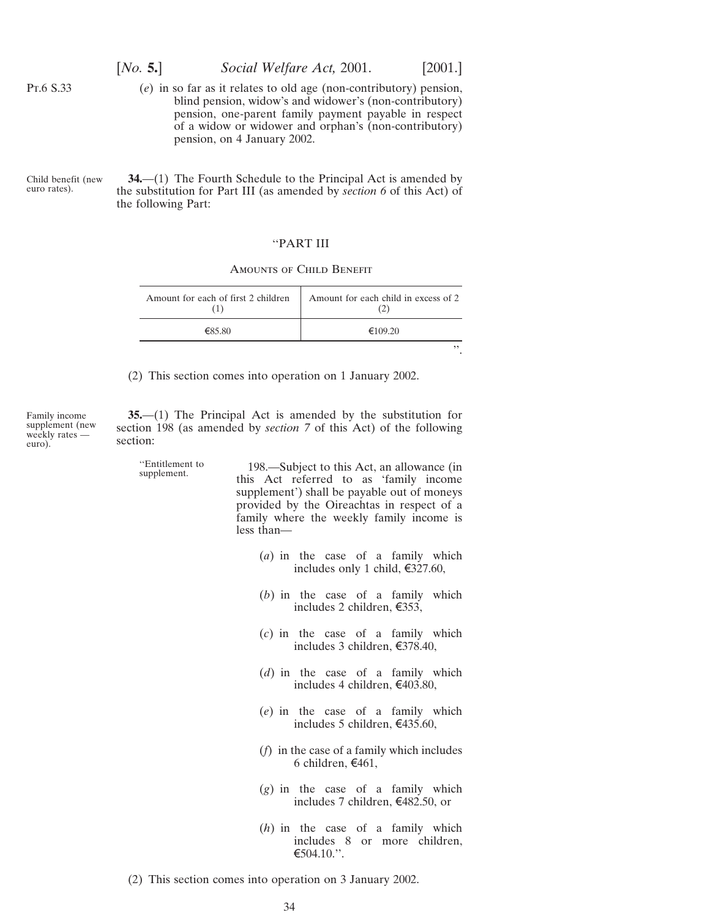Pt.6 S.33

(*e*) in so far as it relates to old age (non-contributory) pension, blind pension, widow's and widower's (non-contributory) pension, one-parent family payment payable in respect of a widow or widower and orphan's (non-contributory) pension, on 4 January 2002.

Child benefit (new euro rates).

**34.**—(1) The Fourth Schedule to the Principal Act is amended by the substitution for Part III (as amended by *section 6* of this Act) of the following Part:

''PART III

Amounts of Child Benefit

| Amount for each of first 2 children (1) | Amount for each child in excess of 2 (2) |
|---|---|
| €85.80 | €109.20 |

''.

(2) This section comes into operation on 1 January 2002.

Family income supplement (new weekly rates — euro).

**35.**—(1) The Principal Act is amended by the substitution for section 198 (as amended by *section 7* of this Act) of the following section:

''Entitlement to supplement.

198.—Subject to this Act, an allowance (in this Act referred to as 'family income supplement') shall be payable out of moneys provided by the Oireachtas in respect of a family where the weekly family income is less than—

(*a*) in the case of a family which includes only 1 child, €327.60,

(*b*) in the case of a family which includes 2 children, €353,

(*c*) in the case of a family which includes 3 children, €378.40,

(*d*) in the case of a family which includes 4 children, €403.80,

(*e*) in the case of a family which includes 5 children, €435.60,

(*f*) in the case of a family which includes 6 children, €461,

(*g*) in the case of a family which includes 7 children, €482.50, or

(*h*) in the case of a family which includes 8 or more children, €504.10.''.

(2) This section comes into operation on 3 January 2002.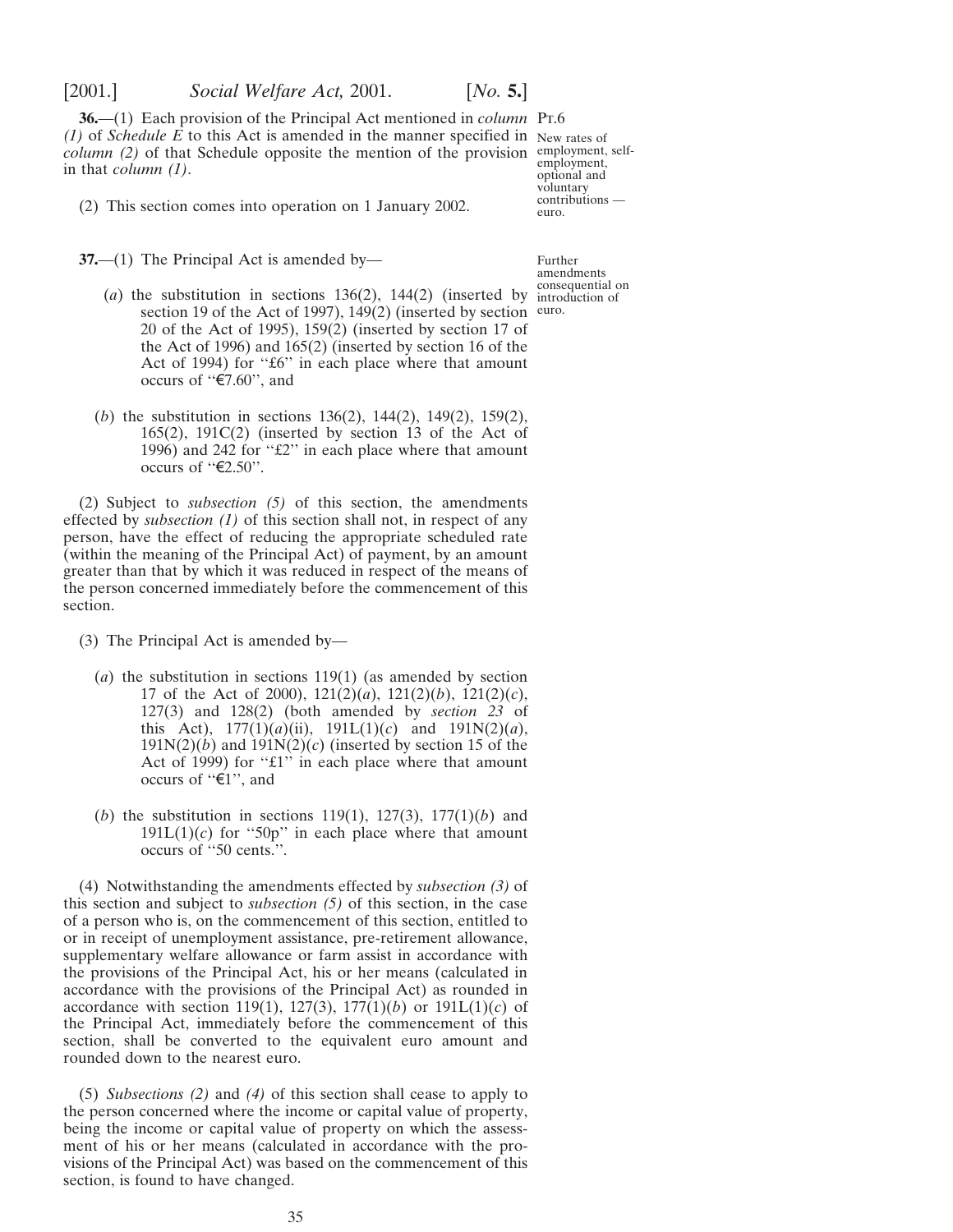**36.**—(1) Each provision of the Principal Act mentioned in *column (1)* of *Schedule E* to this Act is amended in the manner specified in *column (2)* of that Schedule opposite the mention of the provision in that *column (1)*.

Pt.6

New rates of employment, self-employment, optional and voluntary contributions — euro.

(2) This section comes into operation on 1 January 2002.

**37.**—(1) The Principal Act is amended by—

Further amendments consequential on introduction of euro.

(*a*) the substitution in sections 136(2), 144(2) (inserted by section 19 of the Act of 1997), 149(2) (inserted by section 20 of the Act of 1995), 159(2) (inserted by section 17 of the Act of 1996) and 165(2) (inserted by section 16 of the Act of 1994) for ''£6'' in each place where that amount occurs of ''€7.60'', and

(*b*) the substitution in sections 136(2), 144(2), 149(2), 159(2), 165(2), 191C(2) (inserted by section 13 of the Act of 1996) and 242 for ''£2'' in each place where that amount occurs of ''€2.50''.

(2) Subject to *subsection (5)* of this section, the amendments effected by *subsection (1)* of this section shall not, in respect of any person, have the effect of reducing the appropriate scheduled rate (within the meaning of the Principal Act) of payment, by an amount greater than that by which it was reduced in respect of the means of the person concerned immediately before the commencement of this section.

(3) The Principal Act is amended by—

(*a*) the substitution in sections 119(1) (as amended by section 17 of the Act of 2000), 121(2)(*a*), 121(2)(*b*), 121(2)(*c*), 127(3) and 128(2) (both amended by *section 23* of this Act), 177(1)(*a*)(ii), 191L(1)(*c*) and 191N(2)(*a*), 191N(2)(*b*) and 191N(2)(*c*) (inserted by section 15 of the Act of 1999) for ''£1'' in each place where that amount occurs of ''€1'', and

(*b*) the substitution in sections 119(1), 127(3), 177(1)(*b*) and 191L(1)(*c*) for ''50p'' in each place where that amount occurs of ''50 cent.''.

(4) Notwithstanding the amendments effected by *subsection (3)* of this section and subject to *subsection (5)* of this section, in the case of a person who is, on the commencement of this section, entitled to or in receipt of unemployment assistance, pre-retirement allowance, supplementary welfare allowance or farm assist in accordance with the provisions of the Principal Act, his or her means (calculated in accordance with the provisions of the Principal Act) as rounded in accordance with section 119(1), 127(3), 177(1)(*b*) or 191L(1)(*c*) of the Principal Act, immediately before the commencement of this section, shall be converted to the equivalent euro amount and rounded down to the nearest euro.

(5) *Subsections (2)* and *(4)* of this section shall cease to apply to the person concerned where the income or capital value of property, being the income or capital value of property on which the assessment of his or her means (calculated in accordance with the provisions of the Principal Act) was based on the commencement of this section, is found to have changed.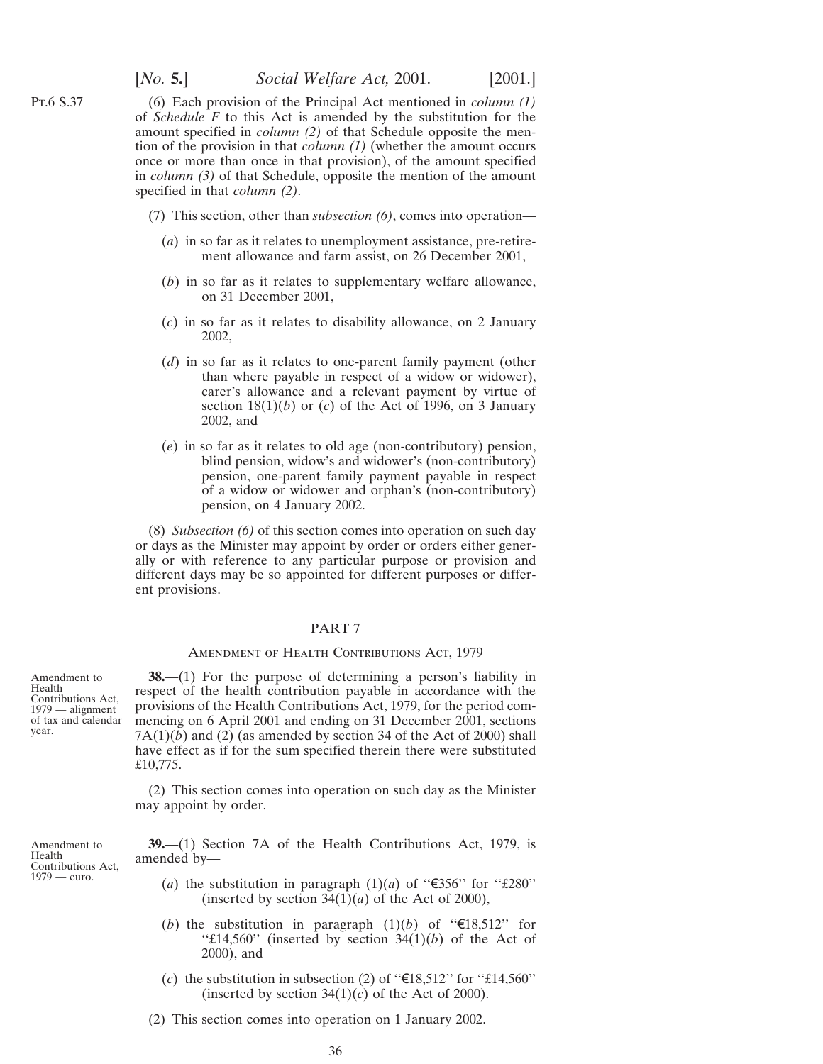(6) Each provision of the Principal Act mentioned in *column (1)* of *Schedule F* to this Act is amended by the substitution for the amount specified in *column (2)* of that Schedule opposite the mention of the provision in that *column (1)* (whether the amount occurs once or more than once in that provision), of the amount specified in *column (3)* of that Schedule, opposite the mention of the amount specified in that *column (2)*.

(7) This section, other than *subsection (6)*, comes into operation—

(*a*) in so far as it relates to unemployment assistance, pre-retirement allowance and farm assist, on 26 December 2001,

(*b*) in so far as it relates to supplementary welfare allowance, on 31 December 2001,

(*c*) in so far as it relates to disability allowance, on 2 January 2002,

(*d*) in so far as it relates to one-parent family payment (other than where payable in respect of a widow or widower), carer's allowance and a relevant payment by virtue of section 18(1)(*b*) or (*c*) of the Act of 1996, on 3 January 2002, and

(*e*) in so far as it relates to old age (non-contributory) pension, blind pension, widow's and widower's (non-contributory) pension, one-parent family payment payable in respect of a widow or widower and orphan's (non-contributory) pension, on 4 January 2002.

(8) *Subsection (6)* of this section comes into operation on such day or days as the Minister may appoint by order or orders either generally or with reference to any particular purpose or provision and different days may be so appointed for different purposes or different provisions.

## PART 7

### Amendment of Health Contributions Act, 1979

Amendment to Health Contributions Act, 1979 — alignment of tax and calendar year.

**38.**—(1) For the purpose of determining a person's liability in respect of the health contribution payable in accordance with the provisions of the Health Contributions Act, 1979, for the period commencing on 6 April 2001 and ending on 31 December 2001, sections 7A(1)(*b*) and (2) (as amended by section 34 of the Act of 2000) shall have effect as if for the sum specified therein there were substituted £10,775.

(2) This section comes into operation on such day as the Minister may appoint by order.

Amendment to Health Contributions Act, 1979 — euro.

**39.**—(1) Section 7A of the Health Contributions Act, 1979, is amended by—

(*a*) the substitution in paragraph (1)(*a*) of "€356" for "£280" (inserted by section 34(1)(*a*) of the Act of 2000),

(*b*) the substitution in paragraph (1)(*b*) of "€18,512" for "£14,560" (inserted by section 34(1)(*b*) of the Act of 2000), and

(*c*) the substitution in subsection (2) of "€18,512" for "£14,560" (inserted by section 34(1)(*c*) of the Act of 2000).

(2) This section comes into operation on 1 January 2002.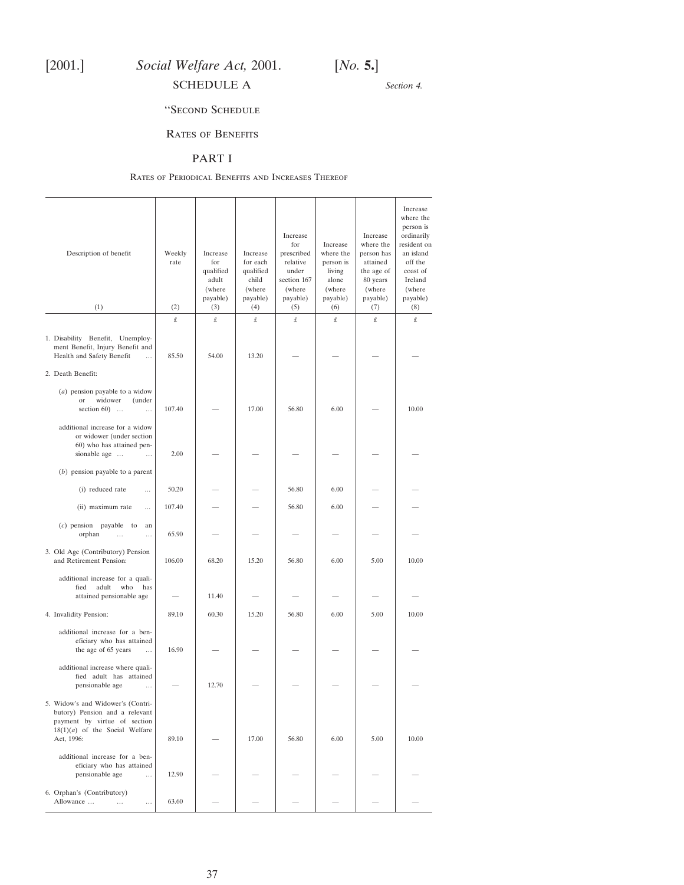SCHEDULE A

*Section 4.*

"SECOND SCHEDULE

RATES OF BENEFITS

PART I

RATES OF PERIODICAL BENEFITS AND INCREASES THEREOF

| Description of benefit (1) | Weekly rate (2) | Increase for qualified adult (where payable) (3) | Increase for each qualified child (where payable) (4) | Increase for prescribed relative under section 167 (where payable) (5) | Increase where the person is living alone (where payable) (6) | Increase where the person has attained the age of 80 years (where payable) (7) | Increase where the person is ordinarily resident on an island off the coast of Ireland (where payable) (8) |
|---|---|---|---|---|---|---|---|
| | £ | £ | £ | £ | £ | £ | £ |
| 1. Disability Benefit, Unemployment Benefit, Injury Benefit and Health and Safety Benefit ... | 85.50 | 54.00 | 13.20 | — | — | — | — |
| 2. Death Benefit: | | | | | | | |
| (*a*) pension payable to a widow or widower (under section 60) ... ... | 107.40 | — | 17.00 | 56.80 | 6.00 | — | 10.00 |
| additional increase for a widow or widower (under section 60) who has attained pensionable age ... ... | 2.00 | — | — | — | — | — | — |
| (*b*) pension payable to a parent | | | | | | | |
| (i) reduced rate ... | 50.20 | — | — | 56.80 | 6.00 | — | — |
| (ii) maximum rate ... | 107.40 | — | — | 56.80 | 6.00 | — | — |
| (*c*) pension payable to an orphan ... ... | 65.90 | — | — | — | — | — | — |
| 3. Old Age (Contributory) Pension and Retirement Pension: | 106.00 | 68.20 | 15.20 | 56.80 | 6.00 | 5.00 | 10.00 |
| additional increase for a qualified adult who has attained pensionable age | — | 11.40 | — | — | — | — | — |
| 4. Invalidity Pension: | 89.10 | 60.30 | 15.20 | 56.80 | 6.00 | 5.00 | 10.00 |
| additional increase for a beneficiary who has attained the age of 65 years ... | 16.90 | — | — | — | — | — | — |
| additional increase where qualified adult has attained pensionable age ... | — | 12.70 | — | — | — | — | — |
| 5. Widow's and Widower's (Contributory) Pension and a relevant payment by virtue of section 18(1)(*a*) of the Social Welfare Act, 1996: | 89.10 | — | 17.00 | 56.80 | 6.00 | 5.00 | 10.00 |
| additional increase for a beneficiary who has attained pensionable age ... | 12.90 | — | — | — | — | — | — |
| 6. Orphan's (Contributory) Allowance ... ... ... | 63.60 | — | — | — | — | — | — |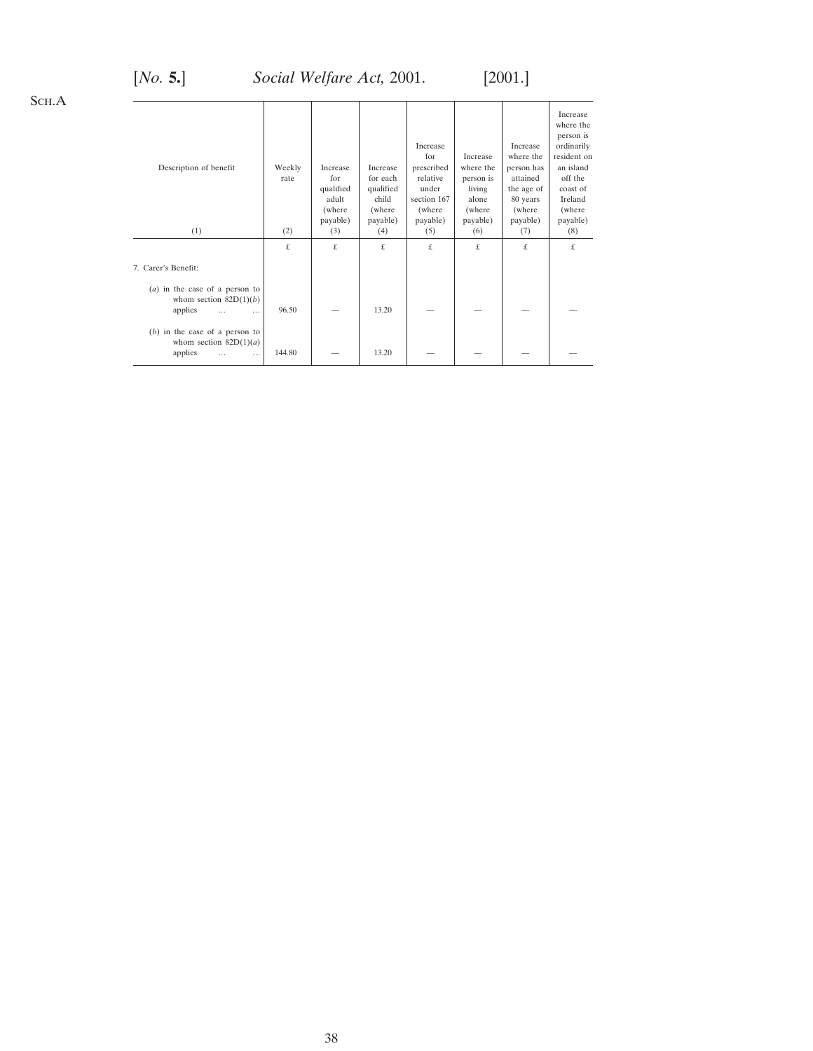Sch.A

| Description of benefit | Weekly rate | Increase for qualified adult (where payable) | Increase for each qualified child (where payable) | Increase for prescribed relative under section 167 (where payable) | Increase where the person is living alone (where payable) | Increase where the person has attained the age of 80 years (where payable) | Increase where the person is ordinarily resident on an island off the coast of Ireland (where payable) |
|---|---|---|---|---|---|---|---|
| (1) | (2) | (3) | (4) | (5) | (6) | (7) | (8) |
| | £ | £ | £ | £ | £ | £ | £ |
| 7. Carer's Benefit: | | | | | | | |
| (*a*) in the case of a person to whom section 82D(1)(*b*) applies … … | 96.50 | — | 13.20 | — | — | — | — |
| (*b*) in the case of a person to whom section 82D(1)(*a*) applies … … | 144.80 | — | 13.20 | — | — | — | — |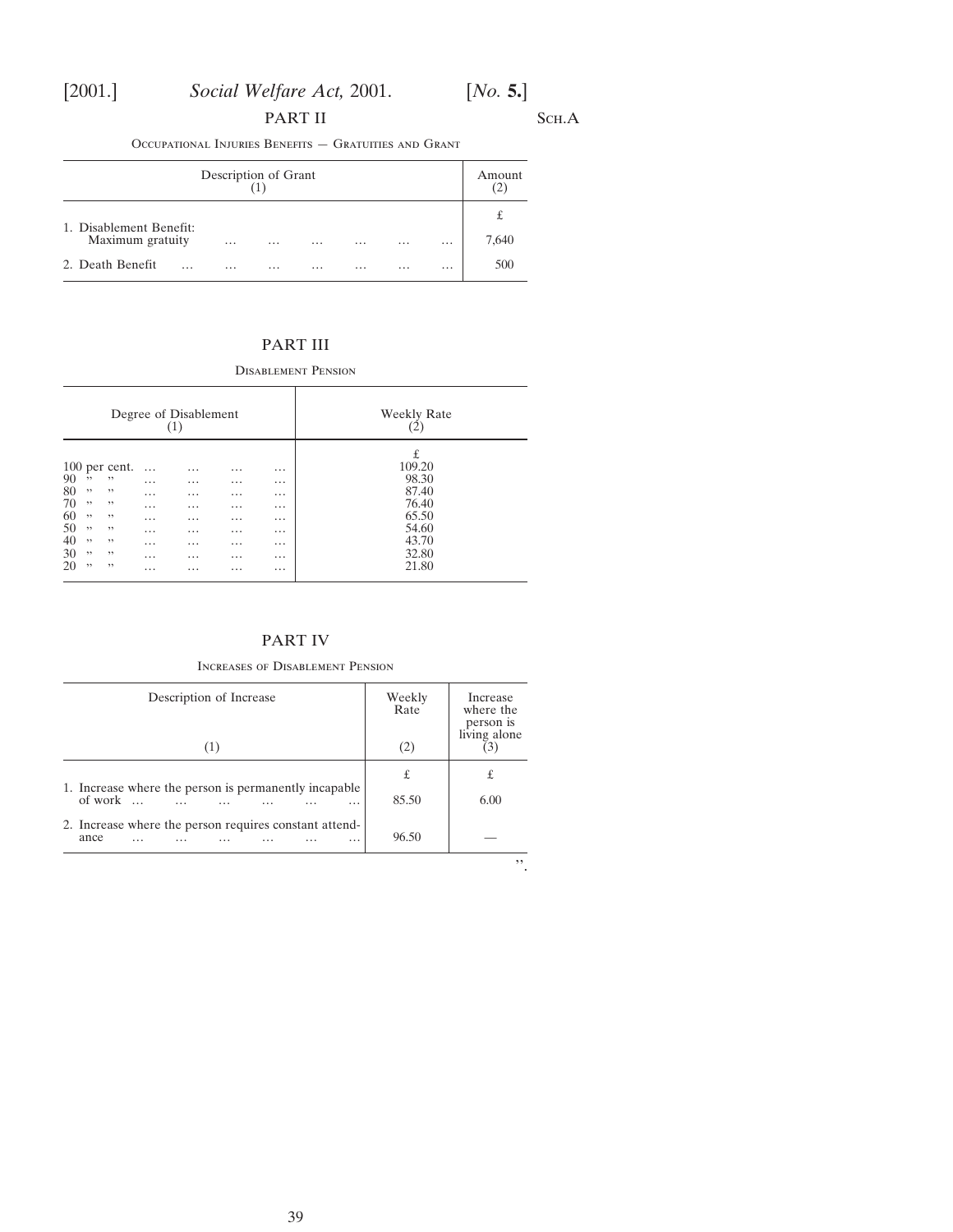## PART II

Sch.A

Occupational Injuries Benefits — Gratuities and Grant

| Description of Grant (1) | Amount (2) |
|---|---|
| | £ |
| 1. Disablement Benefit: Maximum gratuity … … … … … … | 7,640 |
| 2. Death Benefit … … … … … … … | 500 |

## PART III

Disablement Pension

| Degree of Disablement (1) | Weekly Rate (2) |
|---|---|
| | £ |
| 100 per cent. … … … … | 109.20 |
| 90 " " … … … … | 98.30 |
| 80 " " … … … … | 87.40 |
| 70 " " … … … … | 76.40 |
| 60 " " … … … … | 65.50 |
| 50 " " … … … … | 54.60 |
| 40 " " … … … … | 43.70 |
| 30 " " … … … … | 32.80 |
| 20 " " … … … … | 21.80 |

## PART IV

Increases of Disablement Pension

| Description of Increase (1) | Weekly Rate (2) | Increase where the person is living alone (3) |
|---|---|---|
| | £ | £ |
| 1. Increase where the person is permanently incapable of work … … … … … … | 85.50 | 6.00 |
| 2. Increase where the person requires constant attendance … … … … … … | 96.50 | — |

".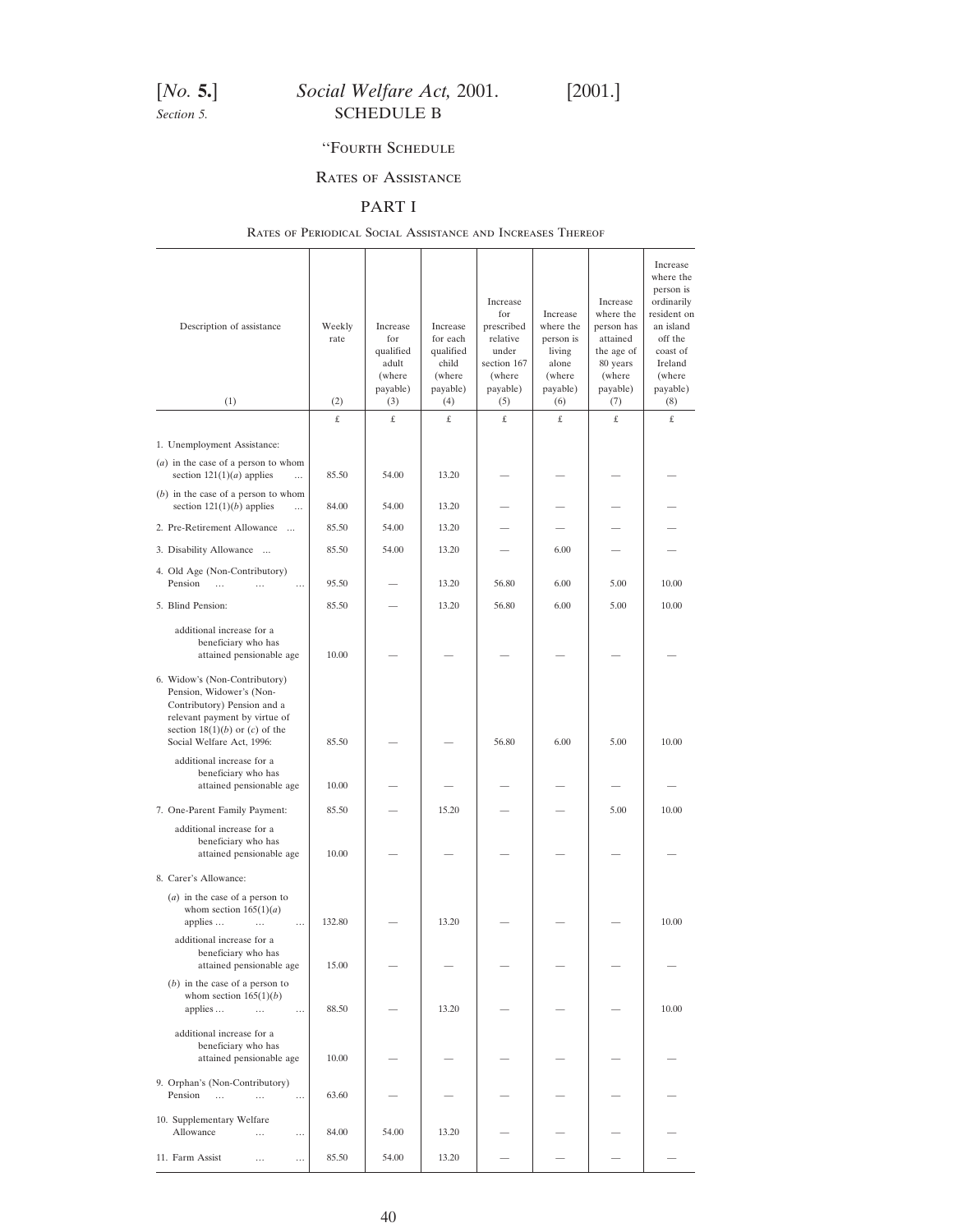Section 5.

SCHEDULE B

"FOURTH SCHEDULE

RATES OF ASSISTANCE

PART I

RATES OF PERIODICAL SOCIAL ASSISTANCE AND INCREASES THEREOF

| Description of assistance (1) | Weekly rate (2) | Increase for qualified adult (where payable) (3) | Increase for each qualified child (where payable) (4) | Increase for prescribed relative under section 167 (where payable) (5) | Increase where the person is living alone (where payable) (6) | Increase where the person has attained the age of 80 years (where payable) (7) | Increase where the person is ordinarily resident on an island off the coast of Ireland (where payable) (8) |
|---|---|---|---|---|---|---|---|
| | £ | £ | £ | £ | £ | £ | £ |
| 1. Unemployment Assistance: | | | | | | | |
| (*a*) in the case of a person to whom section 121(1)(*a*) applies ... | 85.50 | 54.00 | 13.20 | — | — | — | — |
| (*b*) in the case of a person to whom section 121(1)(*b*) applies ... | 84.00 | 54.00 | 13.20 | — | — | — | — |
| 2. Pre-Retirement Allowance ... | 85.50 | 54.00 | 13.20 | — | — | — | — |
| 3. Disability Allowance ... | 85.50 | 54.00 | 13.20 | — | 6.00 | — | — |
| 4. Old Age (Non-Contributory) Pension ... ... ... | 95.50 | — | 13.20 | 56.80 | 6.00 | 5.00 | 10.00 |
| 5. Blind Pension: | 85.50 | — | 13.20 | 56.80 | 6.00 | 5.00 | 10.00 |
| additional increase for a beneficiary who has attained pensionable age | 10.00 | — | — | — | — | — | — |
| 6. Widow's (Non-Contributory) Pension, Widower's (Non-Contributory) Pension and a relevant payment by virtue of section 18(1)(*b*) or (*c*) of the Social Welfare Act, 1996: | 85.50 | — | — | 56.80 | 6.00 | 5.00 | 10.00 |
| additional increase for a beneficiary who has attained pensionable age | 10.00 | — | — | — | — | — | — |
| 7. One-Parent Family Payment: | 85.50 | — | 15.20 | — | — | 5.00 | 10.00 |
| additional increase for a beneficiary who has attained pensionable age | 10.00 | — | — | — | — | — | — |
| 8. Carer's Allowance: | | | | | | | |
| (*a*) in the case of a person to whom section 165(1)(*a*) applies ... ... ... | 132.80 | — | 13.20 | — | — | — | 10.00 |
| additional increase for a beneficiary who has attained pensionable age | 15.00 | — | — | — | — | — | — |
| (*b*) in the case of a person to whom section 165(1)(*b*) applies ... ... ... | 88.50 | — | 13.20 | — | — | — | 10.00 |
| additional increase for a beneficiary who has attained pensionable age | 10.00 | — | — | — | — | — | — |
| 9. Orphan's (Non-Contributory) Pension ... ... ... | 63.60 | — | — | — | — | — | — |
| 10. Supplementary Welfare Allowance ... ... | 84.00 | 54.00 | 13.20 | — | — | — | — |
| 11. Farm Assist ... ... | 85.50 | 54.00 | 13.20 | — | — | — | — |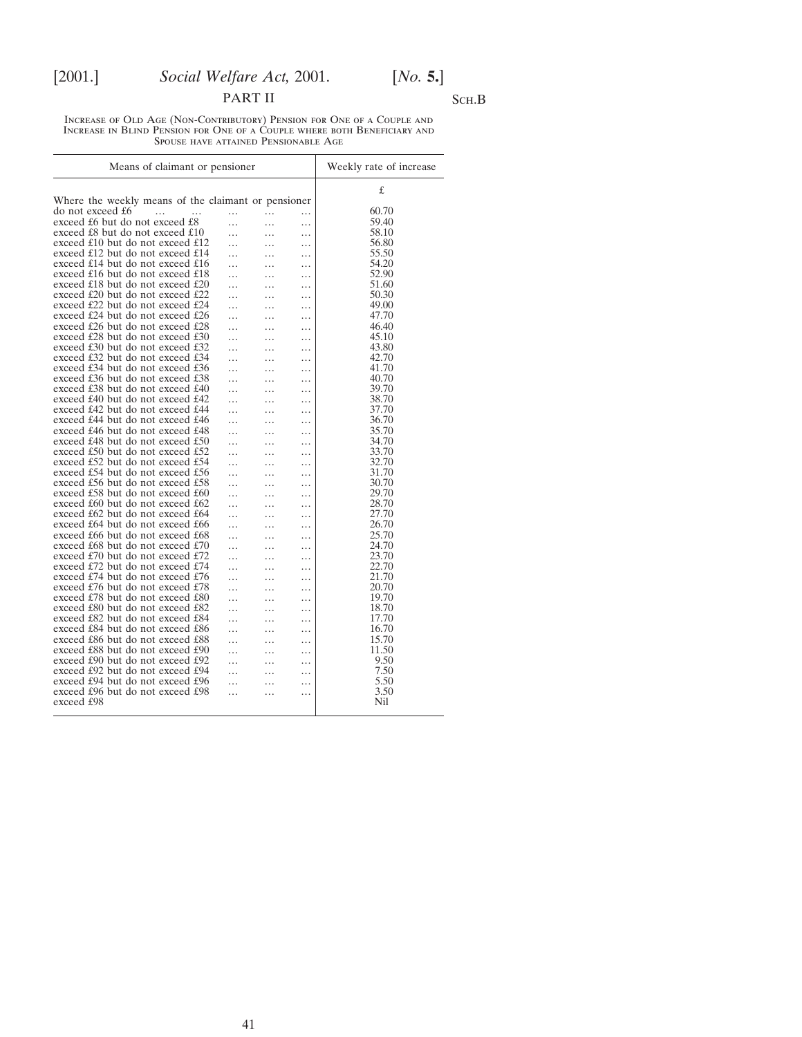## PART II

Sch.B

Increase of Old Age (Non-Contributory) Pension for One of a Couple and Increase in Blind Pension for One of a Couple where both Beneficiary and Spouse have attained Pensionable Age

| Means of claimant or pensioner | Weekly rate of increase |
|---|---|
| | £ |
| Where the weekly means of the claimant or pensioner | |
| do not exceed £6 | 60.70 |
| exceed £6 but do not exceed £8 | 59.40 |
| exceed £8 but do not exceed £10 | 58.10 |
| exceed £10 but do not exceed £12 | 56.80 |
| exceed £12 but do not exceed £14 | 55.50 |
| exceed £14 but do not exceed £16 | 54.20 |
| exceed £16 but do not exceed £18 | 52.90 |
| exceed £18 but do not exceed £20 | 51.60 |
| exceed £20 but do not exceed £22 | 50.30 |
| exceed £22 but do not exceed £24 | 49.00 |
| exceed £24 but do not exceed £26 | 47.70 |
| exceed £26 but do not exceed £28 | 46.40 |
| exceed £28 but do not exceed £30 | 45.10 |
| exceed £30 but do not exceed £32 | 43.80 |
| exceed £32 but do not exceed £34 | 42.70 |
| exceed £34 but do not exceed £36 | 41.70 |
| exceed £36 but do not exceed £38 | 40.70 |
| exceed £38 but do not exceed £40 | 39.70 |
| exceed £40 but do not exceed £42 | 38.70 |
| exceed £42 but do not exceed £44 | 37.70 |
| exceed £44 but do not exceed £46 | 36.70 |
| exceed £46 but do not exceed £48 | 35.70 |
| exceed £48 but do not exceed £50 | 34.70 |
| exceed £50 but do not exceed £52 | 33.70 |
| exceed £52 but do not exceed £54 | 32.70 |
| exceed £54 but do not exceed £56 | 31.70 |
| exceed £56 but do not exceed £58 | 30.70 |
| exceed £58 but do not exceed £60 | 29.70 |
| exceed £60 but do not exceed £62 | 28.70 |
| exceed £62 but do not exceed £64 | 27.70 |
| exceed £64 but do not exceed £66 | 26.70 |
| exceed £66 but do not exceed £68 | 25.70 |
| exceed £68 but do not exceed £70 | 24.70 |
| exceed £70 but do not exceed £72 | 23.70 |
| exceed £72 but do not exceed £74 | 22.70 |
| exceed £74 but do not exceed £76 | 21.70 |
| exceed £76 but do not exceed £78 | 20.70 |
| exceed £78 but do not exceed £80 | 19.70 |
| exceed £80 but do not exceed £82 | 18.70 |
| exceed £82 but do not exceed £84 | 17.70 |
| exceed £84 but do not exceed £86 | 16.70 |
| exceed £86 but do not exceed £88 | 15.70 |
| exceed £88 but do not exceed £90 | 11.50 |
| exceed £90 but do not exceed £92 | 9.50 |
| exceed £92 but do not exceed £94 | 7.50 |
| exceed £94 but do not exceed £96 | 5.50 |
| exceed £96 but do not exceed £98 | 3.50 |
| exceed £98 | Nil |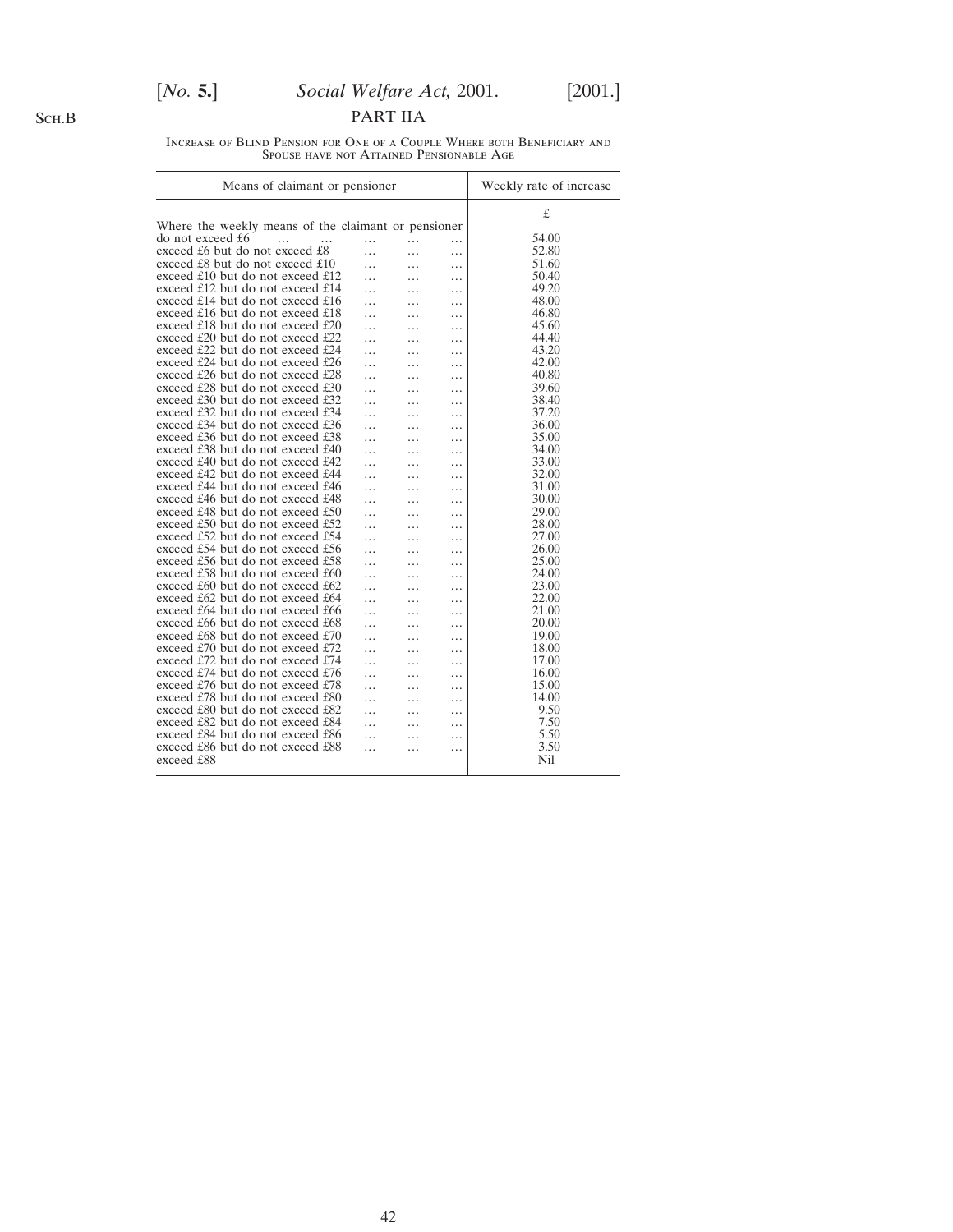Sch.B

## PART IIA

Increase of Blind Pension for One of a Couple Where both Beneficiary and Spouse have not Attained Pensionable Age

| Means of claimant or pensioner | Weekly rate of increase |
|---|---|
| | £ |
| Where the weekly means of the claimant or pensioner | |
| do not exceed £6 … … … … … | 54.00 |
| exceed £6 but do not exceed £8 … … … | 52.80 |
| exceed £8 but do not exceed £10 … … … | 51.60 |
| exceed £10 but do not exceed £12 … … … | 50.40 |
| exceed £12 but do not exceed £14 … … … | 49.20 |
| exceed £14 but do not exceed £16 … … … | 48.00 |
| exceed £16 but do not exceed £18 … … … | 46.80 |
| exceed £18 but do not exceed £20 … … … | 45.60 |
| exceed £20 but do not exceed £22 … … … | 44.40 |
| exceed £22 but do not exceed £24 … … … | 43.20 |
| exceed £24 but do not exceed £26 … … … | 42.00 |
| exceed £26 but do not exceed £28 … … … | 40.80 |
| exceed £28 but do not exceed £30 … … … | 39.60 |
| exceed £30 but do not exceed £32 … … … | 38.40 |
| exceed £32 but do not exceed £34 … … … | 37.20 |
| exceed £34 but do not exceed £36 … … … | 36.00 |
| exceed £36 but do not exceed £38 … … … | 35.00 |
| exceed £38 but do not exceed £40 … … … | 34.00 |
| exceed £40 but do not exceed £42 … … … | 33.00 |
| exceed £42 but do not exceed £44 … … … | 32.00 |
| exceed £44 but do not exceed £46 … … … | 31.00 |
| exceed £46 but do not exceed £48 … … … | 30.00 |
| exceed £48 but do not exceed £50 … … … | 29.00 |
| exceed £50 but do not exceed £52 … … … | 28.00 |
| exceed £52 but do not exceed £54 … … … | 27.00 |
| exceed £54 but do not exceed £56 … … … | 26.00 |
| exceed £56 but do not exceed £58 … … … | 25.00 |
| exceed £58 but do not exceed £60 … … … | 24.00 |
| exceed £60 but do not exceed £62 … … … | 23.00 |
| exceed £62 but do not exceed £64 … … … | 22.00 |
| exceed £64 but do not exceed £66 … … … | 21.00 |
| exceed £66 but do not exceed £68 … … … | 20.00 |
| exceed £68 but do not exceed £70 … … … | 19.00 |
| exceed £70 but do not exceed £72 … … … | 18.00 |
| exceed £72 but do not exceed £74 … … … | 17.00 |
| exceed £74 but do not exceed £76 … … … | 16.00 |
| exceed £76 but do not exceed £78 … … … | 15.00 |
| exceed £78 but do not exceed £80 … … … | 14.00 |
| exceed £80 but do not exceed £82 … … … | 9.50 |
| exceed £82 but do not exceed £84 … … … | 7.50 |
| exceed £84 but do not exceed £86 … … … | 5.50 |
| exceed £86 but do not exceed £88 … … … | 3.50 |
| exceed £88 | Nil |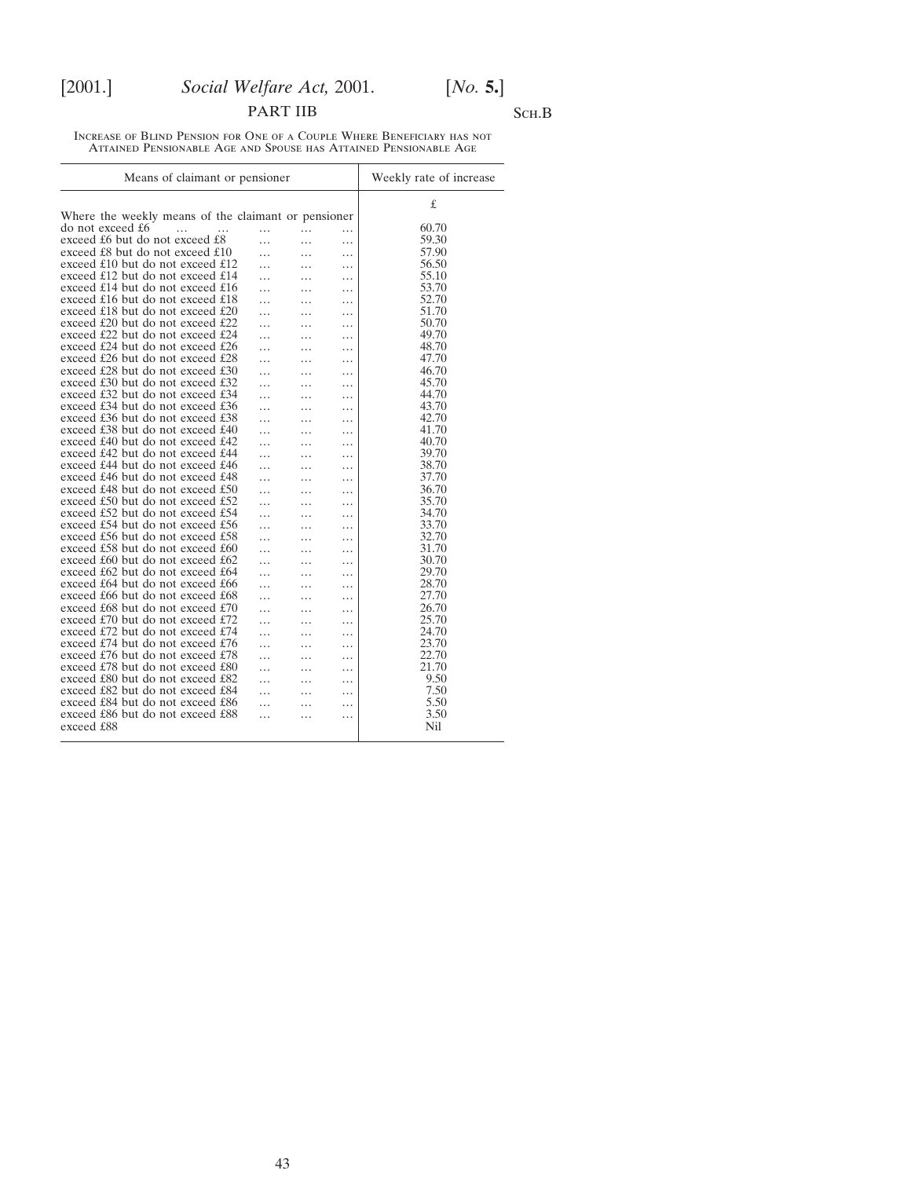PART IIB

Sch.B

Increase of Blind Pension for One of a Couple Where Beneficiary has not Attained Pensionable Age and Spouse has Attained Pensionable Age

| Means of claimant or pensioner | Weekly rate of increase |
|---|---|
| | £ |
| Where the weekly means of the claimant or pensioner do not exceed £6 ... ... ... ... ... | 60.70 |
| exceed £6 but do not exceed £8 ... ... ... | 59.30 |
| exceed £8 but do not exceed £10 ... ... ... | 57.90 |
| exceed £10 but do not exceed £12 ... ... ... | 56.50 |
| exceed £12 but do not exceed £14 ... ... ... | 55.10 |
| exceed £14 but do not exceed £16 ... ... ... | 53.70 |
| exceed £16 but do not exceed £18 ... ... ... | 52.70 |
| exceed £18 but do not exceed £20 ... ... ... | 51.70 |
| exceed £20 but do not exceed £22 ... ... ... | 50.70 |
| exceed £22 but do not exceed £24 ... ... ... | 49.70 |
| exceed £24 but do not exceed £26 ... ... ... | 48.70 |
| exceed £26 but do not exceed £28 ... ... ... | 47.70 |
| exceed £28 but do not exceed £30 ... ... ... | 46.70 |
| exceed £30 but do not exceed £32 ... ... ... | 45.70 |
| exceed £32 but do not exceed £34 ... ... ... | 44.70 |
| exceed £34 but do not exceed £36 ... ... ... | 43.70 |
| exceed £36 but do not exceed £38 ... ... ... | 42.70 |
| exceed £38 but do not exceed £40 ... ... ... | 41.70 |
| exceed £40 but do not exceed £42 ... ... ... | 40.70 |
| exceed £42 but do not exceed £44 ... ... ... | 39.70 |
| exceed £44 but do not exceed £46 ... ... ... | 38.70 |
| exceed £46 but do not exceed £48 ... ... ... | 37.70 |
| exceed £48 but do not exceed £50 ... ... ... | 36.70 |
| exceed £50 but do not exceed £52 ... ... ... | 35.70 |
| exceed £52 but do not exceed £54 ... ... ... | 34.70 |
| exceed £54 but do not exceed £56 ... ... ... | 33.70 |
| exceed £56 but do not exceed £58 ... ... ... | 32.70 |
| exceed £58 but do not exceed £60 ... ... ... | 31.70 |
| exceed £60 but do not exceed £62 ... ... ... | 30.70 |
| exceed £62 but do not exceed £64 ... ... ... | 29.70 |
| exceed £64 but do not exceed £66 ... ... ... | 28.70 |
| exceed £66 but do not exceed £68 ... ... ... | 27.70 |
| exceed £68 but do not exceed £70 ... ... ... | 26.70 |
| exceed £70 but do not exceed £72 ... ... ... | 25.70 |
| exceed £72 but do not exceed £74 ... ... ... | 24.70 |
| exceed £74 but do not exceed £76 ... ... ... | 23.70 |
| exceed £76 but do not exceed £78 ... ... ... | 22.70 |
| exceed £78 but do not exceed £80 ... ... ... | 21.70 |
| exceed £80 but do not exceed £82 ... ... ... | 9.50 |
| exceed £82 but do not exceed £84 ... ... ... | 7.50 |
| exceed £84 but do not exceed £86 ... ... ... | 5.50 |
| exceed £86 but do not exceed £88 ... ... ... | 3.50 |
| exceed £88 | Nil |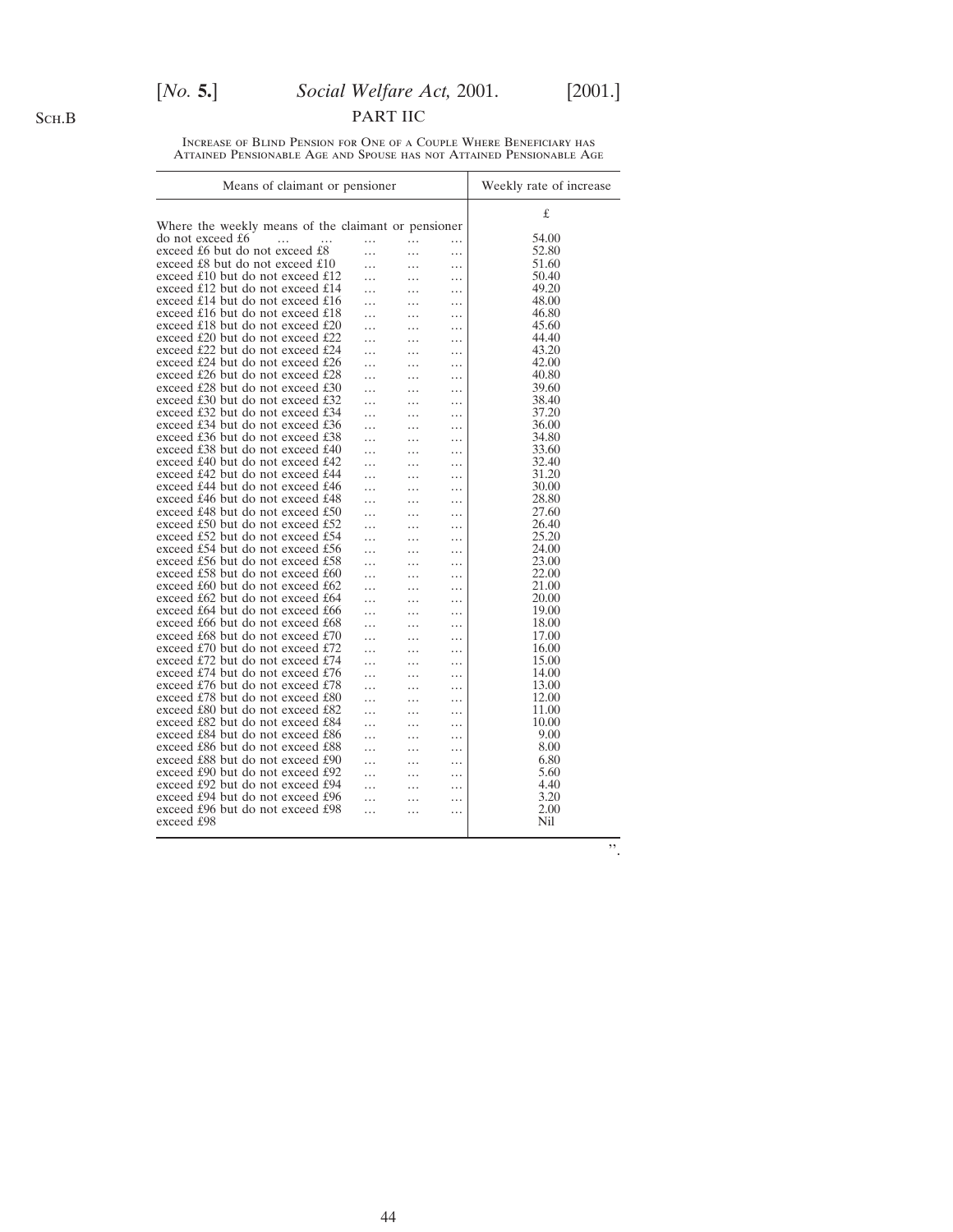Sch.B

PART IIC

Increase of Blind Pension for One of a Couple Where Beneficiary has Attained Pensionable Age and Spouse has not Attained Pensionable Age

| Means of claimant or pensioner | Weekly rate of increase |
|---|---|
| | £ |
| Where the weekly means of the claimant or pensioner do not exceed £6 | 54.00 |
| exceed £6 but do not exceed £8 | 52.80 |
| exceed £8 but do not exceed £10 | 51.60 |
| exceed £10 but do not exceed £12 | 50.40 |
| exceed £12 but do not exceed £14 | 49.20 |
| exceed £14 but do not exceed £16 | 48.00 |
| exceed £16 but do not exceed £18 | 46.80 |
| exceed £18 but do not exceed £20 | 45.60 |
| exceed £20 but do not exceed £22 | 44.40 |
| exceed £22 but do not exceed £24 | 43.20 |
| exceed £24 but do not exceed £26 | 42.00 |
| exceed £26 but do not exceed £28 | 40.80 |
| exceed £28 but do not exceed £30 | 39.60 |
| exceed £30 but do not exceed £32 | 38.40 |
| exceed £32 but do not exceed £34 | 37.20 |
| exceed £34 but do not exceed £36 | 36.00 |
| exceed £36 but do not exceed £38 | 34.80 |
| exceed £38 but do not exceed £40 | 33.60 |
| exceed £40 but do not exceed £42 | 32.40 |
| exceed £42 but do not exceed £44 | 31.20 |
| exceed £44 but do not exceed £46 | 30.00 |
| exceed £46 but do not exceed £48 | 28.80 |
| exceed £48 but do not exceed £50 | 27.60 |
| exceed £50 but do not exceed £52 | 26.40 |
| exceed £52 but do not exceed £54 | 25.20 |
| exceed £54 but do not exceed £56 | 24.00 |
| exceed £56 but do not exceed £58 | 23.00 |
| exceed £58 but do not exceed £60 | 22.00 |
| exceed £60 but do not exceed £62 | 21.00 |
| exceed £62 but do not exceed £64 | 20.00 |
| exceed £64 but do not exceed £66 | 19.00 |
| exceed £66 but do not exceed £68 | 18.00 |
| exceed £68 but do not exceed £70 | 17.00 |
| exceed £70 but do not exceed £72 | 16.00 |
| exceed £72 but do not exceed £74 | 15.00 |
| exceed £74 but do not exceed £76 | 14.00 |
| exceed £76 but do not exceed £78 | 13.00 |
| exceed £78 but do not exceed £80 | 12.00 |
| exceed £80 but do not exceed £82 | 11.00 |
| exceed £82 but do not exceed £84 | 10.00 |
| exceed £84 but do not exceed £86 | 9.00 |
| exceed £86 but do not exceed £88 | 8.00 |
| exceed £88 but do not exceed £90 | 6.80 |
| exceed £90 but do not exceed £92 | 5.60 |
| exceed £92 but do not exceed £94 | 4.40 |
| exceed £94 but do not exceed £96 | 3.20 |
| exceed £96 but do not exceed £98 | 2.00 |
| exceed £98 | Nil |

”.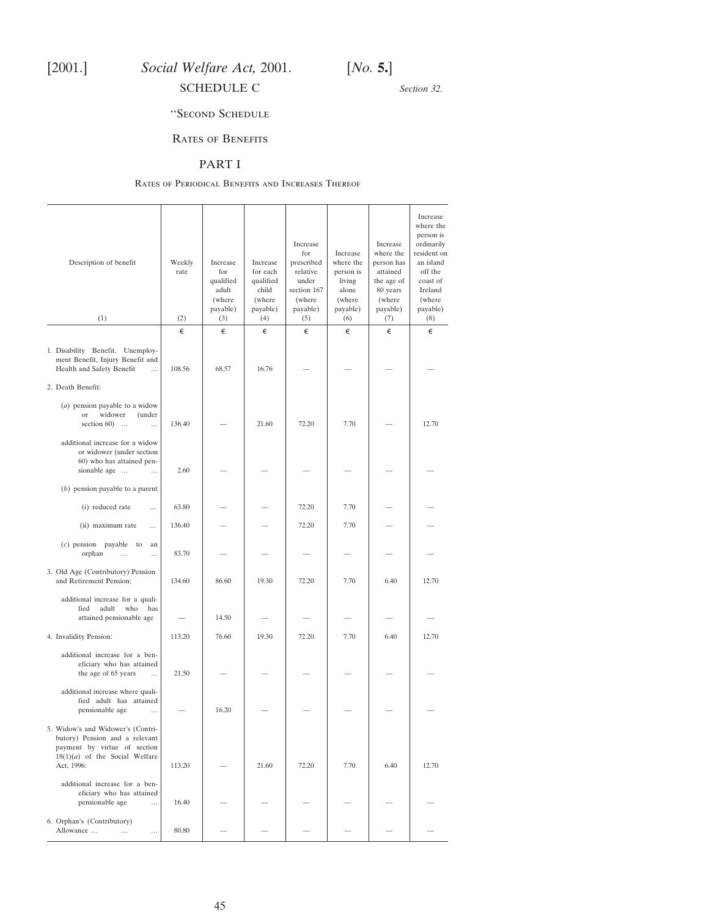SCHEDULE C

*Section 32.*

"SECOND SCHEDULE

RATES OF BENEFITS

PART I

RATES OF PERIODICAL BENEFITS AND INCREASES THEREOF

| Description of benefit (1) | Weekly rate (2) | Increase for qualified adult (where payable) (3) | Increase for each qualified child (where payable) (4) | Increase for prescribed relative under section 167 (where payable) (5) | Increase where the person is living alone (where payable) (6) | Increase where the person has attained the age of 80 years (where payable) (7) | Increase where the person is ordinarily resident on an island off the coast of Ireland (where payable) (8) |
|---|---|---|---|---|---|---|---|
| | € | € | € | € | € | € | € |
| 1. Disability Benefit, Unemployment Benefit, Injury Benefit and Health and Safety Benefit ... | 108.56 | 68.57 | 16.76 | — | — | — | — |
| 2. Death Benefit: | | | | | | | |
| (*a*) pension payable to a widow or widower (under section 60) ... ... | 136.40 | — | 21.60 | 72.20 | 7.70 | — | 12.70 |
| additional increase for a widow or widower (under section 60) who has attained pensionable age ... ... | 2.60 | — | — | — | — | — | — |
| (*b*) pension payable to a parent | | | | | | | |
| (i) reduced rate ... | 63.80 | — | — | 72.20 | 7.70 | — | — |
| (ii) maximum rate ... | 136.40 | — | — | 72.20 | 7.70 | — | — |
| (*c*) pension payable to an orphan ... ... | 83.70 | — | — | — | — | — | — |
| 3. Old Age (Contributory) Pension and Retirement Pension: | 134.60 | 86.60 | 19.30 | 72.20 | 7.70 | 6.40 | 12.70 |
| additional increase for a qualified adult who has attained pensionable age | — | 14.50 | — | — | — | — | — |
| 4. Invalidity Pension: | 113.20 | 76.60 | 19.30 | 72.20 | 7.70 | 6.40 | 12.70 |
| additional increase for a beneficiary who has attained the age of 65 years ... | 21.50 | — | — | — | — | — | — |
| additional increase where qualified adult has attained pensionable age ... | — | 16.20 | — | — | — | — | — |
| 5. Widow's and Widower's (Contributory) Pension and a relevant payment by virtue of section 18(1)(*a*) of the Social Welfare Act, 1996: | 113.20 | — | 21.60 | 72.20 | 7.70 | 6.40 | 12.70 |
| additional increase for a beneficiary who has attained pensionable age ... | 16.40 | — | — | — | — | — | — |
| 6. Orphan's (Contributory) Allowance ... ... ... | 80.80 | — | — | — | — | — | — |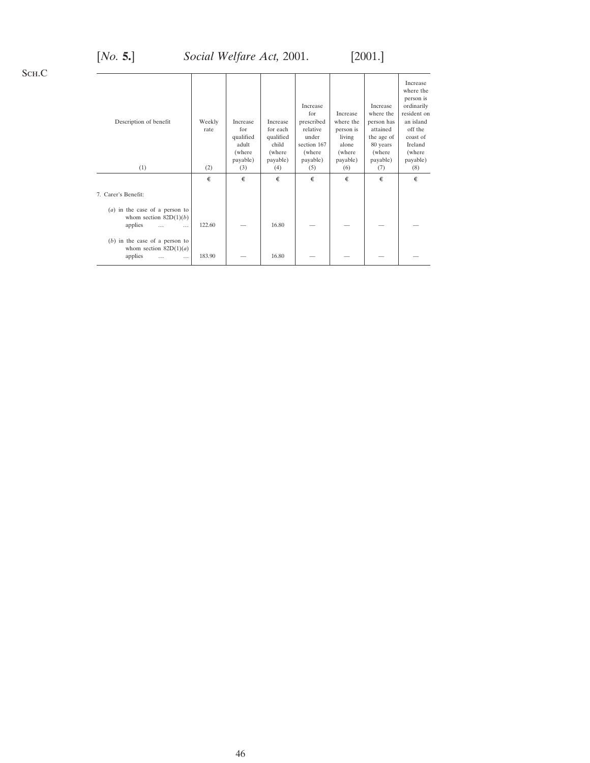Sch.C

| Description of benefit (1) | Weekly rate (2) | Increase for qualified adult (where payable) (3) | Increase for each qualified child (where payable) (4) | Increase for prescribed relative under section 167 (where payable) (5) | Increase where the person is living alone (where payable) (6) | Increase where the person has attained the age of 80 years (where payable) (7) | Increase where the person is ordinarily resident on an island off the coast of Ireland (where payable) (8) |
|---|---|---|---|---|---|---|---|
| | € | € | € | € | € | € | € |
| 7. Carer's Benefit: | | | | | | | |
| (*a*) in the case of a person to whom section 82D(1)(*b*) applies ... ... | 122.60 | — | 16.80 | — | — | — | — |
| (*b*) in the case of a person to whom section 82D(1)(*a*) applies ... ... | 183.90 | — | 16.80 | — | — | — | — |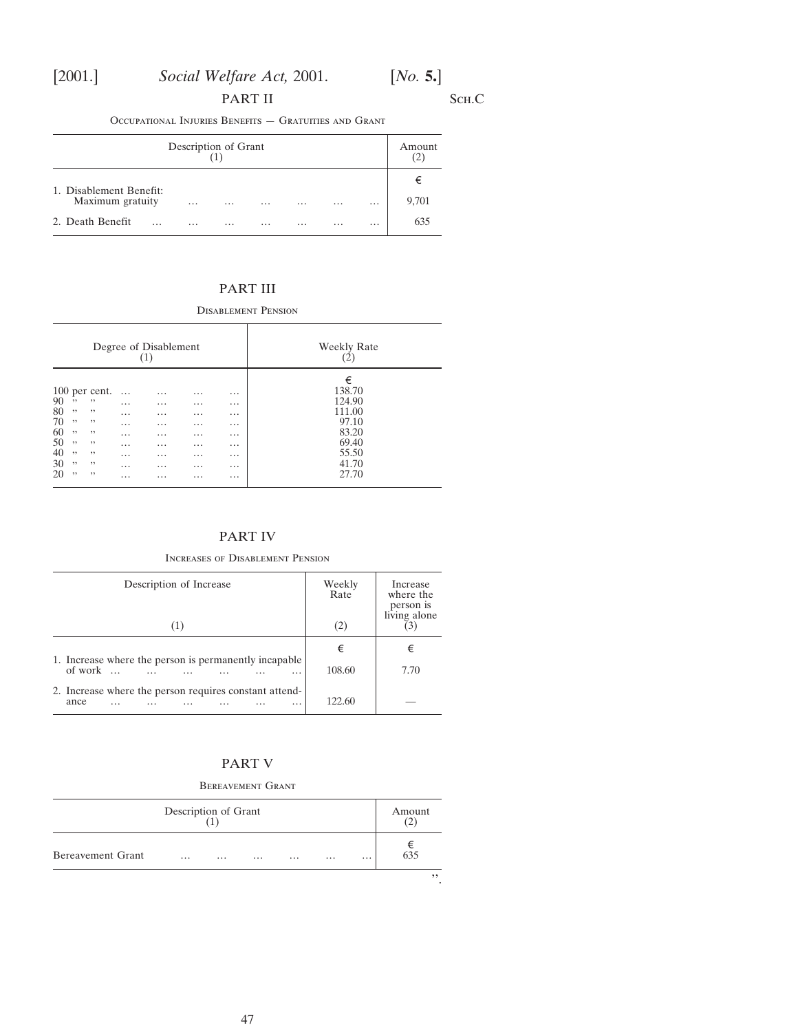Sch.C

## PART II

Occupational Injuries Benefits — Gratuities and Grant

| Description of Grant (1) | Amount (2) |
|---|---|
| | € |
| 1. Disablement Benefit: Maximum gratuity … … … … … … | 9,701 |
| 2. Death Benefit … … … … … … … | 635 |

## PART III

Disablement Pension

| Degree of Disablement (1) | Weekly Rate (2) |
|---|---|
| | € |
| 100 per cent. … … … … | 138.70 |
| 90 ,, ,, … … … … | 124.90 |
| 80 ,, ,, … … … … | 111.00 |
| 70 ,, ,, … … … … | 97.10 |
| 60 ,, ,, … … … … | 83.20 |
| 50 ,, ,, … … … … | 69.40 |
| 40 ,, ,, … … … … | 55.50 |
| 30 ,, ,, … … … … | 41.70 |
| 20 ,, ,, … … … … | 27.70 |

## PART IV

Increases of Disablement Pension

| Description of Increase (1) | Weekly Rate (2) | Increase where the person is living alone (3) |
|---|---|---|
| | € | € |
| 1. Increase where the person is permanently incapable of work … … … … … … … | 108.60 | 7.70 |
| 2. Increase where the person requires constant attendance … … … … … … … | 122.60 | — |

## PART V

Bereavement Grant

| Description of Grant (1) | Amount (2) |
|---|---|
| | € |
| Bereavement Grant … … … … … … | 635 |

".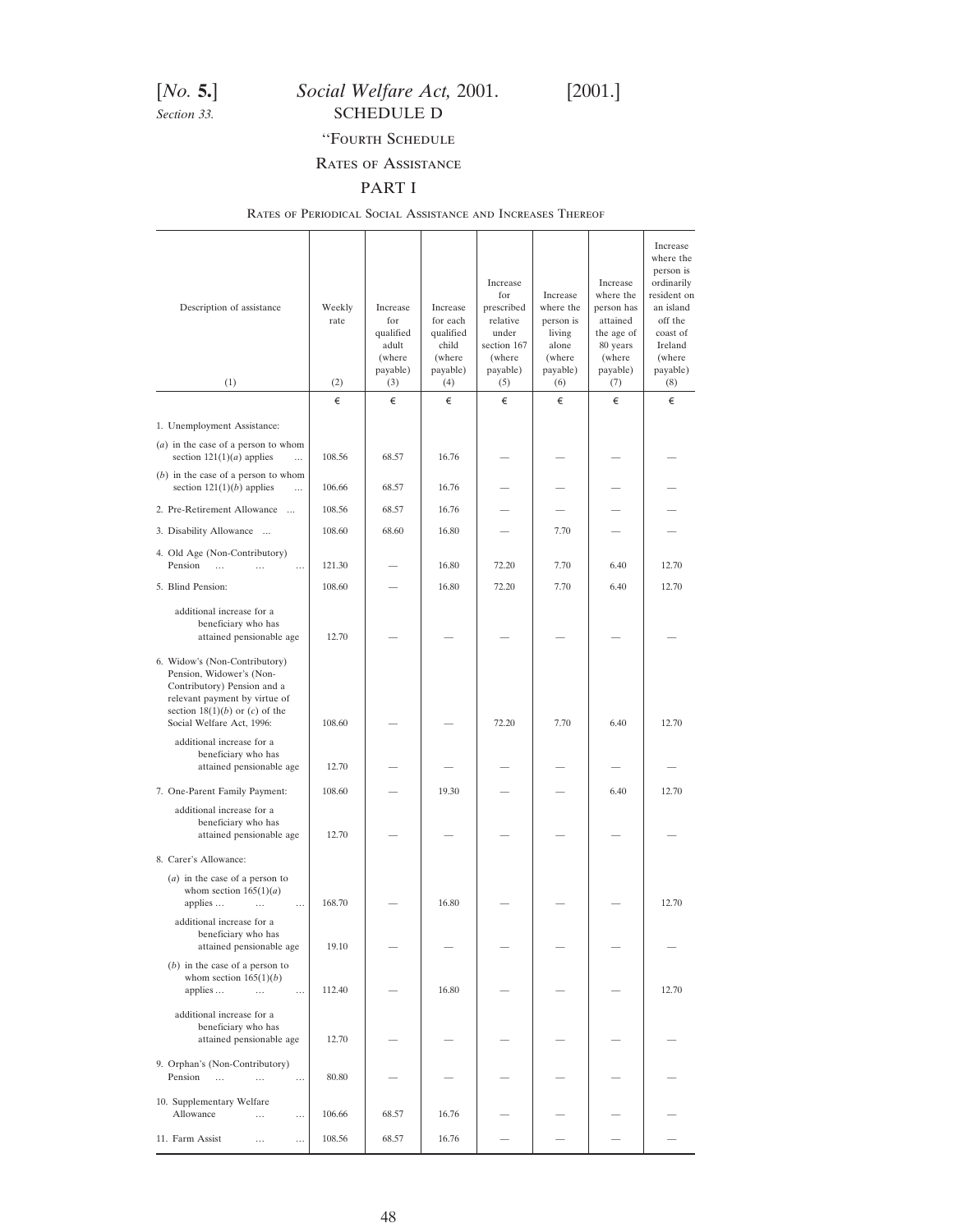Section 33.

## SCHEDULE D

### "Fourth Schedule

### Rates of Assistance

### PART I

Rates of Periodical Social Assistance and Increases Thereof

| Description of assistance (1) | Weekly rate (2) | Increase for qualified adult (where payable) (3) | Increase for each qualified child (where payable) (4) | Increase for prescribed relative under section 167 (where payable) (5) | Increase where the person is living alone (where payable) (6) | Increase where the person has attained the age of 80 years (where payable) (7) | Increase where the person is ordinarily resident on an island off the coast of Ireland (where payable) (8) |
|---|---|---|---|---|---|---|---|
| | € | € | € | € | € | € | € |
| 1. Unemployment Assistance: | | | | | | | |
| (*a*) in the case of a person to whom section 121(1)(*a*) applies ... | 108.56 | 68.57 | 16.76 | — | — | — | — |
| (*b*) in the case of a person to whom section 121(1)(*b*) applies ... | 106.66 | 68.57 | 16.76 | — | — | — | — |
| 2. Pre-Retirement Allowance ... | 108.56 | 68.57 | 16.76 | — | — | — | — |
| 3. Disability Allowance ... | 108.60 | 68.60 | 16.80 | — | 7.70 | — | — |
| 4. Old Age (Non-Contributory) Pension ... ... ... | 121.30 | — | 16.80 | 72.20 | 7.70 | 6.40 | 12.70 |
| 5. Blind Pension: | 108.60 | — | 16.80 | 72.20 | 7.70 | 6.40 | 12.70 |
| additional increase for a beneficiary who has attained pensionable age | 12.70 | — | — | — | — | — | — |
| 6. Widow's (Non-Contributory) Pension, Widower's (Non-Contributory) Pension and a relevant payment by virtue of section 18(1)(*b*) or (*c*) of the Social Welfare Act, 1996: | 108.60 | — | — | 72.20 | 7.70 | 6.40 | 12.70 |
| additional increase for a beneficiary who has attained pensionable age | 12.70 | — | — | — | — | — | — |
| 7. One-Parent Family Payment: | 108.60 | — | 19.30 | — | — | 6.40 | 12.70 |
| additional increase for a beneficiary who has attained pensionable age | 12.70 | — | — | — | — | — | — |
| 8. Carer's Allowance: | | | | | | | |
| (*a*) in the case of a person to whom section 165(1)(*a*) applies ... ... ... | 168.70 | — | 16.80 | — | — | — | 12.70 |
| additional increase for a beneficiary who has attained pensionable age | 19.10 | — | — | — | — | — | — |
| (*b*) in the case of a person to whom section 165(1)(*b*) applies ... ... ... | 112.40 | — | 16.80 | — | — | — | 12.70 |
| additional increase for a beneficiary who has attained pensionable age | 12.70 | — | — | — | — | — | — |
| 9. Orphan's (Non-Contributory) Pension ... ... ... | 80.80 | — | — | — | — | — | — |
| 10. Supplementary Welfare Allowance ... ... | 106.66 | 68.57 | 16.76 | — | — | — | — |
| 11. Farm Assist ... ... | 108.56 | 68.57 | 16.76 | — | — | — | — |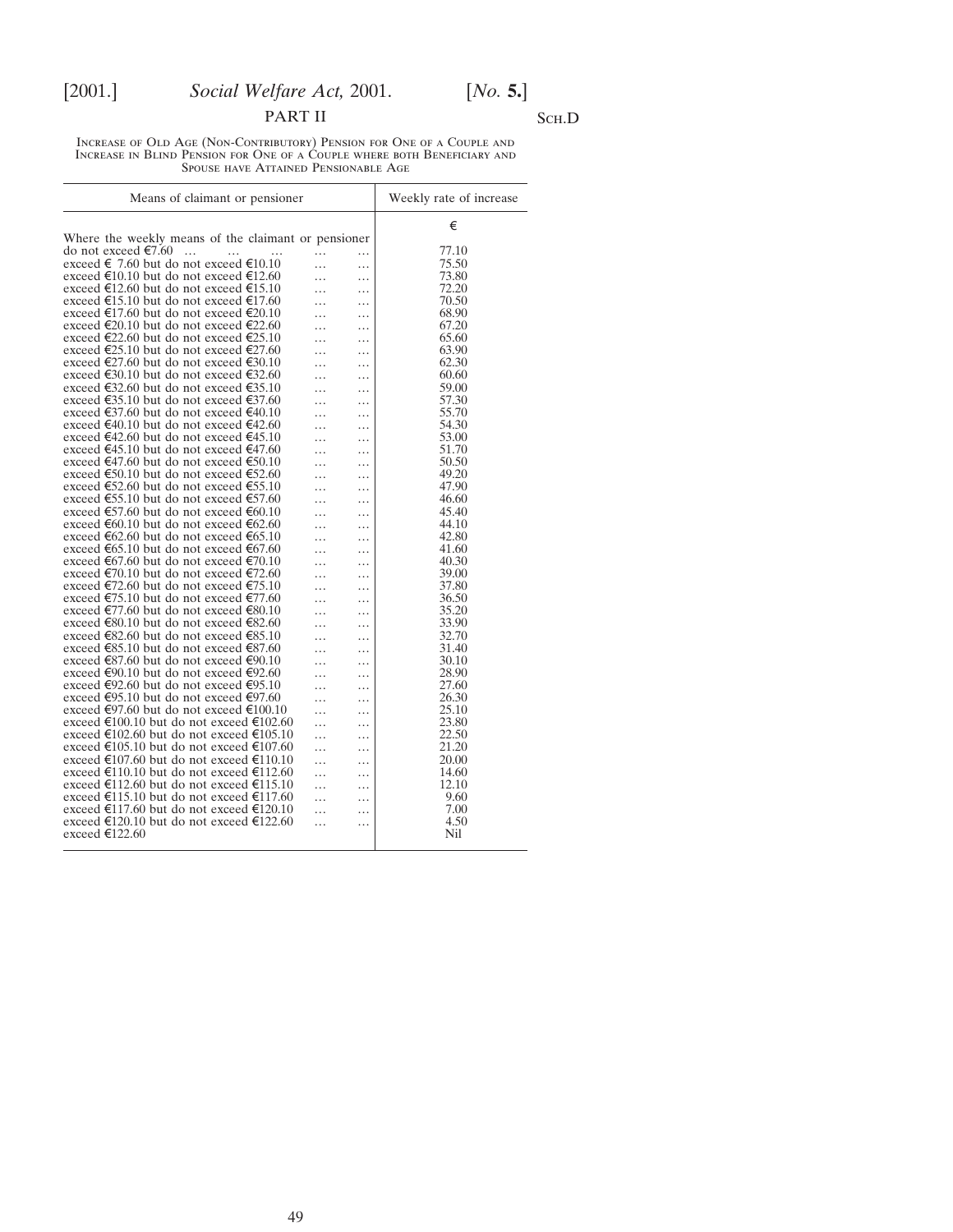PART II

SCH.D

INCREASE OF OLD AGE (NON-CONTRIBUTORY) PENSION FOR ONE OF A COUPLE AND INCREASE IN BLIND PENSION FOR ONE OF A COUPLE WHERE BOTH BENEFICIARY AND SPOUSE HAVE ATTAINED PENSIONABLE AGE

| Means of claimant or pensioner | Weekly rate of increase |
|---|---|
| | € |
| Where the weekly means of the claimant or pensioner | |
| do not exceed €7.60 … … … … … | 77.10 |
| exceed € 7.60 but do not exceed €10.10 … … | 75.50 |
| exceed €10.10 but do not exceed €12.60 … … | 73.80 |
| exceed €12.60 but do not exceed €15.10 … … | 72.20 |
| exceed €15.10 but do not exceed €17.60 … … | 70.50 |
| exceed €17.60 but do not exceed €20.10 … … | 68.90 |
| exceed €20.10 but do not exceed €22.60 … … | 67.20 |
| exceed €22.60 but do not exceed €25.10 … … | 65.60 |
| exceed €25.10 but do not exceed €27.60 … … | 63.90 |
| exceed €27.60 but do not exceed €30.10 … … | 62.30 |
| exceed €30.10 but do not exceed €32.60 … … | 60.60 |
| exceed €32.60 but do not exceed €35.10 … … | 59.00 |
| exceed €35.10 but do not exceed €37.60 … … | 57.30 |
| exceed €37.60 but do not exceed €40.10 … … | 55.70 |
| exceed €40.10 but do not exceed €42.60 … … | 54.30 |
| exceed €42.60 but do not exceed €45.10 … … | 53.00 |
| exceed €45.10 but do not exceed €47.60 … … | 51.70 |
| exceed €47.60 but do not exceed €50.10 … … | 50.50 |
| exceed €50.10 but do not exceed €52.60 … … | 49.20 |
| exceed €52.60 but do not exceed €55.10 … … | 47.90 |
| exceed €55.10 but do not exceed €57.60 … … | 46.60 |
| exceed €57.60 but do not exceed €60.10 … … | 45.40 |
| exceed €60.10 but do not exceed €62.60 … … | 44.10 |
| exceed €62.60 but do not exceed €65.10 … … | 42.80 |
| exceed €65.10 but do not exceed €67.60 … … | 41.60 |
| exceed €67.60 but do not exceed €70.10 … … | 40.30 |
| exceed €70.10 but do not exceed €72.60 … … | 39.00 |
| exceed €72.60 but do not exceed €75.10 … … | 37.80 |
| exceed €75.10 but do not exceed €77.60 … … | 36.50 |
| exceed €77.60 but do not exceed €80.10 … … | 35.20 |
| exceed €80.10 but do not exceed €82.60 … … | 33.90 |
| exceed €82.60 but do not exceed €85.10 … … | 32.70 |
| exceed €85.10 but do not exceed €87.60 … … | 31.40 |
| exceed €87.60 but do not exceed €90.10 … … | 30.10 |
| exceed €90.10 but do not exceed €92.60 … … | 28.90 |
| exceed €92.60 but do not exceed €95.10 … … | 27.60 |
| exceed €95.10 but do not exceed €97.60 … … | 26.30 |
| exceed €97.60 but do not exceed €100.10 … … | 25.10 |
| exceed €100.10 but do not exceed €102.60 … … | 23.80 |
| exceed €102.60 but do not exceed €105.10 … … | 22.50 |
| exceed €105.10 but do not exceed €107.60 … … | 21.20 |
| exceed €107.60 but do not exceed €110.10 … … | 20.00 |
| exceed €110.10 but do not exceed €112.60 … … | 14.60 |
| exceed €112.60 but do not exceed €115.10 … … | 12.10 |
| exceed €115.10 but do not exceed €117.60 … … | 9.60 |
| exceed €117.60 but do not exceed €120.10 … … | 7.00 |
| exceed €120.10 but do not exceed €122.60 … … | 4.50 |
| exceed €122.60 | Nil |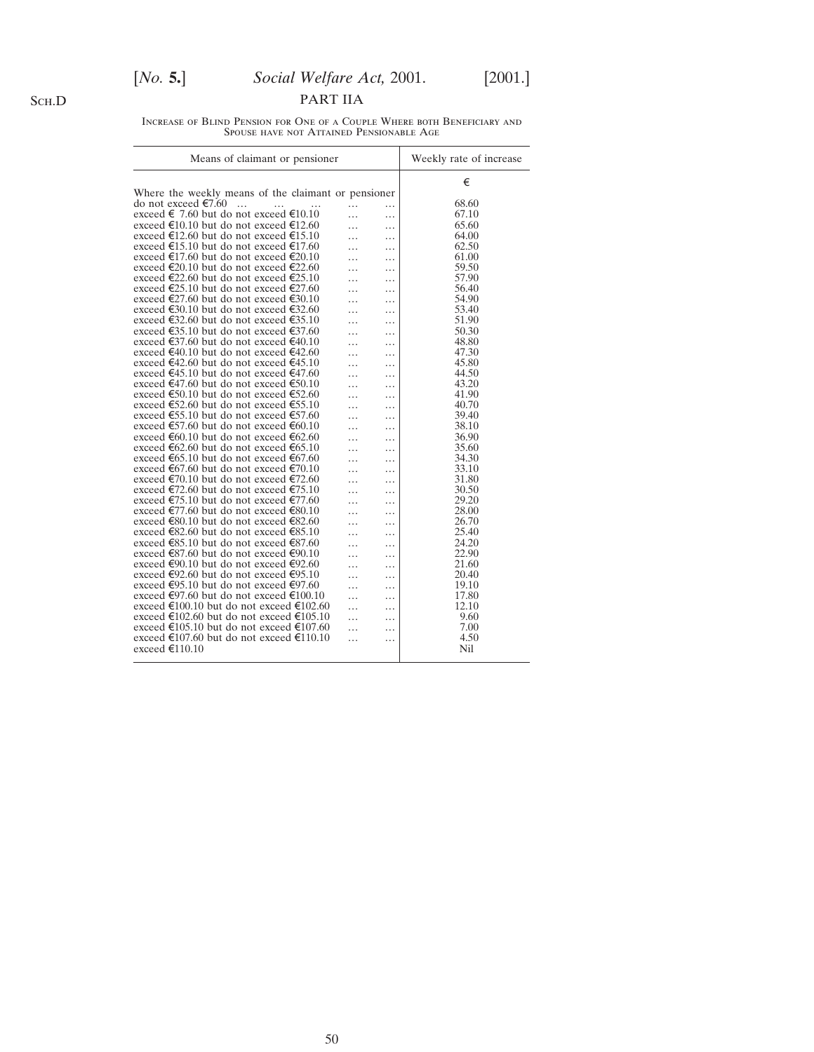## PART IIA

Increase of Blind Pension for One of a Couple Where both Beneficiary and Spouse have not Attained Pensionable Age

| Means of claimant or pensioner | Weekly rate of increase |
|---|---|
| | € |
| Where the weekly means of the claimant or pensioner | |
| do not exceed €7.60 ... ... ... ... ... | 68.60 |
| exceed € 7.60 but do not exceed €10.10 ... ... | 67.10 |
| exceed €10.10 but do not exceed €12.60 ... ... | 65.60 |
| exceed €12.60 but do not exceed €15.10 ... ... | 64.00 |
| exceed €15.10 but do not exceed €17.60 ... ... | 62.50 |
| exceed €17.60 but do not exceed €20.10 ... ... | 61.00 |
| exceed €20.10 but do not exceed €22.60 ... ... | 59.50 |
| exceed €22.60 but do not exceed €25.10 ... ... | 57.90 |
| exceed €25.10 but do not exceed €27.60 ... ... | 56.40 |
| exceed €27.60 but do not exceed €30.10 ... ... | 54.90 |
| exceed €30.10 but do not exceed €32.60 ... ... | 53.40 |
| exceed €32.60 but do not exceed €35.10 ... ... | 51.90 |
| exceed €35.10 but do not exceed €37.60 ... ... | 50.30 |
| exceed €37.60 but do not exceed €40.10 ... ... | 48.80 |
| exceed €40.10 but do not exceed €42.60 ... ... | 47.30 |
| exceed €42.60 but do not exceed €45.10 ... ... | 45.80 |
| exceed €45.10 but do not exceed €47.60 ... ... | 44.50 |
| exceed €47.60 but do not exceed €50.10 ... ... | 43.20 |
| exceed €50.10 but do not exceed €52.60 ... ... | 41.90 |
| exceed €52.60 but do not exceed €55.10 ... ... | 40.70 |
| exceed €55.10 but do not exceed €57.60 ... ... | 39.40 |
| exceed €57.60 but do not exceed €60.10 ... ... | 38.10 |
| exceed €60.10 but do not exceed €62.60 ... ... | 36.90 |
| exceed €62.60 but do not exceed €65.10 ... ... | 35.60 |
| exceed €65.10 but do not exceed €67.60 ... ... | 34.30 |
| exceed €67.60 but do not exceed €70.10 ... ... | 33.10 |
| exceed €70.10 but do not exceed €72.60 ... ... | 31.80 |
| exceed €72.60 but do not exceed €75.10 ... ... | 30.50 |
| exceed €75.10 but do not exceed €77.60 ... ... | 29.20 |
| exceed €77.60 but do not exceed €80.10 ... ... | 28.00 |
| exceed €80.10 but do not exceed €82.60 ... ... | 26.70 |
| exceed €82.60 but do not exceed €85.10 ... ... | 25.40 |
| exceed €85.10 but do not exceed €87.60 ... ... | 24.20 |
| exceed €87.60 but do not exceed €90.10 ... ... | 22.90 |
| exceed €90.10 but do not exceed €92.60 ... ... | 21.60 |
| exceed €92.60 but do not exceed €95.10 ... ... | 20.40 |
| exceed €95.10 but do not exceed €97.60 ... ... | 19.10 |
| exceed €97.60 but do not exceed €100.10 ... ... | 17.80 |
| exceed €100.10 but do not exceed €102.60 ... ... | 12.10 |
| exceed €102.60 but do not exceed €105.10 ... ... | 9.60 |
| exceed €105.10 but do not exceed €107.60 ... ... | 7.00 |
| exceed €107.60 but do not exceed €110.10 ... ... | 4.50 |
| exceed €110.10 | Nil |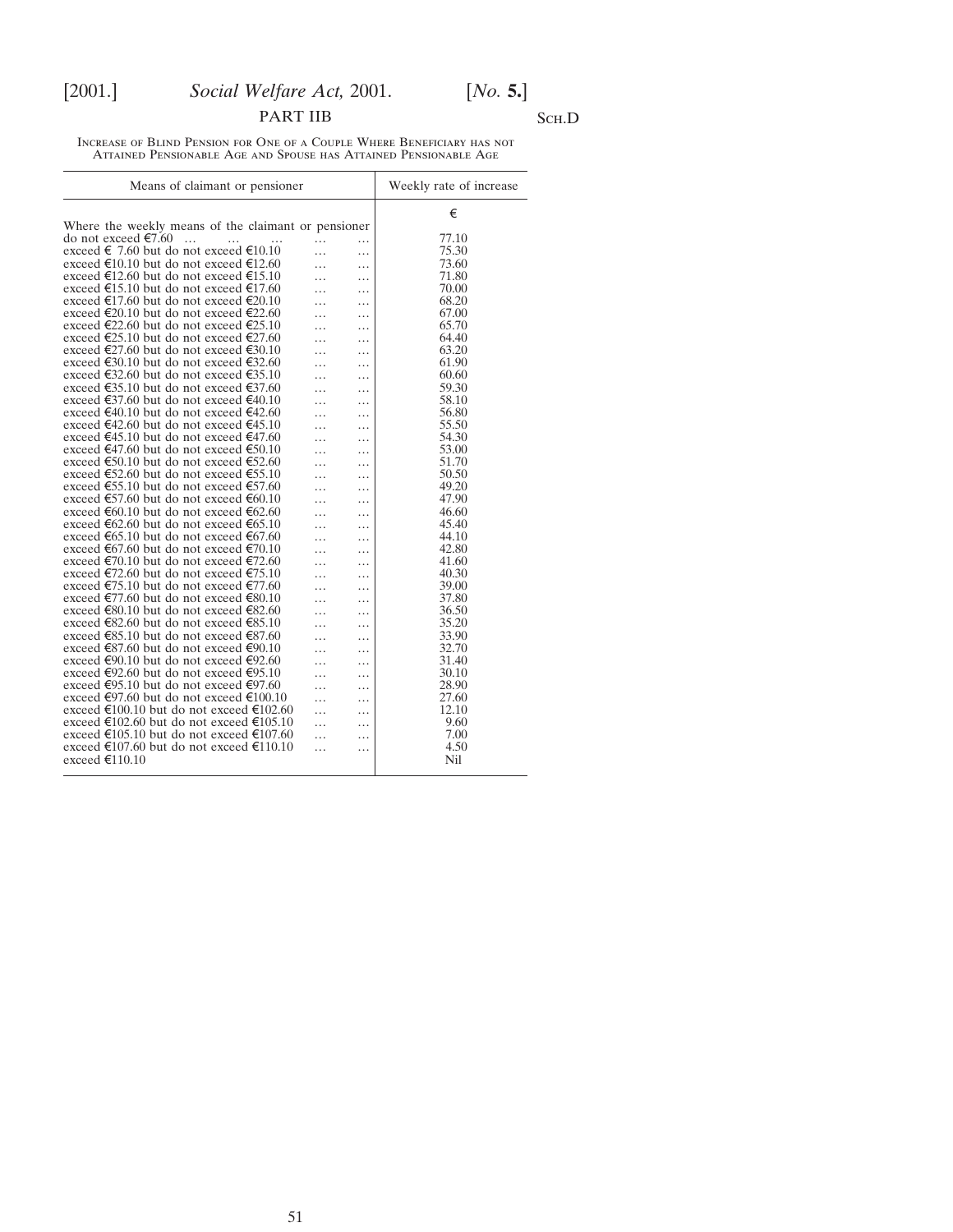## PART IIB

Sch.D

Increase of Blind Pension for One of a Couple Where Beneficiary has not Attained Pensionable Age and Spouse has Attained Pensionable Age

| Means of claimant or pensioner | Weekly rate of increase |
|---|---|
| | € |
| Where the weekly means of the claimant or pensioner do not exceed €7.60 … … … … … | 77.10 |
| exceed € 7.60 but do not exceed €10.10 … … | 75.30 |
| exceed €10.10 but do not exceed €12.60 … … | 73.60 |
| exceed €12.60 but do not exceed €15.10 … … | 71.80 |
| exceed €15.10 but do not exceed €17.60 … … | 70.00 |
| exceed €17.60 but do not exceed €20.10 … … | 68.20 |
| exceed €20.10 but do not exceed €22.60 … … | 67.00 |
| exceed €22.60 but do not exceed €25.10 … … | 65.70 |
| exceed €25.10 but do not exceed €27.60 … … | 64.40 |
| exceed €27.60 but do not exceed €30.10 … … | 63.20 |
| exceed €30.10 but do not exceed €32.60 … … | 61.90 |
| exceed €32.60 but do not exceed €35.10 … … | 60.60 |
| exceed €35.10 but do not exceed €37.60 … … | 59.30 |
| exceed €37.60 but do not exceed €40.10 … … | 58.10 |
| exceed €40.10 but do not exceed €42.60 … … | 56.80 |
| exceed €42.60 but do not exceed €45.10 … … | 55.50 |
| exceed €45.10 but do not exceed €47.60 … … | 54.30 |
| exceed €47.60 but do not exceed €50.10 … … | 53.00 |
| exceed €50.10 but do not exceed €52.60 … … | 51.70 |
| exceed €52.60 but do not exceed €55.10 … … | 50.50 |
| exceed €55.10 but do not exceed €57.60 … … | 49.20 |
| exceed €57.60 but do not exceed €60.10 … … | 47.90 |
| exceed €60.10 but do not exceed €62.60 … … | 46.60 |
| exceed €62.60 but do not exceed €65.10 … … | 45.40 |
| exceed €65.10 but do not exceed €67.60 … … | 44.10 |
| exceed €67.60 but do not exceed €70.10 … … | 42.80 |
| exceed €70.10 but do not exceed €72.60 … … | 41.60 |
| exceed €72.60 but do not exceed €75.10 … … | 40.30 |
| exceed €75.10 but do not exceed €77.60 … … | 39.00 |
| exceed €77.60 but do not exceed €80.10 … … | 37.80 |
| exceed €80.10 but do not exceed €82.60 … … | 36.50 |
| exceed €82.60 but do not exceed €85.10 … … | 35.20 |
| exceed €85.10 but do not exceed €87.60 … … | 33.90 |
| exceed €87.60 but do not exceed €90.10 … … | 32.70 |
| exceed €90.10 but do not exceed €92.60 … … | 31.40 |
| exceed €92.60 but do not exceed €95.10 … … | 30.10 |
| exceed €95.10 but do not exceed €97.60 … … | 28.90 |
| exceed €97.60 but do not exceed €100.10 … … | 27.60 |
| exceed €100.10 but do not exceed €102.60 … … | 12.10 |
| exceed €102.60 but do not exceed €105.10 … … | 9.60 |
| exceed €105.10 but do not exceed €107.60 … … | 7.00 |
| exceed €107.60 but do not exceed €110.10 … … | 4.50 |
| exceed €110.10 | Nil |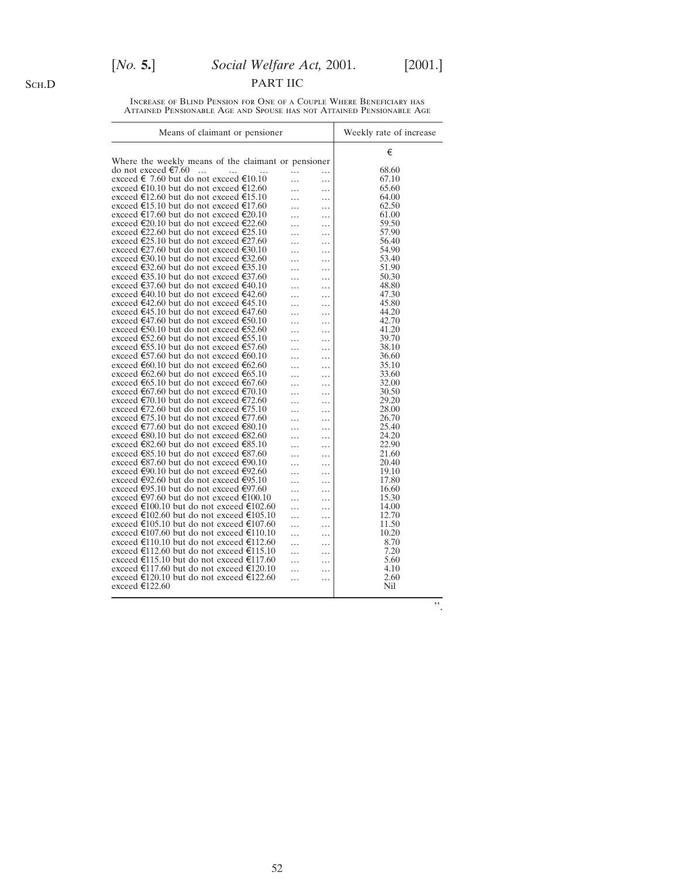## PART IIC

Increase of Blind Pension for One of a Couple Where Beneficiary has Attained Pensionable Age and Spouse has not Attained Pensionable Age

| Means of claimant or pensioner | Weekly rate of increase |
|---|---|
| | € |
| Where the weekly means of the claimant or pensioner | |
| do not exceed €7.60 ... ... ... ... ... | 68.60 |
| exceed € 7.60 but do not exceed €10.10 ... ... | 67.10 |
| exceed €10.10 but do not exceed €12.60 ... ... | 65.60 |
| exceed €12.60 but do not exceed €15.10 ... ... | 64.00 |
| exceed €15.10 but do not exceed €17.60 ... ... | 62.50 |
| exceed €17.60 but do not exceed €20.10 ... ... | 61.00 |
| exceed €20.10 but do not exceed €22.60 ... ... | 59.50 |
| exceed €22.60 but do not exceed €25.10 ... ... | 57.90 |
| exceed €25.10 but do not exceed €27.60 ... ... | 56.40 |
| exceed €27.60 but do not exceed €30.10 ... ... | 54.90 |
| exceed €30.10 but do not exceed €32.60 ... ... | 53.40 |
| exceed €32.60 but do not exceed €35.10 ... ... | 51.90 |
| exceed €35.10 but do not exceed €37.60 ... ... | 50.30 |
| exceed €37.60 but do not exceed €40.10 ... ... | 48.80 |
| exceed €40.10 but do not exceed €42.60 ... ... | 47.30 |
| exceed €42.60 but do not exceed €45.10 ... ... | 45.80 |
| exceed €45.10 but do not exceed €47.60 ... ... | 44.20 |
| exceed €47.60 but do not exceed €50.10 ... ... | 42.70 |
| exceed €50.10 but do not exceed €52.60 ... ... | 41.20 |
| exceed €52.60 but do not exceed €55.10 ... ... | 39.70 |
| exceed €55.10 but do not exceed €57.60 ... ... | 38.10 |
| exceed €57.60 but do not exceed €60.10 ... ... | 36.60 |
| exceed €60.10 but do not exceed €62.60 ... ... | 35.10 |
| exceed €62.60 but do not exceed €65.10 ... ... | 33.60 |
| exceed €65.10 but do not exceed €67.60 ... ... | 32.00 |
| exceed €67.60 but do not exceed €70.10 ... ... | 30.50 |
| exceed €70.10 but do not exceed €72.60 ... ... | 29.20 |
| exceed €72.60 but do not exceed €75.10 ... ... | 28.00 |
| exceed €75.10 but do not exceed €77.60 ... ... | 26.70 |
| exceed €77.60 but do not exceed €80.10 ... ... | 25.40 |
| exceed €80.10 but do not exceed €82.60 ... ... | 24.20 |
| exceed €82.60 but do not exceed €85.10 ... ... | 22.90 |
| exceed €85.10 but do not exceed €87.60 ... ... | 21.60 |
| exceed €87.60 but do not exceed €90.10 ... ... | 20.40 |
| exceed €90.10 but do not exceed €92.60 ... ... | 19.10 |
| exceed €92.60 but do not exceed €95.10 ... ... | 17.80 |
| exceed €95.10 but do not exceed €97.60 ... ... | 16.60 |
| exceed €97.60 but do not exceed €100.10 ... ... | 15.30 |
| exceed €100.10 but do not exceed €102.60 ... ... | 14.00 |
| exceed €102.60 but do not exceed €105.10 ... ... | 12.70 |
| exceed €105.10 but do not exceed €107.60 ... ... | 11.50 |
| exceed €107.60 but do not exceed €110.10 ... ... | 10.20 |
| exceed €110.10 but do not exceed €112.60 ... ... | 8.70 |
| exceed €112.60 but do not exceed €115.10 ... ... | 7.20 |
| exceed €115.10 but do not exceed €117.60 ... ... | 5.60 |
| exceed €117.60 but do not exceed €120.10 ... ... | 4.10 |
| exceed €120.10 but do not exceed €122.60 ... ... | 2.60 |
| exceed €122.60 | Nil |

".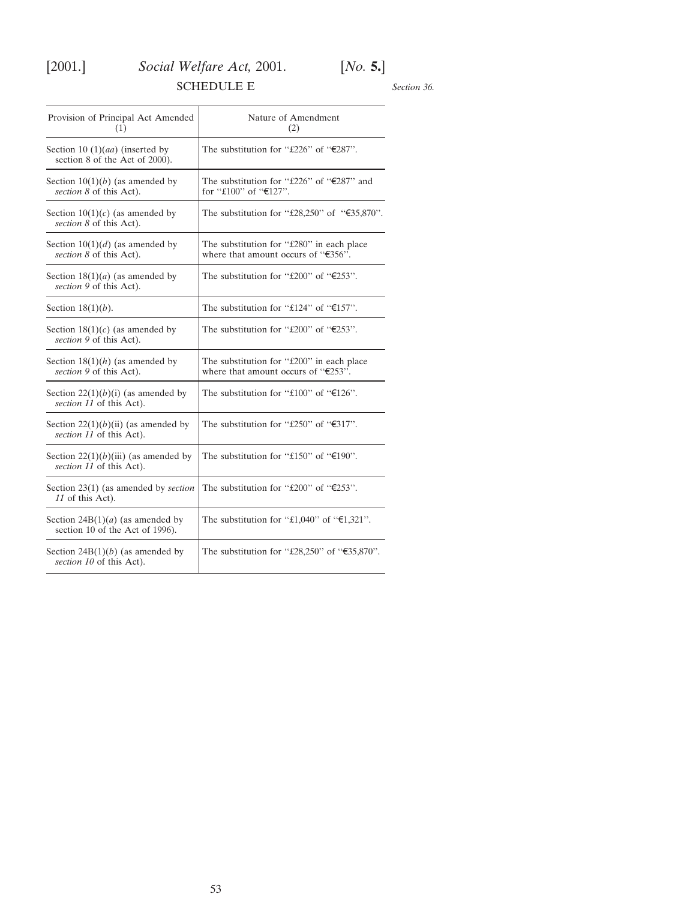## SCHEDULE E

*Section 36.*

| Provision of Principal Act Amended (1) | Nature of Amendment (2) |
|---|---|
| Section 10 (1)(*aa*) (inserted by section 8 of the Act of 2000). | The substitution for "£226" of "€287". |
| Section 10(1)(*b*) (as amended by *section 8* of this Act). | The substitution for "£226" of "€287" and for "£100" of "€127". |
| Section 10(1)(*c*) (as amended by *section 8* of this Act). | The substitution for "£28,250" of "€35,870". |
| Section 10(1)(*d*) (as amended by *section 8* of this Act). | The substitution for "£280" in each place where that amount occurs of "€356". |
| Section 18(1)(*a*) (as amended by *section 9* of this Act). | The substitution for "£200" of "€253". |
| Section 18(1)(*b*). | The substitution for "£124" of "€157". |
| Section 18(1)(*c*) (as amended by *section 9* of this Act). | The substitution for "£200" of "€253". |
| Section 18(1)(*h*) (as amended by *section 9* of this Act). | The substitution for "£200" in each place where that amount occurs of "€253". |
| Section 22(1)(*b*)(i) (as amended by *section 11* of this Act). | The substitution for "£100" of "€126". |
| Section 22(1)(*b*)(ii) (as amended by *section 11* of this Act). | The substitution for "£250" of "€317". |
| Section 22(1)(*b*)(iii) (as amended by *section 11* of this Act). | The substitution for "£150" of "€190". |
| Section 23(1) (as amended by *section 11* of this Act). | The substitution for "£200" of "€253". |
| Section 24B(1)(*a*) (as amended by section 10 of the Act of 1996). | The substitution for "£1,040" of "€1,321". |
| Section 24B(1)(*b*) (as amended by *section 10* of this Act). | The substitution for "£28,250" of "€35,870". |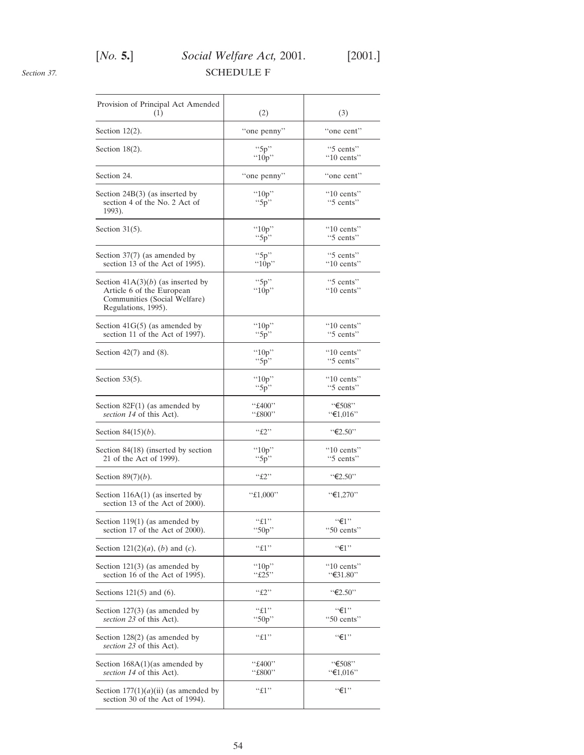Section 37.

## SCHEDULE F

| Provision of Principal Act Amended (1) | (2) | (3) |
|---|---|---|
| Section 12(2). | "one penny" | "one cent" |
| Section 18(2). | "5p"<br>"10p" | "5 cents"<br>"10 cents" |
| Section 24. | "one penny" | "one cent" |
| Section 24B(3) (as inserted by section 4 of the No. 2 Act of 1993). | "10p"<br>"5p" | "10 cents"<br>"5 cents" |
| Section 31(5). | "10p"<br>"5p" | "10 cents"<br>"5 cents" |
| Section 37(7) (as amended by section 13 of the Act of 1995). | "5p"<br>"10p" | "5 cents"<br>"10 cents" |
| Section 41A(3)(*b*) (as inserted by Article 6 of the European Communities (Social Welfare) Regulations, 1995). | "5p"<br>"10p" | "5 cents"<br>"10 cents" |
| Section 41G(5) (as amended by section 11 of the Act of 1997). | "10p"<br>"5p" | "10 cents"<br>"5 cents" |
| Section 42(7) and (8). | "10p"<br>"5p" | "10 cents"<br>"5 cents" |
| Section 53(5). | "10p"<br>"5p" | "10 cents"<br>"5 cents" |
| Section 82F(1) (as amended by *section 14* of this Act). | "£400"<br>"£800" | "€508"<br>"€1,016" |
| Section 84(15)(*b*). | "£2" | "€2.50" |
| Section 84(18) (inserted by section 21 of the Act of 1999). | "10p"<br>"5p" | "10 cents"<br>"5 cents" |
| Section 89(7)(*b*). | "£2" | "€2.50" |
| Section 116A(1) (as inserted by section 13 of the Act of 2000). | "£1,000" | "€1,270" |
| Section 119(1) (as amended by section 17 of the Act of 2000). | "£1"<br>"50p" | "€1"<br>"50 cents" |
| Section 121(2)(*a*), (*b*) and (*c*). | "£1" | "€1" |
| Section 121(3) (as amended by section 16 of the Act of 1995). | "10p"<br>"£25" | "10 cents"<br>"€31.80" |
| Sections 121(5) and (6). | "£2" | "€2.50" |
| Section 127(3) (as amended by *section 23* of this Act). | "£1"<br>"50p" | "€1"<br>"50 cents" |
| Section 128(2) (as amended by *section 23* of this Act). | "£1" | "€1" |
| Section 168A(1)(as amended by *section 14* of this Act). | "£400"<br>"£800" | "€508"<br>"€1,016" |
| Section 177(1)(*a*)(ii) (as amended by section 30 of the Act of 1994). | "£1" | "€1" |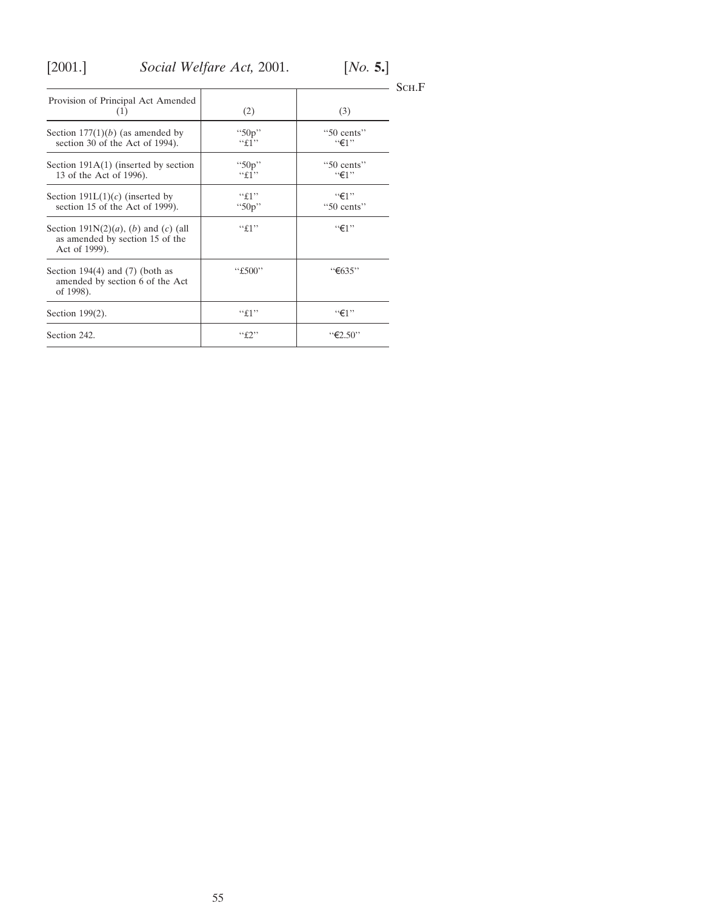Sch.F

| Provision of Principal Act Amended (1) | (2) | (3) |
|---|---|---|
| Section 177(1)(*b*) (as amended by section 30 of the Act of 1994). | "50p" "£1" | "50 cents" "€1" |
| Section 191A(1) (inserted by section 13 of the Act of 1996). | "50p" "£1" | "50 cents" "€1" |
| Section 191L(1)(*c*) (inserted by section 15 of the Act of 1999). | "£1" "50p" | "€1" "50 cents" |
| Section 191N(2)(*a*), (*b*) and (*c*) (all as amended by section 15 of the Act of 1999). | "£1" | "€1" |
| Section 194(4) and (7) (both as amended by section 6 of the Act of 1998). | "£500" | "€635" |
| Section 199(2). | "£1" | "€1" |
| Section 242. | "£2" | "€2.50" |